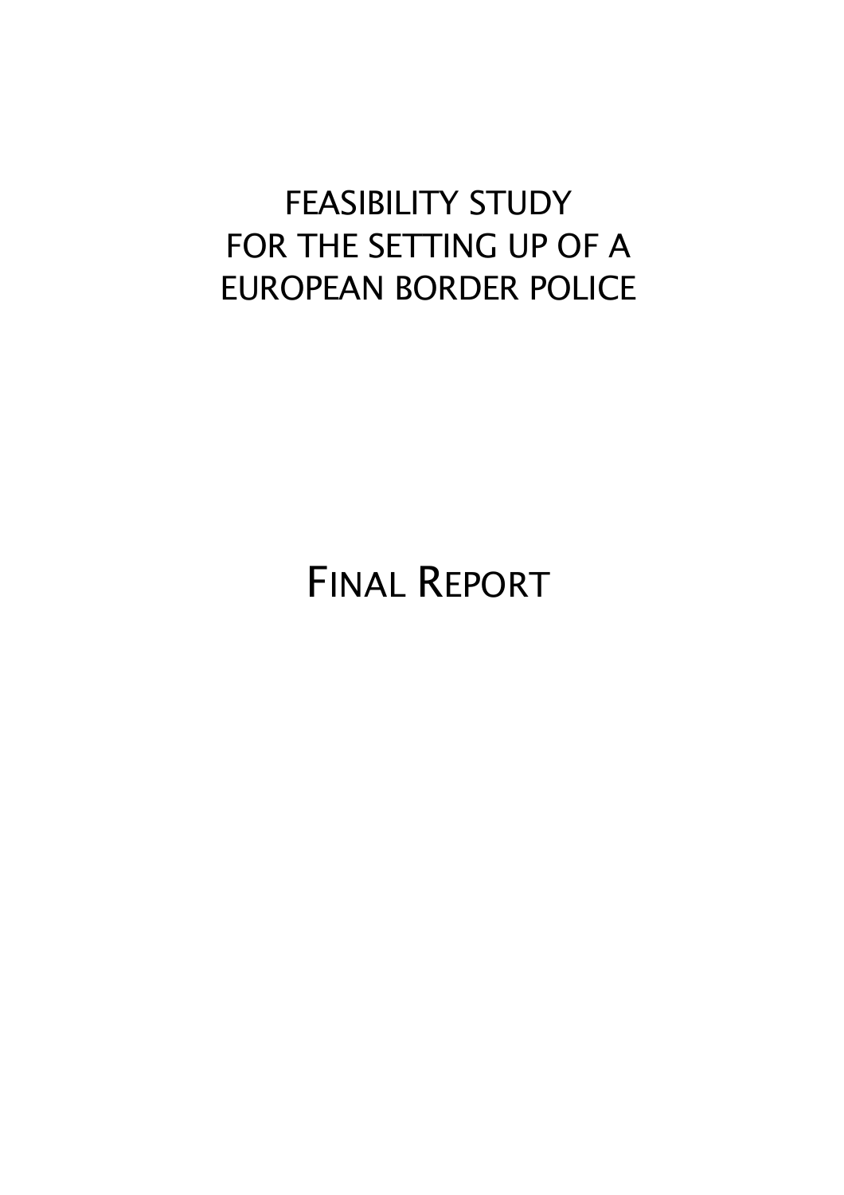# FEASIBILITY STUDY
# FOR THE SETTING UP OF A
# EUROPEAN BORDER POLICE

# FINAL REPORT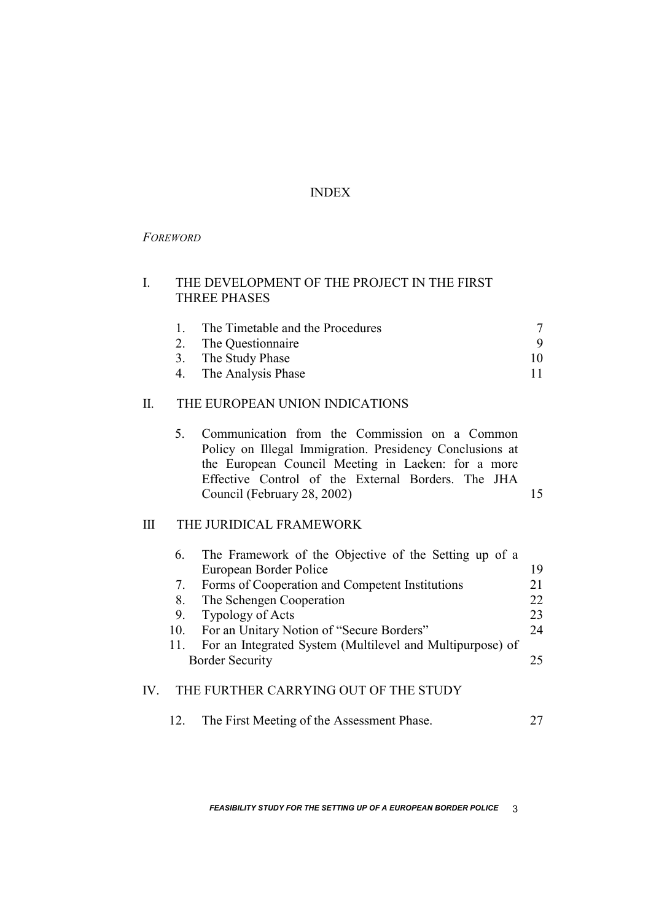# INDEX

*FOREWORD*

I. THE DEVELOPMENT OF THE PROJECT IN THE FIRST THREE PHASES

| | | |
|---|---|---|
| 1. | The Timetable and the Procedures | 7 |
| 2. | The Questionnaire | 9 |
| 3. | The Study Phase | 10 |
| 4. | The Analysis Phase | 11 |

II. THE EUROPEAN UNION INDICATIONS

| | | |
|---|---|---|
| 5. | Communication from the Commission on a Common Policy on Illegal Immigration. Presidency Conclusions at the European Council Meeting in Laeken: for a more Effective Control of the External Borders. The JHA Council (February 28, 2002) | 15 |

III THE JURIDICAL FRAMEWORK

| | | |
|---|---|---|
| 6. | The Framework of the Objective of the Setting up of a European Border Police | 19 |
| 7. | Forms of Cooperation and Competent Institutions | 21 |
| 8. | The Schengen Cooperation | 22 |
| 9. | Typology of Acts | 23 |
| 10. | For an Unitary Notion of "Secure Borders" | 24 |
| 11. | For an Integrated System (Multilevel and Multipurpose) of Border Security | 25 |

IV. THE FURTHER CARRYING OUT OF THE STUDY

| | | |
|---|---|---|
| 12. | The First Meeting of the Assessment Phase. | 27 |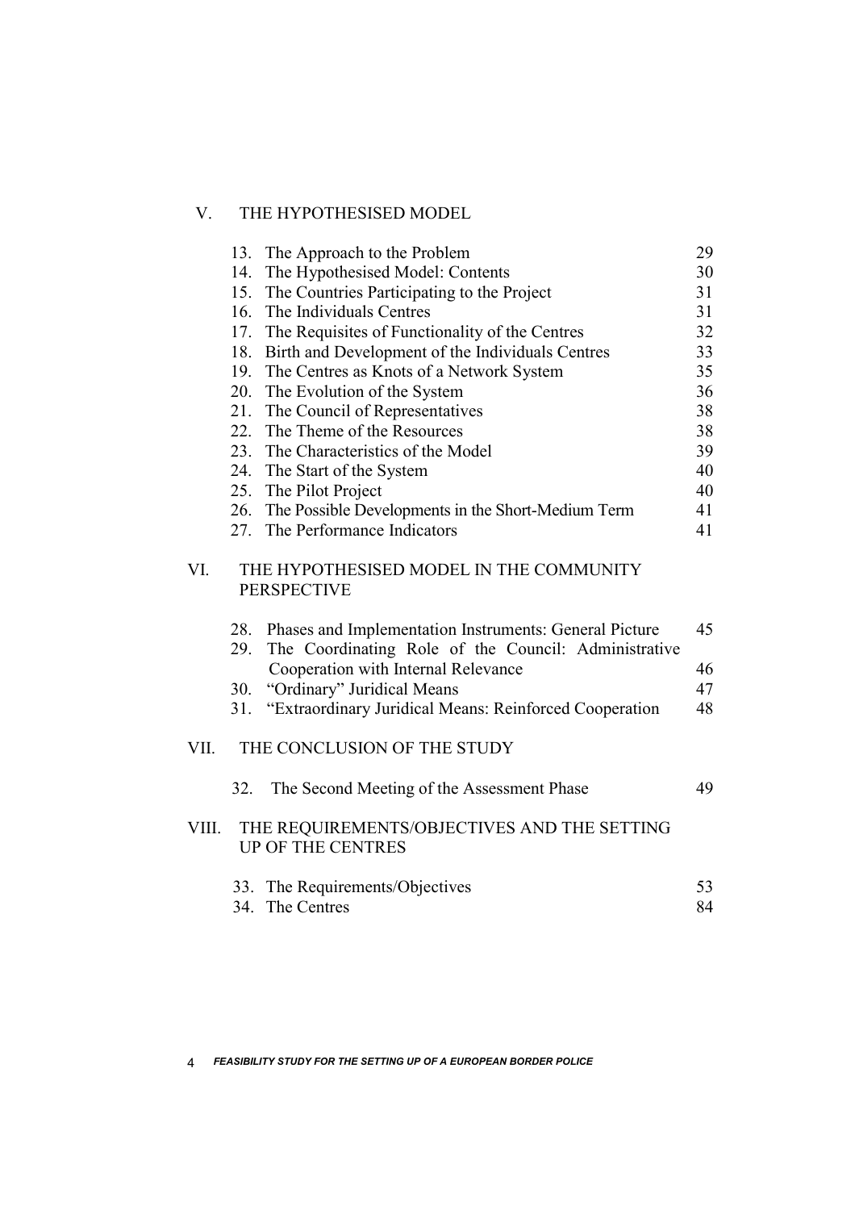## V. THE HYPOTHESISED MODEL

| | | |
|---|---|---|
| 13. | The Approach to the Problem | 29 |
| 14. | The Hypothesised Model: Contents | 30 |
| 15. | The Countries Participating to the Project | 31 |
| 16. | The Individuals Centres | 31 |
| 17. | The Requisites of Functionality of the Centres | 32 |
| 18. | Birth and Development of the Individuals Centres | 33 |
| 19. | The Centres as Knots of a Network System | 35 |
| 20. | The Evolution of the System | 36 |
| 21. | The Council of Representatives | 38 |
| 22. | The Theme of the Resources | 38 |
| 23. | The Characteristics of the Model | 39 |
| 24. | The Start of the System | 40 |
| 25. | The Pilot Project | 40 |
| 26. | The Possible Developments in the Short-Medium Term | 41 |
| 27. | The Performance Indicators | 41 |

## VI. THE HYPOTHESISED MODEL IN THE COMMUNITY PERSPECTIVE

| | | |
|---|---|---|
| 28. | Phases and Implementation Instruments: General Picture | 45 |
| 29. | The Coordinating Role of the Council: Administrative Cooperation with Internal Relevance | 46 |
| 30. | "Ordinary" Juridical Means | 47 |
| 31. | "Extraordinary Juridical Means: Reinforced Cooperation | 48 |

## VII. THE CONCLUSION OF THE STUDY

| | | |
|---|---|---|
| 32. | The Second Meeting of the Assessment Phase | 49 |

## VIII. THE REQUIREMENTS/OBJECTIVES AND THE SETTING UP OF THE CENTRES

| | | |
|---|---|---|
| 33. | The Requirements/Objectives | 53 |
| 34. | The Centres | 84 |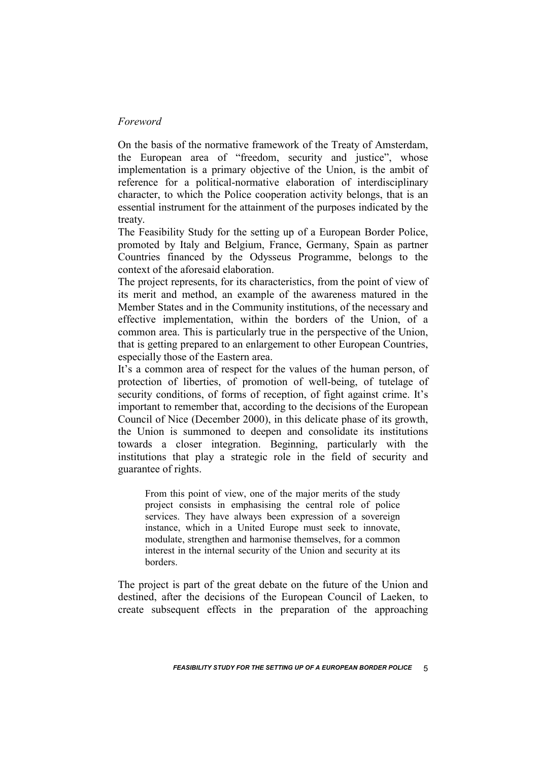*Foreword*

On the basis of the normative framework of the Treaty of Amsterdam, the European area of "freedom, security and justice", whose implementation is a primary objective of the Union, is the ambit of reference for a political-normative elaboration of interdisciplinary character, to which the Police cooperation activity belongs, that is an essential instrument for the attainment of the purposes indicated by the treaty.

The Feasibility Study for the setting up of a European Border Police, promoted by Italy and Belgium, France, Germany, Spain as partner Countries financed by the Odysseus Programme, belongs to the context of the aforesaid elaboration.

The project represents, for its characteristics, from the point of view of its merit and method, an example of the awareness matured in the Member States and in the Community institutions, of the necessary and effective implementation, within the borders of the Union, of a common area. This is particularly true in the perspective of the Union, that is getting prepared to an enlargement to other European Countries, especially those of the Eastern area.

It's a common area of respect for the values of the human person, of protection of liberties, of promotion of well-being, of tutelage of security conditions, of forms of reception, of fight against crime. It's important to remember that, according to the decisions of the European Council of Nice (December 2000), in this delicate phase of its growth, the Union is summoned to deepen and consolidate its institutions towards a closer integration. Beginning, particularly with the institutions that play a strategic role in the field of security and guarantee of rights.

> From this point of view, one of the major merits of the study project consists in emphasising the central role of police services. They have always been expression of a sovereign instance, which in a United Europe must seek to innovate, modulate, strengthen and harmonise themselves, for a common interest in the internal security of the Union and security at its borders.

The project is part of the great debate on the future of the Union and destined, after the decisions of the European Council of Laeken, to create subsequent effects in the preparation of the approaching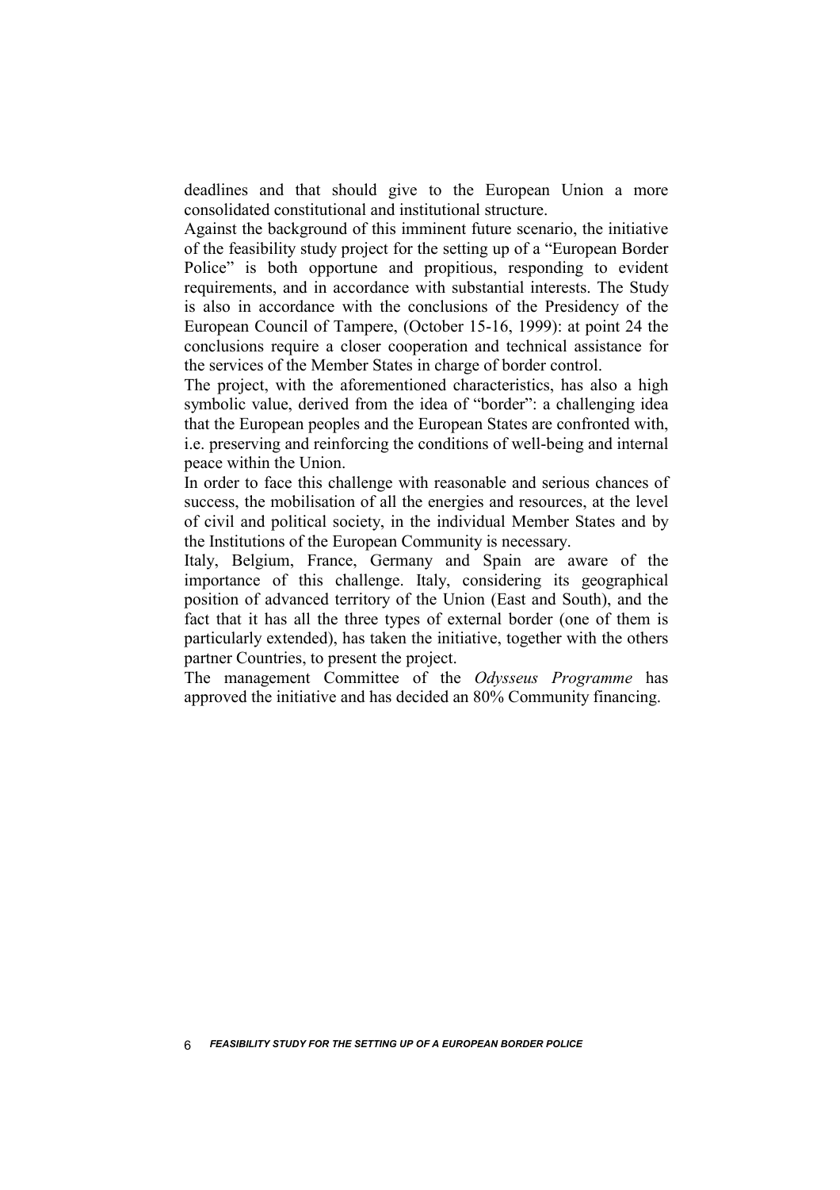deadlines and that should give to the European Union a more consolidated constitutional and institutional structure.

Against the background of this imminent future scenario, the initiative of the feasibility study project for the setting up of a "European Border Police" is both opportune and propitious, responding to evident requirements, and in accordance with substantial interests. The Study is also in accordance with the conclusions of the Presidency of the European Council of Tampere, (October 15-16, 1999): at point 24 the conclusions require a closer cooperation and technical assistance for the services of the Member States in charge of border control.

The project, with the aforementioned characteristics, has also a high symbolic value, derived from the idea of "border": a challenging idea that the European peoples and the European States are confronted with, i.e. preserving and reinforcing the conditions of well-being and internal peace within the Union.

In order to face this challenge with reasonable and serious chances of success, the mobilisation of all the energies and resources, at the level of civil and political society, in the individual Member States and by the Institutions of the European Community is necessary.

Italy, Belgium, France, Germany and Spain are aware of the importance of this challenge. Italy, considering its geographical position of advanced territory of the Union (East and South), and the fact that it has all the three types of external border (one of them is particularly extended), has taken the initiative, together with the others partner Countries, to present the project.

The management Committee of the *Odysseus Programme* has approved the initiative and has decided an 80% Community financing.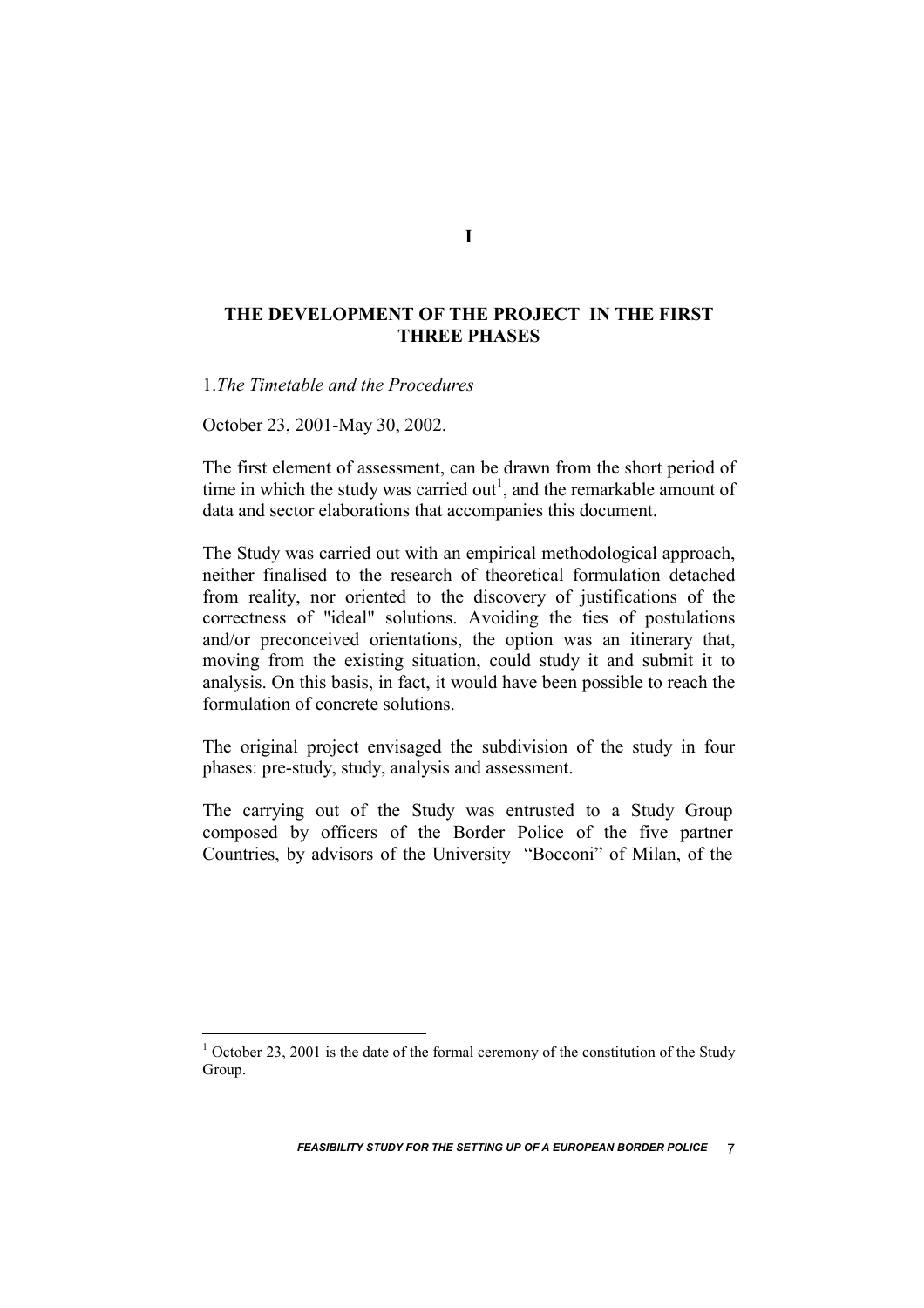# I

## THE DEVELOPMENT OF THE PROJECT IN THE FIRST THREE PHASES

### 1. *The Timetable and the Procedures*

October 23, 2001-May 30, 2002.

The first element of assessment, can be drawn from the short period of time in which the study was carried out[1], and the remarkable amount of data and sector elaborations that accompanies this document.

The Study was carried out with an empirical methodological approach, neither finalised to the research of theoretical formulation detached from reality, nor oriented to the discovery of justifications of the correctness of "ideal" solutions. Avoiding the ties of postulations and/or preconceived orientations, the option was an itinerary that, moving from the existing situation, could study it and submit it to analysis. On this basis, in fact, it would have been possible to reach the formulation of concrete solutions.

The original project envisaged the subdivision of the study in four phases: pre-study, study, analysis and assessment.

The carrying out of the Study was entrusted to a Study Group composed by officers of the Border Police of the five partner Countries, by advisors of the University "Bocconi" of Milan, of the

[1] October 23, 2001 is the date of the formal ceremony of the constitution of the Study Group.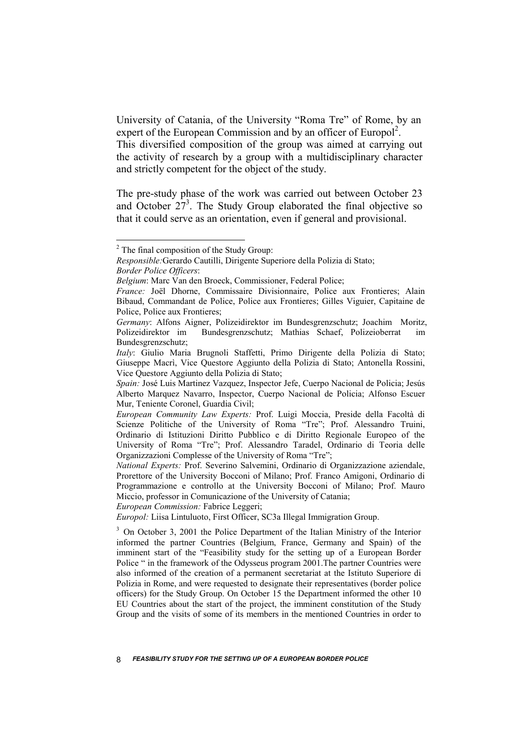University of Catania, of the University "Roma Tre" of Rome, by an expert of the European Commission and by an officer of Europol[2]. This diversified composition of the group was aimed at carrying out the activity of research by a group with a multidisciplinary character and strictly competent for the object of the study.

The pre-study phase of the work was carried out between October 23 and October 27[3]. The Study Group elaborated the final objective so that it could serve as an orientation, even if general and provisional.

---

[2] The final composition of the Study Group:

*Responsible:* Gerardo Cautilli, Dirigente Superiore della Polizia di Stato;

*Border Police Officers*:

*Belgium*: Marc Van den Broeck, Commissioner, Federal Police;

*France:* Joël Dhorne, Commissaire Divisionnaire, Police aux Frontieres; Alain Bibaud, Commandant de Police, Police aux Frontieres; Gilles Viguier, Capitaine de Police, Police aux Frontieres;

*Germany*: Alfons Aigner, Polizeidirektor im Bundesgrenzschutz; Joachim Moritz, Polizeidirektor im Bundesgrenzschutz; Mathias Schaef, Polizeioberrat im Bundesgrenzschutz;

*Italy*: Giulio Maria Brugnoli Staffetti, Primo Dirigente della Polizia di Stato; Giuseppe Macrì, Vice Questore Aggiunto della Polizia di Stato; Antonella Rossini, Vice Questore Aggiunto della Polizia di Stato;

*Spain:* José Luis Martinez Vazquez, Inspector Jefe, Cuerpo Nacional de Policia; Jesús Alberto Marquez Navarro, Inspector, Cuerpo Nacional de Policia; Alfonso Escuer Mur, Teniente Coronel, Guardia Civil;

*European Community Law Experts:* Prof. Luigi Moccia, Preside della Facoltà di Scienze Politiche of the University of Roma "Tre"; Prof. Alessandro Truini, Ordinario di Istituzioni Diritto Pubblico e di Diritto Regionale Europeo of the University of Roma "Tre"; Prof. Alessandro Taradel, Ordinario di Teoria delle Organizzazioni Complesse of the University of Roma "Tre";

*National Experts:* Prof. Severino Salvemini, Ordinario di Organizzazione aziendale, Prorettore of the University Bocconi of Milano; Prof. Franco Amigoni, Ordinario di Programmazione e controllo at the University Bocconi of Milano; Prof. Mauro Miccio, professor in Comunicazione of the University of Catania;

*European Commission:* Fabrice Leggeri;

*Europol:* Liisa Lintuluoto, First Officer, SC3a Illegal Immigration Group.

[3] On October 3, 2001 the Police Department of the Italian Ministry of the Interior informed the partner Countries (Belgium, France, Germany and Spain) of the imminent start of the "Feasibility study for the setting up of a European Border Police " in the framework of the Odysseus program 2001.The partner Countries were also informed of the creation of a permanent secretariat at the Istituto Superiore di Polizia in Rome, and were requested to designate their representatives (border police officers) for the Study Group. On October 15 the Department informed the other 10 EU Countries about the start of the project, the imminent constitution of the Study Group and the visits of some of its members in the mentioned Countries in order to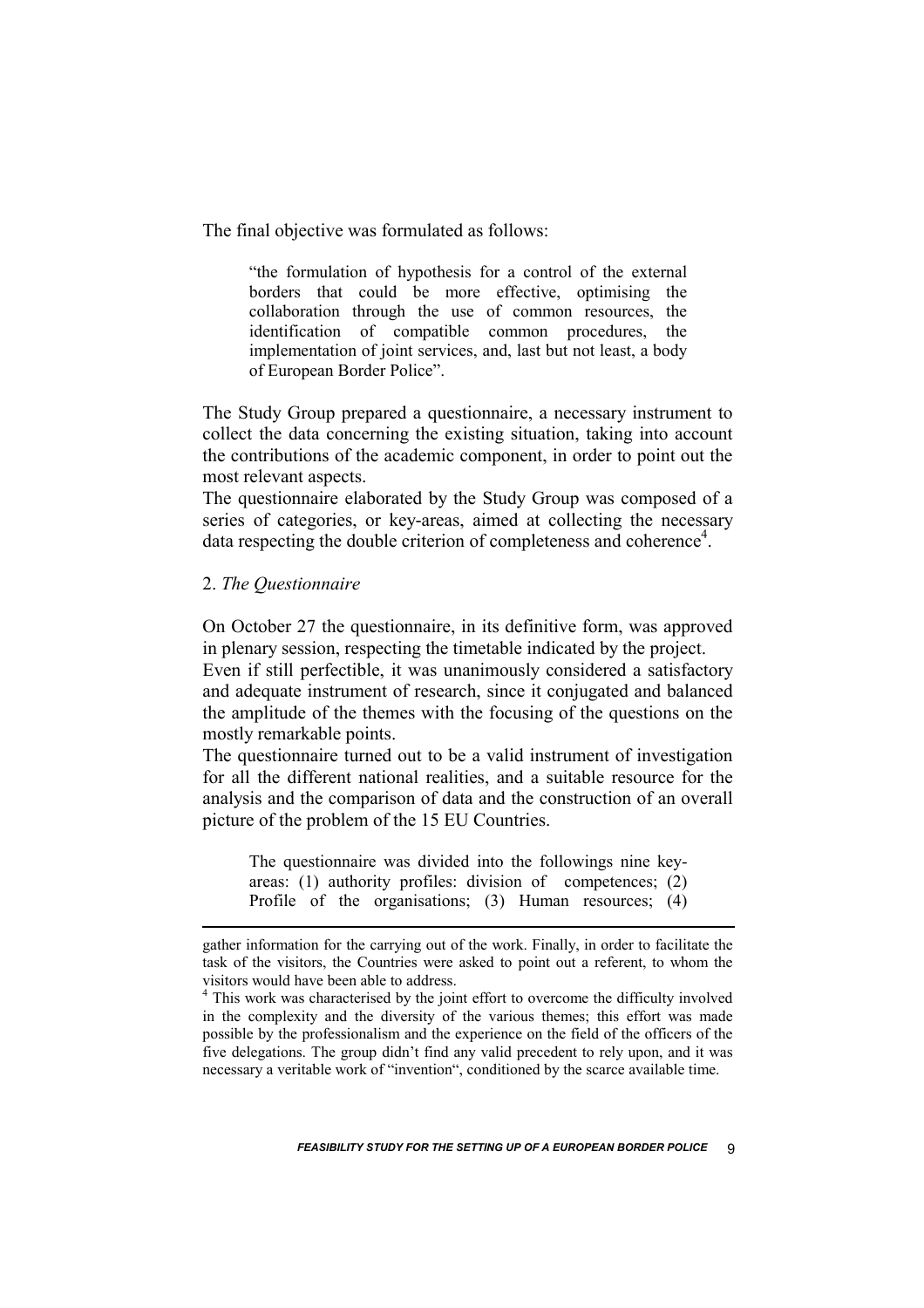The final objective was formulated as follows:

> "the formulation of hypothesis for a control of the external borders that could be more effective, optimising the collaboration through the use of common resources, the identification of compatible common procedures, the implementation of joint services, and, last but not least, a body of European Border Police".

The Study Group prepared a questionnaire, a necessary instrument to collect the data concerning the existing situation, taking into account the contributions of the academic component, in order to point out the most relevant aspects.

The questionnaire elaborated by the Study Group was composed of a series of categories, or key-areas, aimed at collecting the necessary data respecting the double criterion of completeness and coherence[4].

2. *The Questionnaire*

On October 27 the questionnaire, in its definitive form, was approved in plenary session, respecting the timetable indicated by the project.

Even if still perfectible, it was unanimously considered a satisfactory and adequate instrument of research, since it conjugated and balanced the amplitude of the themes with the focusing of the questions on the mostly remarkable points.

The questionnaire turned out to be a valid instrument of investigation for all the different national realities, and a suitable resource for the analysis and the comparison of data and the construction of an overall picture of the problem of the 15 EU Countries.

> The questionnaire was divided into the followings nine key-areas: (1) authority profiles: division of competences; (2) Profile of the organisations; (3) Human resources; (4)

---

gather information for the carrying out of the work. Finally, in order to facilitate the task of the visitors, the Countries were asked to point out a referent, to whom the visitors would have been able to address.

[4] This work was characterised by the joint effort to overcome the difficulty involved in the complexity and the diversity of the various themes; this effort was made possible by the professionalism and the experience on the field of the officers of the five delegations. The group didn't find any valid precedent to rely upon, and it was necessary a veritable work of "invention", conditioned by the scarce available time.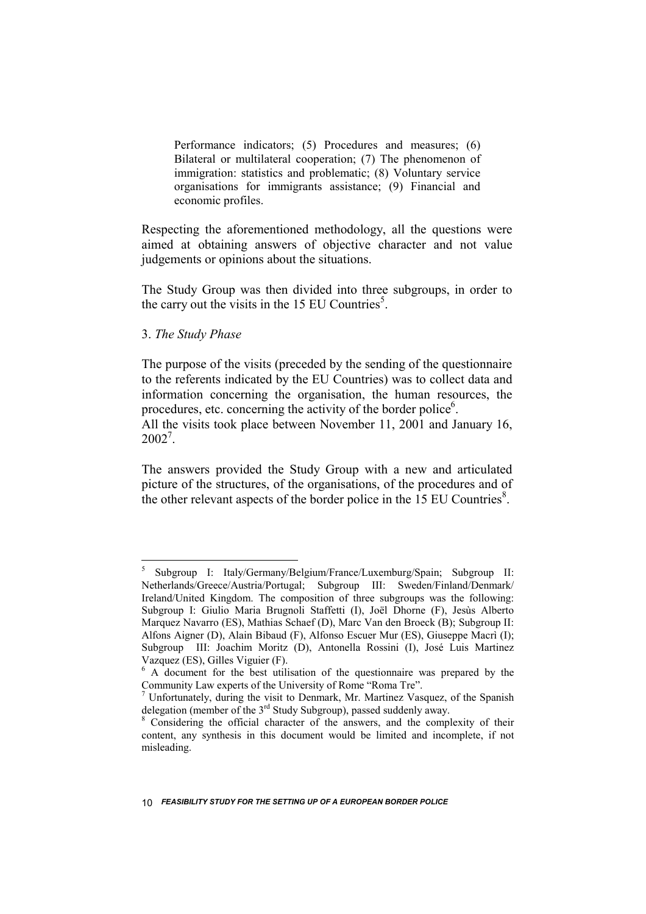Performance indicators; (5) Procedures and measures; (6) Bilateral or multilateral cooperation; (7) The phenomenon of immigration: statistics and problematic; (8) Voluntary service organisations for immigrants assistance; (9) Financial and economic profiles.

Respecting the aforementioned methodology, all the questions were aimed at obtaining answers of objective character and not value judgements or opinions about the situations.

The Study Group was then divided into three subgroups, in order to the carry out the visits in the 15 EU Countries[5].

3. *The Study Phase*

The purpose of the visits (preceded by the sending of the questionnaire to the referents indicated by the EU Countries) was to collect data and information concerning the organisation, the human resources, the procedures, etc. concerning the activity of the border police[6].

All the visits took place between November 11, 2001 and January 16, 2002[7].

The answers provided the Study Group with a new and articulated picture of the structures, of the organisations, of the procedures and of the other relevant aspects of the border police in the 15 EU Countries[8].

---

[5] Subgroup I: Italy/Germany/Belgium/France/Luxemburg/Spain; Subgroup II: Netherlands/Greece/Austria/Portugal; Subgroup III: Sweden/Finland/Denmark/Ireland/United Kingdom. The composition of three subgroups was the following: Subgroup I: Giulio Maria Brugnoli Staffetti (I), Joël Dhorne (F), Jesùs Alberto Marquez Navarro (ES), Mathias Schaef (D), Marc Van den Broeck (B); Subgroup II: Alfons Aigner (D), Alain Bibaud (F), Alfonso Escuer Mur (ES), Giuseppe Macrì (I); Subgroup III: Joachim Moritz (D), Antonella Rossini (I), José Luis Martinez Vazquez (ES), Gilles Viguier (F).

[6] A document for the best utilisation of the questionnaire was prepared by the Community Law experts of the University of Rome "Roma Tre".

[7] Unfortunately, during the visit to Denmark, Mr. Martinez Vasquez, of the Spanish delegation (member of the 3rd Study Subgroup), passed suddenly away.

[8] Considering the official character of the answers, and the complexity of their content, any synthesis in this document would be limited and incomplete, if not misleading.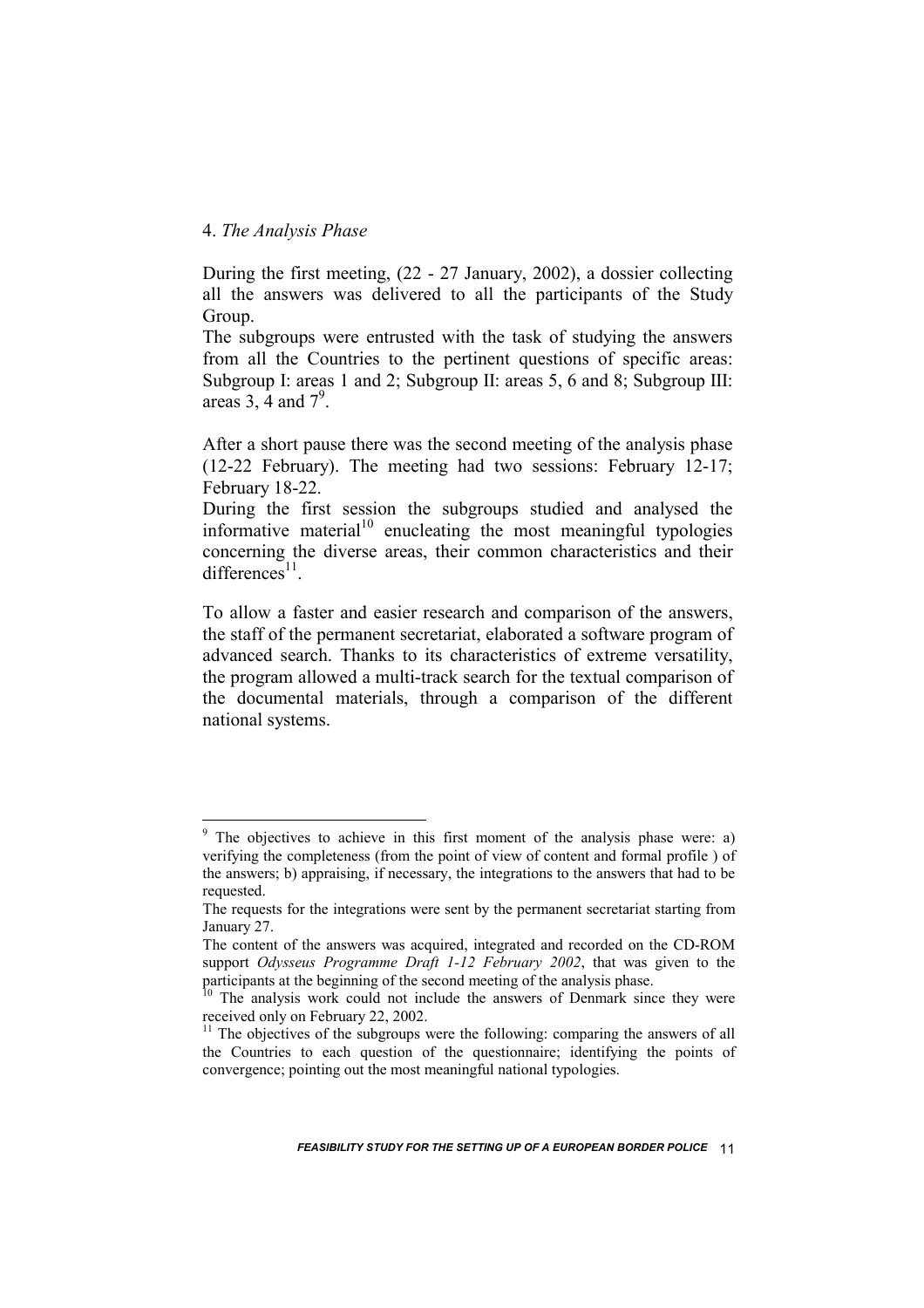4. *The Analysis Phase*

During the first meeting, (22 - 27 January, 2002), a dossier collecting all the answers was delivered to all the participants of the Study Group.

The subgroups were entrusted with the task of studying the answers from all the Countries to the pertinent questions of specific areas: Subgroup I: areas 1 and 2; Subgroup II: areas 5, 6 and 8; Subgroup III: areas 3, 4 and 7[9].

After a short pause there was the second meeting of the analysis phase (12-22 February). The meeting had two sessions: February 12-17; February 18-22.

During the first session the subgroups studied and analysed the informative material[10] enucleating the most meaningful typologies concerning the diverse areas, their common characteristics and their differences[11].

To allow a faster and easier research and comparison of the answers, the staff of the permanent secretariat, elaborated a software program of advanced search. Thanks to its characteristics of extreme versatility, the program allowed a multi-track search for the textual comparison of the documental materials, through a comparison of the different national systems.

---

[9] The objectives to achieve in this first moment of the analysis phase were: a) verifying the completeness (from the point of view of content and formal profile ) of the answers; b) appraising, if necessary, the integrations to the answers that had to be requested.

The requests for the integrations were sent by the permanent secretariat starting from January 27.

The content of the answers was acquired, integrated and recorded on the CD-ROM support *Odysseus Programme Draft 1-12 February 2002*, that was given to the participants at the beginning of the second meeting of the analysis phase.

[10] The analysis work could not include the answers of Denmark since they were received only on February 22, 2002.

[11] The objectives of the subgroups were the following: comparing the answers of all the Countries to each question of the questionnaire; identifying the points of convergence; pointing out the most meaningful national typologies.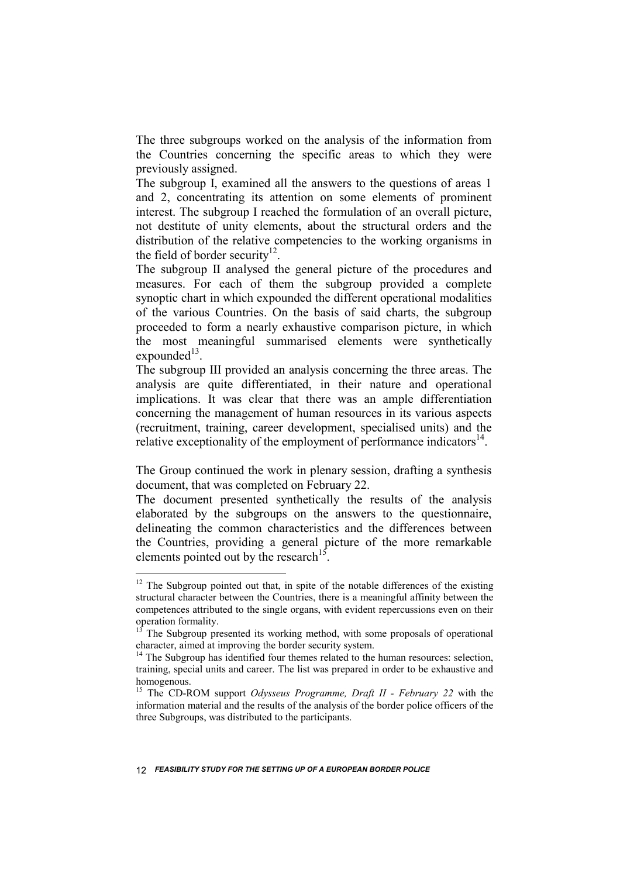The three subgroups worked on the analysis of the information from the Countries concerning the specific areas to which they were previously assigned.

The subgroup I, examined all the answers to the questions of areas 1 and 2, concentrating its attention on some elements of prominent interest. The subgroup I reached the formulation of an overall picture, not destitute of unity elements, about the structural orders and the distribution of the relative competencies to the working organisms in the field of border security[12].

The subgroup II analysed the general picture of the procedures and measures. For each of them the subgroup provided a complete synoptic chart in which expounded the different operational modalities of the various Countries. On the basis of said charts, the subgroup proceeded to form a nearly exhaustive comparison picture, in which the most meaningful summarised elements were synthetically expounded[13].

The subgroup III provided an analysis concerning the three areas. The analysis are quite differentiated, in their nature and operational implications. It was clear that there was an ample differentiation concerning the management of human resources in its various aspects (recruitment, training, career development, specialised units) and the relative exceptionality of the employment of performance indicators[14].

The Group continued the work in plenary session, drafting a synthesis document, that was completed on February 22.

The document presented synthetically the results of the analysis elaborated by the subgroups on the answers to the questionnaire, delineating the common characteristics and the differences between the Countries, providing a general picture of the more remarkable elements pointed out by the research[15].

---

[12] The Subgroup pointed out that, in spite of the notable differences of the existing structural character between the Countries, there is a meaningful affinity between the competences attributed to the single organs, with evident repercussions even on their operation formality.

[13] The Subgroup presented its working method, with some proposals of operational character, aimed at improving the border security system.

[14] The Subgroup has identified four themes related to the human resources: selection, training, special units and career. The list was prepared in order to be exhaustive and homogenous.

[15] The CD-ROM support *Odysseus Programme, Draft II - February 22* with the information material and the results of the analysis of the border police officers of the three Subgroups, was distributed to the participants.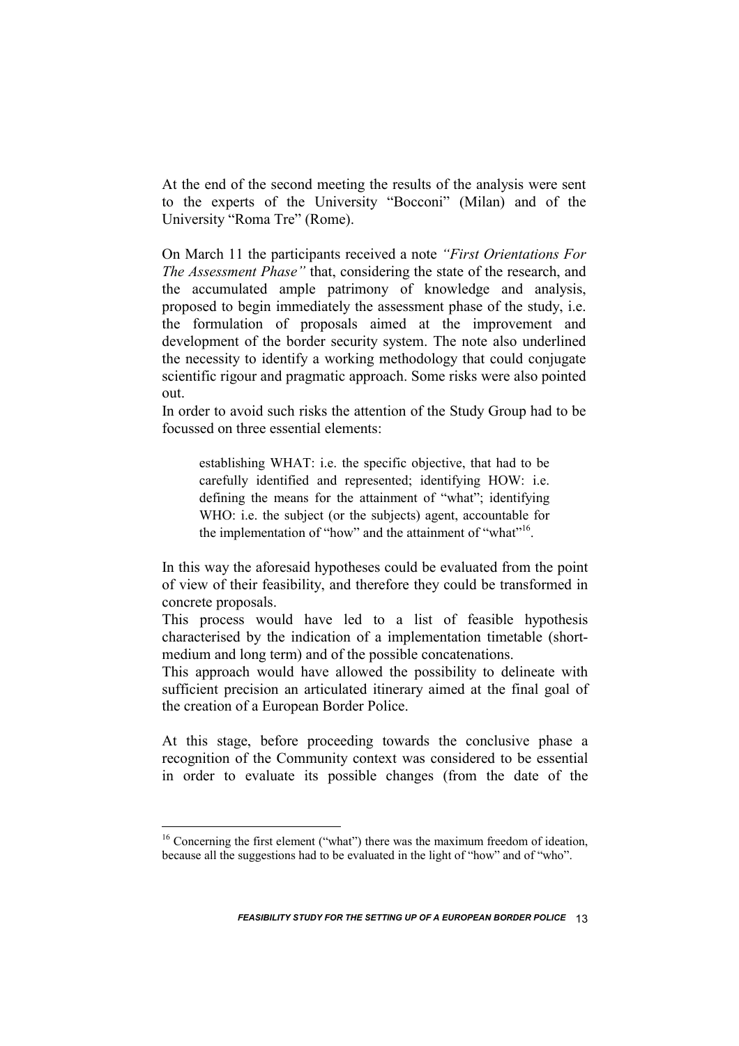At the end of the second meeting the results of the analysis were sent to the experts of the University "Bocconi" (Milan) and of the University "Roma Tre" (Rome).

On March 11 the participants received a note *"First Orientations For The Assessment Phase"* that, considering the state of the research, and the accumulated ample patrimony of knowledge and analysis, proposed to begin immediately the assessment phase of the study, i.e. the formulation of proposals aimed at the improvement and development of the border security system. The note also underlined the necessity to identify a working methodology that could conjugate scientific rigour and pragmatic approach. Some risks were also pointed out.

In order to avoid such risks the attention of the Study Group had to be focussed on three essential elements:

> establishing WHAT: i.e. the specific objective, that had to be carefully identified and represented; identifying HOW: i.e. defining the means for the attainment of "what"; identifying WHO: i.e. the subject (or the subjects) agent, accountable for the implementation of "how" and the attainment of "what"[16].

In this way the aforesaid hypotheses could be evaluated from the point of view of their feasibility, and therefore they could be transformed in concrete proposals.

This process would have led to a list of feasible hypothesis characterised by the indication of a implementation timetable (short-medium and long term) and of the possible concatenations.

This approach would have allowed the possibility to delineate with sufficient precision an articulated itinerary aimed at the final goal of the creation of a European Border Police.

At this stage, before proceeding towards the conclusive phase a recognition of the Community context was considered to be essential in order to evaluate its possible changes (from the date of the

[16] Concerning the first element ("what") there was the maximum freedom of ideation, because all the suggestions had to be evaluated in the light of "how" and of "who".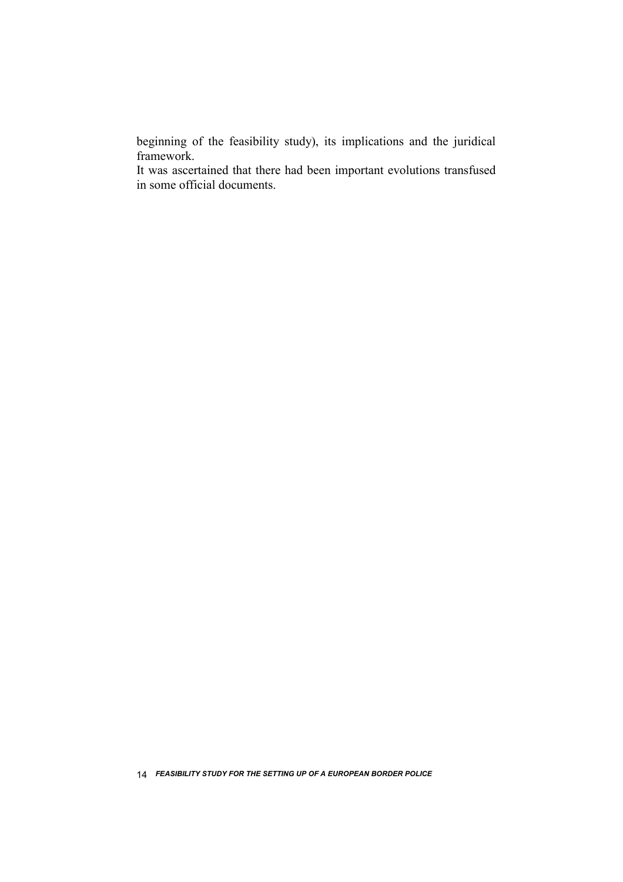beginning of the feasibility study), its implications and the juridical framework.

It was ascertained that there had been important evolutions transfused in some official documents.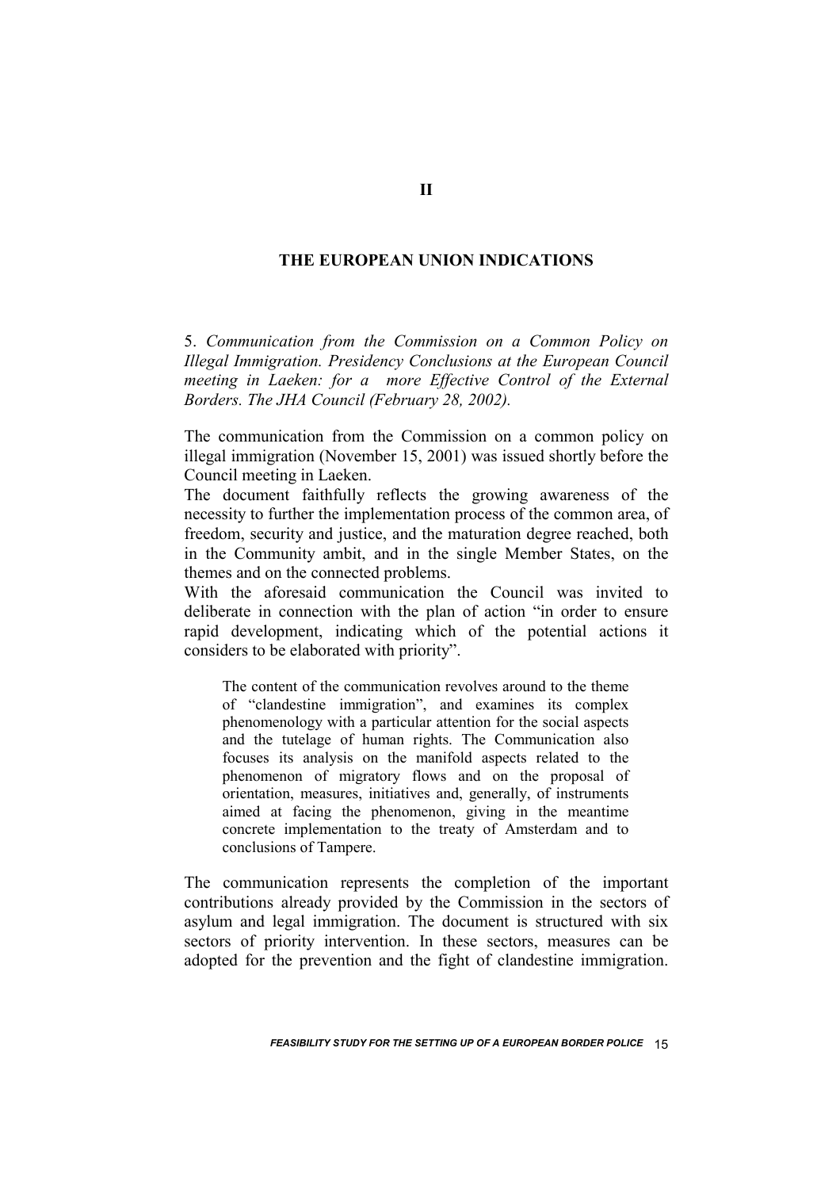# II

## THE EUROPEAN UNION INDICATIONS

5. *Communication from the Commission on a Common Policy on Illegal Immigration. Presidency Conclusions at the European Council meeting in Laeken: for a more Effective Control of the External Borders. The JHA Council (February 28, 2002).*

The communication from the Commission on a common policy on illegal immigration (November 15, 2001) was issued shortly before the Council meeting in Laeken.

The document faithfully reflects the growing awareness of the necessity to further the implementation process of the common area, of freedom, security and justice, and the maturation degree reached, both in the Community ambit, and in the single Member States, on the themes and on the connected problems.

With the aforesaid communication the Council was invited to deliberate in connection with the plan of action "in order to ensure rapid development, indicating which of the potential actions it considers to be elaborated with priority".

> The content of the communication revolves around to the theme of "clandestine immigration", and examines its complex phenomenology with a particular attention for the social aspects and the tutelage of human rights. The Communication also focuses its analysis on the manifold aspects related to the phenomenon of migratory flows and on the proposal of orientation, measures, initiatives and, generally, of instruments aimed at facing the phenomenon, giving in the meantime concrete implementation to the treaty of Amsterdam and to conclusions of Tampere.

The communication represents the completion of the important contributions already provided by the Commission in the sectors of asylum and legal immigration. The document is structured with six sectors of priority intervention. In these sectors, measures can be adopted for the prevention and the fight of clandestine immigration.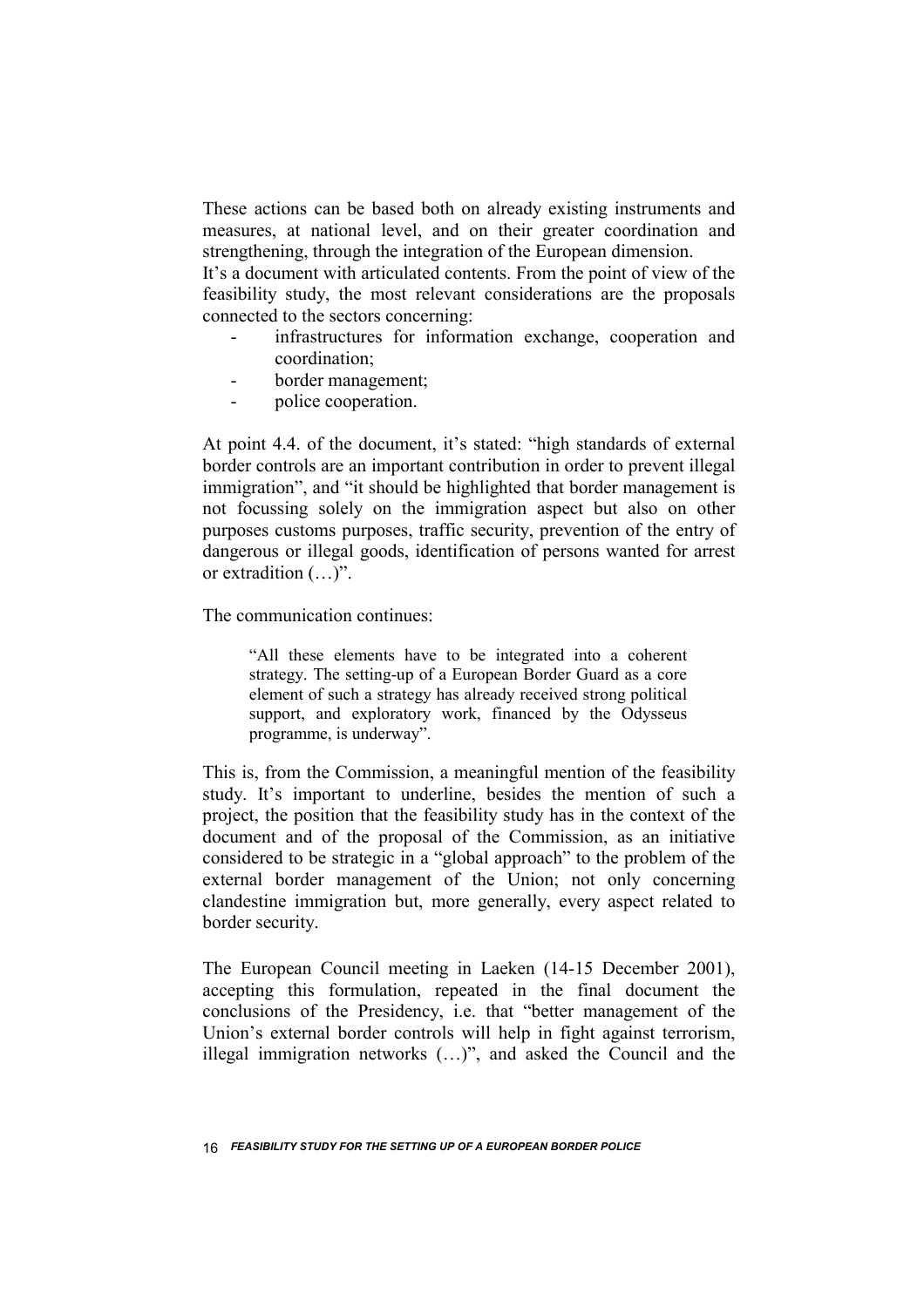These actions can be based both on already existing instruments and measures, at national level, and on their greater coordination and strengthening, through the integration of the European dimension.
It's a document with articulated contents. From the point of view of the feasibility study, the most relevant considerations are the proposals connected to the sectors concerning:

- infrastructures for information exchange, cooperation and coordination;
- border management;
- police cooperation.

At point 4.4. of the document, it's stated: "high standards of external border controls are an important contribution in order to prevent illegal immigration", and "it should be highlighted that border management is not focussing solely on the immigration aspect but also on other purposes customs purposes, traffic security, prevention of the entry of dangerous or illegal goods, identification of persons wanted for arrest or extradition (…)".

The communication continues:

> "All these elements have to be integrated into a coherent strategy. The setting-up of a European Border Guard as a core element of such a strategy has already received strong political support, and exploratory work, financed by the Odysseus programme, is underway".

This is, from the Commission, a meaningful mention of the feasibility study. It's important to underline, besides the mention of such a project, the position that the feasibility study has in the context of the document and of the proposal of the Commission, as an initiative considered to be strategic in a "global approach" to the problem of the external border management of the Union; not only concerning clandestine immigration but, more generally, every aspect related to border security.

The European Council meeting in Laeken (14-15 December 2001), accepting this formulation, repeated in the final document the conclusions of the Presidency, i.e. that "better management of the Union's external border controls will help in fight against terrorism, illegal immigration networks (…)", and asked the Council and the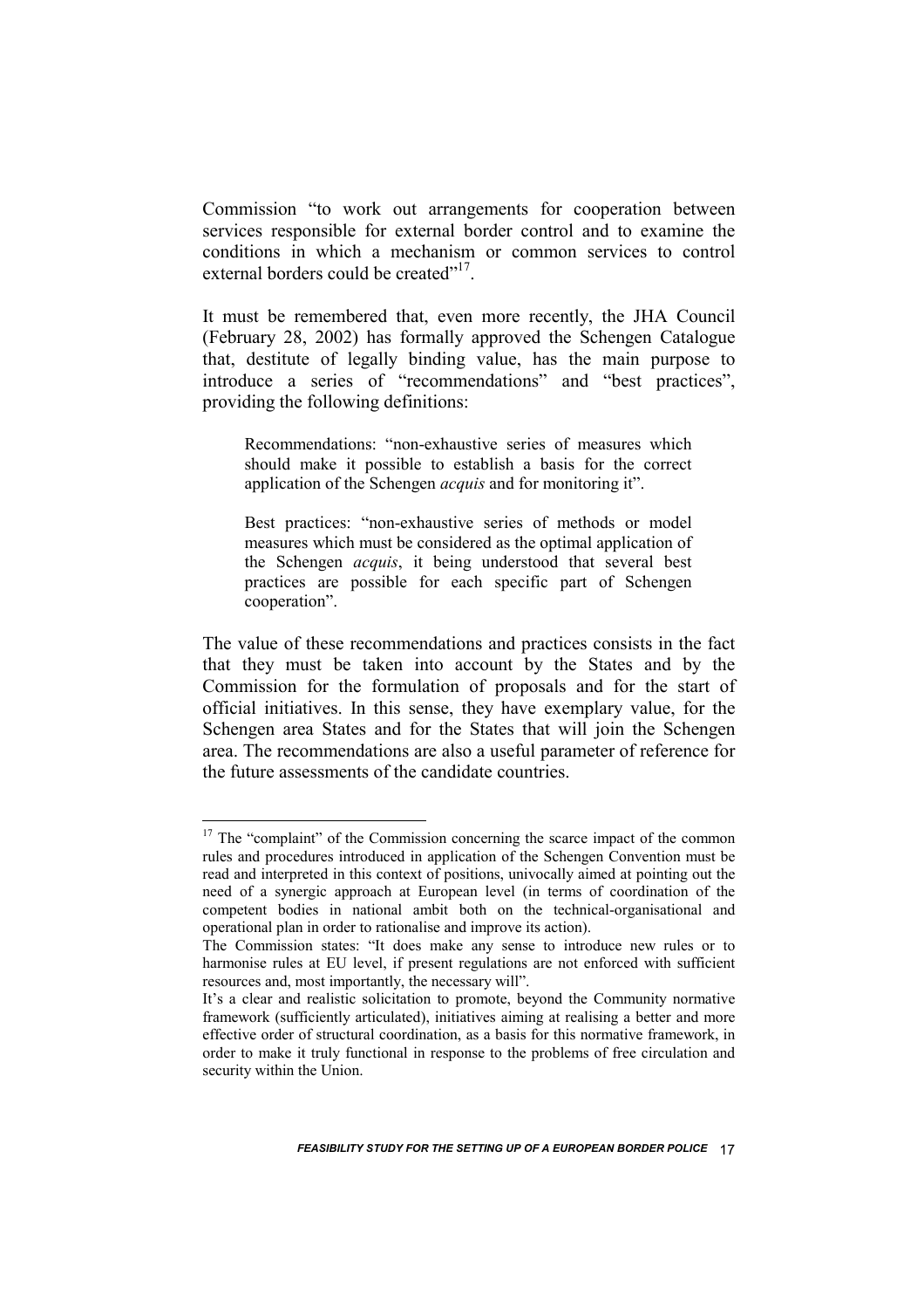Commission "to work out arrangements for cooperation between services responsible for external border control and to examine the conditions in which a mechanism or common services to control external borders could be created"[17].

It must be remembered that, even more recently, the JHA Council (February 28, 2002) has formally approved the Schengen Catalogue that, destitute of legally binding value, has the main purpose to introduce a series of "recommendations" and "best practices", providing the following definitions:

> Recommendations: "non-exhaustive series of measures which should make it possible to establish a basis for the correct application of the Schengen *acquis* and for monitoring it".
>
> Best practices: "non-exhaustive series of methods or model measures which must be considered as the optimal application of the Schengen *acquis*, it being understood that several best practices are possible for each specific part of Schengen cooperation".

The value of these recommendations and practices consists in the fact that they must be taken into account by the States and by the Commission for the formulation of proposals and for the start of official initiatives. In this sense, they have exemplary value, for the Schengen area States and for the States that will join the Schengen area. The recommendations are also a useful parameter of reference for the future assessments of the candidate countries.

---

[17] The "complaint" of the Commission concerning the scarce impact of the common rules and procedures introduced in application of the Schengen Convention must be read and interpreted in this context of positions, univocally aimed at pointing out the need of a synergic approach at European level (in terms of coordination of the competent bodies in national ambit both on the technical-organisational and operational plan in order to rationalise and improve its action).

The Commission states: "It does make any sense to introduce new rules or to harmonise rules at EU level, if present regulations are not enforced with sufficient resources and, most importantly, the necessary will".

It's a clear and realistic solicitation to promote, beyond the Community normative framework (sufficiently articulated), initiatives aiming at realising a better and more effective order of structural coordination, as a basis for this normative framework, in order to make it truly functional in response to the problems of free circulation and security within the Union.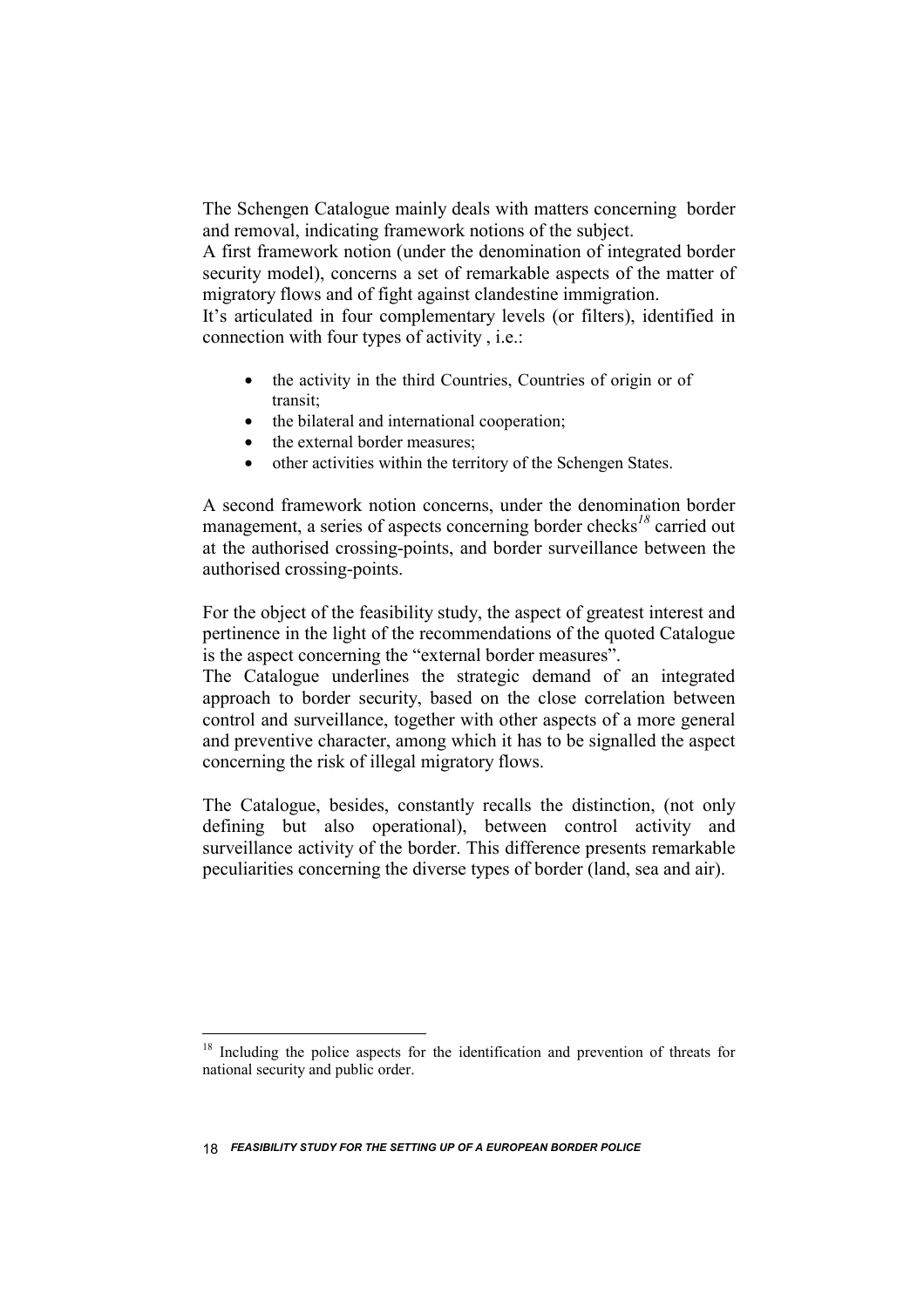The Schengen Catalogue mainly deals with matters concerning border and removal, indicating framework notions of the subject.
A first framework notion (under the denomination of integrated border security model), concerns a set of remarkable aspects of the matter of migratory flows and of fight against clandestine immigration.
It's articulated in four complementary levels (or filters), identified in connection with four types of activity , i.e.:

- the activity in the third Countries, Countries of origin or of transit;
- the bilateral and international cooperation;
- the external border measures;
- other activities within the territory of the Schengen States.

A second framework notion concerns, under the denomination border management, a series of aspects concerning border checks[18] carried out at the authorised crossing-points, and border surveillance between the authorised crossing-points.

For the object of the feasibility study, the aspect of greatest interest and pertinence in the light of the recommendations of the quoted Catalogue is the aspect concerning the "external border measures".
The Catalogue underlines the strategic demand of an integrated approach to border security, based on the close correlation between control and surveillance, together with other aspects of a more general and preventive character, among which it has to be signalled the aspect concerning the risk of illegal migratory flows.

The Catalogue, besides, constantly recalls the distinction, (not only defining but also operational), between control activity and surveillance activity of the border. This difference presents remarkable peculiarities concerning the diverse types of border (land, sea and air).

[18] Including the police aspects for the identification and prevention of threats for national security and public order.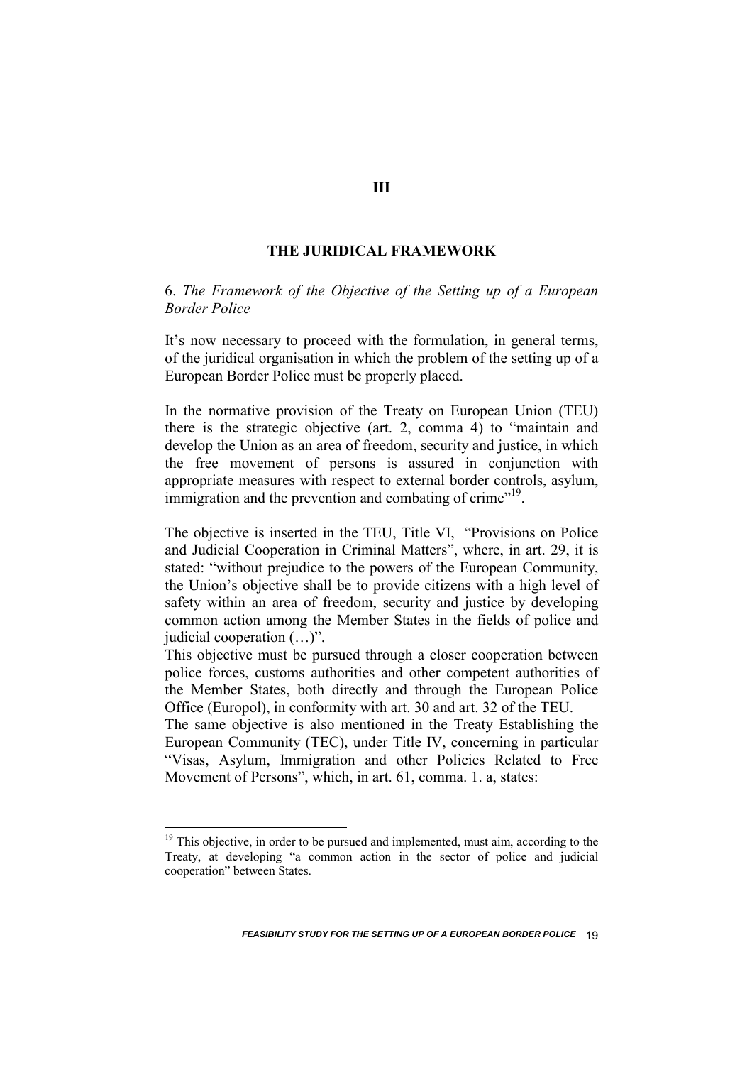# III

## THE JURIDICAL FRAMEWORK

### 6. *The Framework of the Objective of the Setting up of a European Border Police*

It's now necessary to proceed with the formulation, in general terms, of the juridical organisation in which the problem of the setting up of a European Border Police must be properly placed.

In the normative provision of the Treaty on European Union (TEU) there is the strategic objective (art. 2, comma 4) to "maintain and develop the Union as an area of freedom, security and justice, in which the free movement of persons is assured in conjunction with appropriate measures with respect to external border controls, asylum, immigration and the prevention and combating of crime"[19].

The objective is inserted in the TEU, Title VI, "Provisions on Police and Judicial Cooperation in Criminal Matters", where, in art. 29, it is stated: "without prejudice to the powers of the European Community, the Union's objective shall be to provide citizens with a high level of safety within an area of freedom, security and justice by developing common action among the Member States in the fields of police and judicial cooperation (…)".

This objective must be pursued through a closer cooperation between police forces, customs authorities and other competent authorities of the Member States, both directly and through the European Police Office (Europol), in conformity with art. 30 and art. 32 of the TEU.

The same objective is also mentioned in the Treaty Establishing the European Community (TEC), under Title IV, concerning in particular "Visas, Asylum, Immigration and other Policies Related to Free Movement of Persons", which, in art. 61, comma. 1. a, states:

---

[19] This objective, in order to be pursued and implemented, must aim, according to the Treaty, at developing "a common action in the sector of police and judicial cooperation" between States.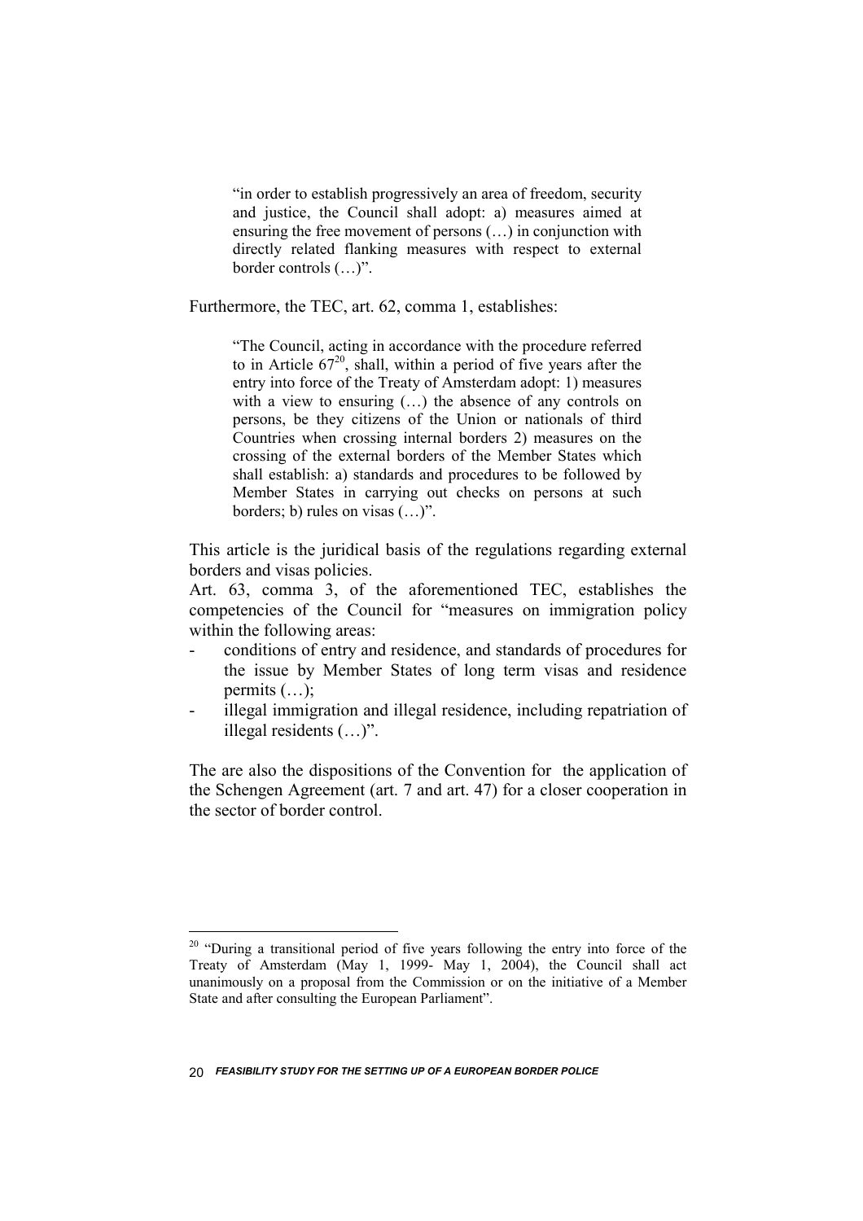> "in order to establish progressively an area of freedom, security and justice, the Council shall adopt: a) measures aimed at ensuring the free movement of persons (…) in conjunction with directly related flanking measures with respect to external border controls (…)".

Furthermore, the TEC, art. 62, comma 1, establishes:

> "The Council, acting in accordance with the procedure referred to in Article 67[20], shall, within a period of five years after the entry into force of the Treaty of Amsterdam adopt: 1) measures with a view to ensuring (…) the absence of any controls on persons, be they citizens of the Union or nationals of third Countries when crossing internal borders 2) measures on the crossing of the external borders of the Member States which shall establish: a) standards and procedures to be followed by Member States in carrying out checks on persons at such borders; b) rules on visas (…)".

This article is the juridical basis of the regulations regarding external borders and visas policies.

Art. 63, comma 3, of the aforementioned TEC, establishes the competencies of the Council for "measures on immigration policy within the following areas:

- conditions of entry and residence, and standards of procedures for the issue by Member States of long term visas and residence permits (…);
- illegal immigration and illegal residence, including repatriation of illegal residents (…)".

The are also the dispositions of the Convention for the application of the Schengen Agreement (art. 7 and art. 47) for a closer cooperation in the sector of border control.

---

[20] "During a transitional period of five years following the entry into force of the Treaty of Amsterdam (May 1, 1999- May 1, 2004), the Council shall act unanimously on a proposal from the Commission or on the initiative of a Member State and after consulting the European Parliament".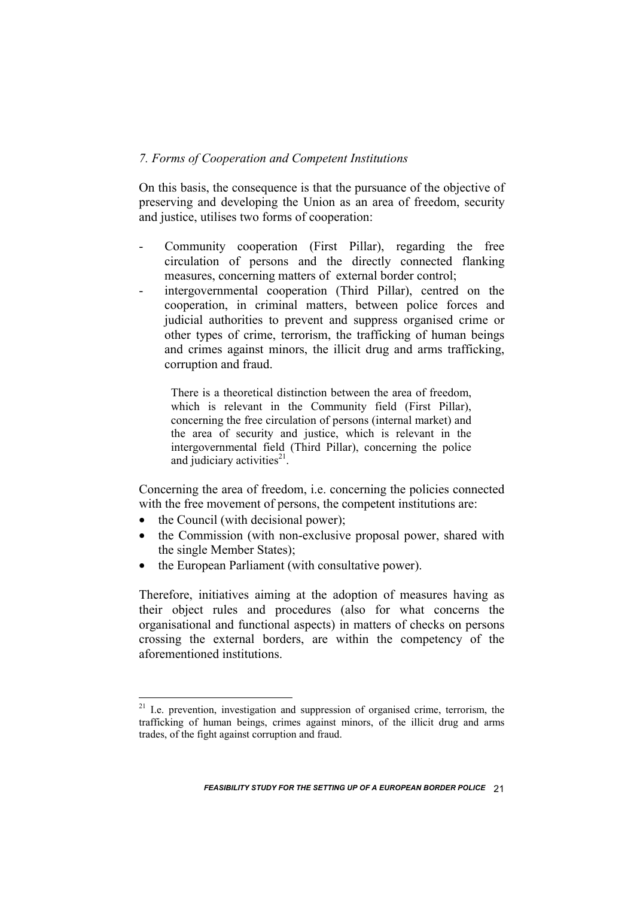*7. Forms of Cooperation and Competent Institutions*

On this basis, the consequence is that the pursuance of the objective of preserving and developing the Union as an area of freedom, security and justice, utilises two forms of cooperation:

- Community cooperation (First Pillar), regarding the free circulation of persons and the directly connected flanking measures, concerning matters of external border control;
- intergovernmental cooperation (Third Pillar), centred on the cooperation, in criminal matters, between police forces and judicial authorities to prevent and suppress organised crime or other types of crime, terrorism, the trafficking of human beings and crimes against minors, the illicit drug and arms trafficking, corruption and fraud.

> There is a theoretical distinction between the area of freedom, which is relevant in the Community field (First Pillar), concerning the free circulation of persons (internal market) and the area of security and justice, which is relevant in the intergovernmental field (Third Pillar), concerning the police and judiciary activities[21].

Concerning the area of freedom, i.e. concerning the policies connected with the free movement of persons, the competent institutions are:

- the Council (with decisional power);
- the Commission (with non-exclusive proposal power, shared with the single Member States);
- the European Parliament (with consultative power).

Therefore, initiatives aiming at the adoption of measures having as their object rules and procedures (also for what concerns the organisational and functional aspects) in matters of checks on persons crossing the external borders, are within the competency of the aforementioned institutions.

---

[21] I.e. prevention, investigation and suppression of organised crime, terrorism, the trafficking of human beings, crimes against minors, of the illicit drug and arms trades, of the fight against corruption and fraud.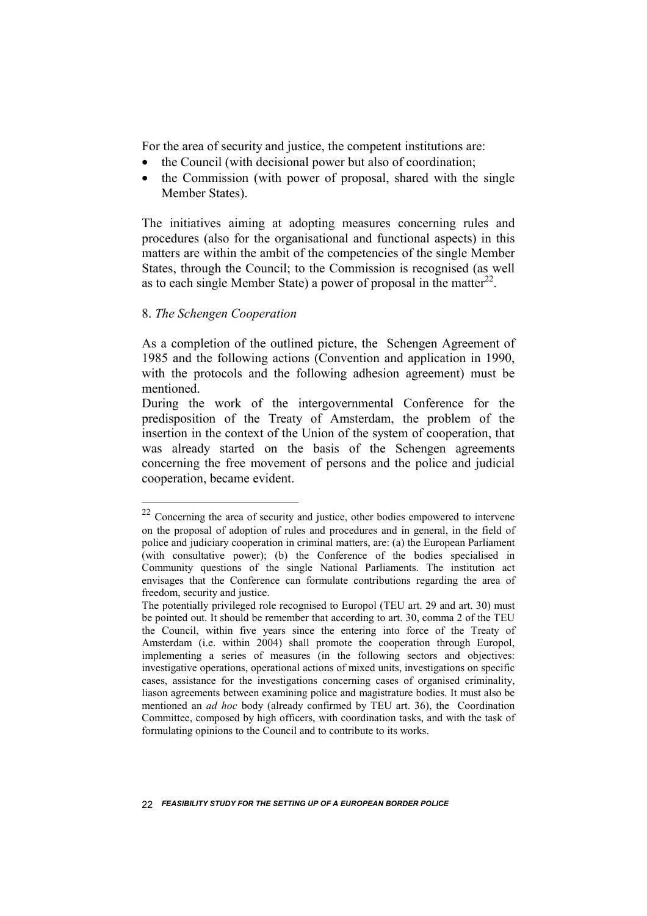For the area of security and justice, the competent institutions are:

- the Council (with decisional power but also of coordination;
- the Commission (with power of proposal, shared with the single Member States).

The initiatives aiming at adopting measures concerning rules and procedures (also for the organisational and functional aspects) in this matters are within the ambit of the competencies of the single Member States, through the Council; to the Commission is recognised (as well as to each single Member State) a power of proposal in the matter[22].

8. *The Schengen Cooperation*

As a completion of the outlined picture, the Schengen Agreement of 1985 and the following actions (Convention and application in 1990, with the protocols and the following adhesion agreement) must be mentioned.

During the work of the intergovernmental Conference for the predisposition of the Treaty of Amsterdam, the problem of the insertion in the context of the Union of the system of cooperation, that was already started on the basis of the Schengen agreements concerning the free movement of persons and the police and judicial cooperation, became evident.

---

[22] Concerning the area of security and justice, other bodies empowered to intervene on the proposal of adoption of rules and procedures and in general, in the field of police and judiciary cooperation in criminal matters, are: (a) the European Parliament (with consultative power); (b) the Conference of the bodies specialised in Community questions of the single National Parliaments. The institution act envisages that the Conference can formulate contributions regarding the area of freedom, security and justice.

The potentially privileged role recognised to Europol (TEU art. 29 and art. 30) must be pointed out. It should be remember that according to art. 30, comma 2 of the TEU the Council, within five years since the entering into force of the Treaty of Amsterdam (i.e. within 2004) shall promote the cooperation through Europol, implementing a series of measures (in the following sectors and objectives: investigative operations, operational actions of mixed units, investigations on specific cases, assistance for the investigations concerning cases of organised criminality, liason agreements between examining police and magistrature bodies. It must also be mentioned an *ad hoc* body (already confirmed by TEU art. 36), the Coordination Committee, composed by high officers, with coordination tasks, and with the task of formulating opinions to the Council and to contribute to its works.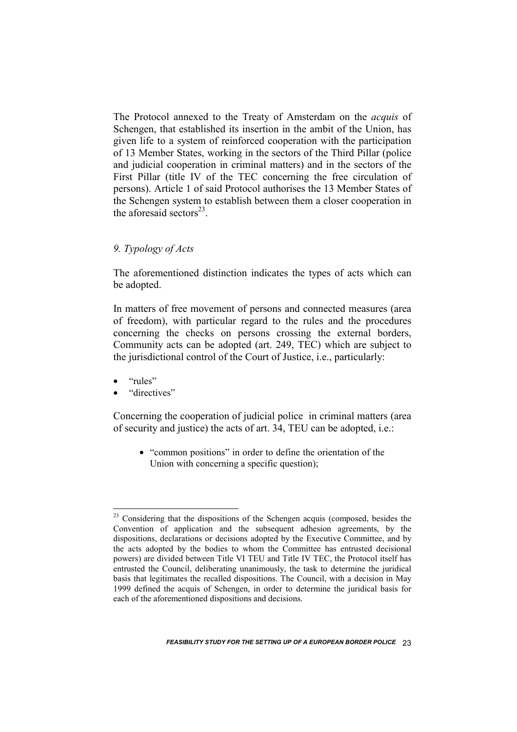The Protocol annexed to the Treaty of Amsterdam on the *acquis* of Schengen, that established its insertion in the ambit of the Union, has given life to a system of reinforced cooperation with the participation of 13 Member States, working in the sectors of the Third Pillar (police and judicial cooperation in criminal matters) and in the sectors of the First Pillar (title IV of the TEC concerning the free circulation of persons). Article 1 of said Protocol authorises the 13 Member States of the Schengen system to establish between them a closer cooperation in the aforesaid sectors[23].

## *9. Typology of Acts*

The aforementioned distinction indicates the types of acts which can be adopted.

In matters of free movement of persons and connected measures (area of freedom), with particular regard to the rules and the procedures concerning the checks on persons crossing the external borders, Community acts can be adopted (art. 249, TEC) which are subject to the jurisdictional control of the Court of Justice, i.e., particularly:

- "rules"
- "directives"

Concerning the cooperation of judicial police in criminal matters (area of security and justice) the acts of art. 34, TEU can be adopted, i.e.:

- "common positions" in order to define the orientation of the Union with concerning a specific question);

---

[23] Considering that the dispositions of the Schengen acquis (composed, besides the Convention of application and the subsequent adhesion agreements, by the dispositions, declarations or decisions adopted by the Executive Committee, and by the acts adopted by the bodies to whom the Committee has entrusted decisional powers) are divided between Title VI TEU and Title IV TEC, the Protocol itself has entrusted the Council, deliberating unanimously, the task to determine the juridical basis that legitimates the recalled dispositions. The Council, with a decision in May 1999 defined the acquis of Schengen, in order to determine the juridical basis for each of the aforementioned dispositions and decisions.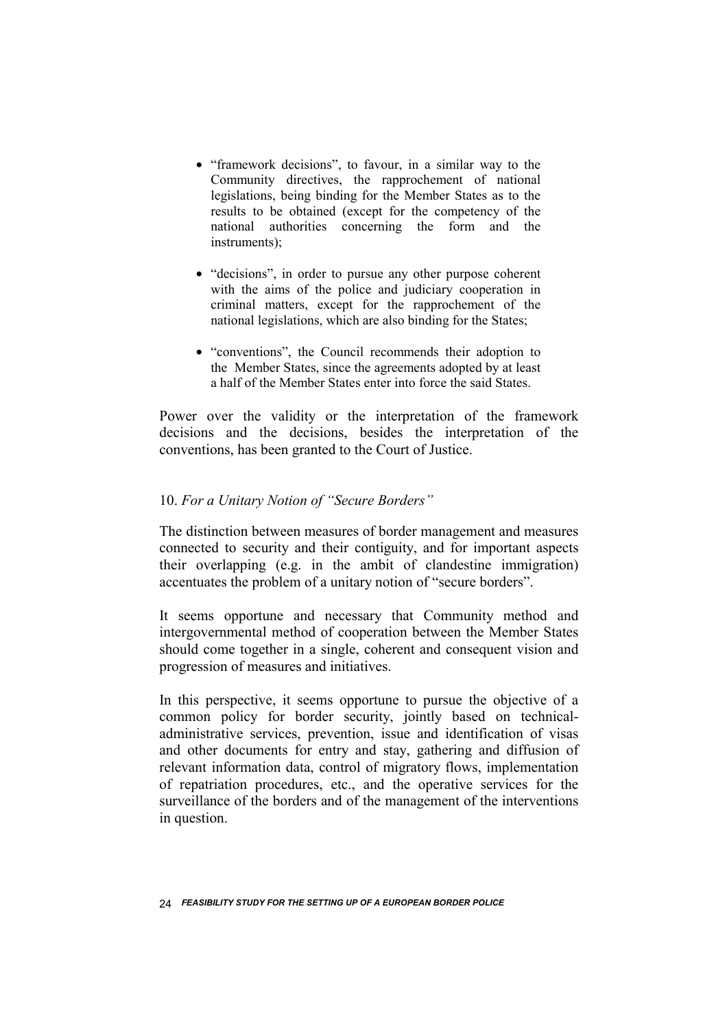- "framework decisions", to favour, in a similar way to the Community directives, the rapprochement of national legislations, being binding for the Member States as to the results to be obtained (except for the competency of the national authorities concerning the form and the instruments);

- "decisions", in order to pursue any other purpose coherent with the aims of the police and judiciary cooperation in criminal matters, except for the rapprochement of the national legislations, which are also binding for the States;

- "conventions", the Council recommends their adoption to the Member States, since the agreements adopted by at least a half of the Member States enter into force the said States.

Power over the validity or the interpretation of the framework decisions and the decisions, besides the interpretation of the conventions, has been granted to the Court of Justice.

## 10. *For a Unitary Notion of "Secure Borders"*

The distinction between measures of border management and measures connected to security and their contiguity, and for important aspects their overlapping (e.g. in the ambit of clandestine immigration) accentuates the problem of a unitary notion of "secure borders".

It seems opportune and necessary that Community method and intergovernmental method of cooperation between the Member States should come together in a single, coherent and consequent vision and progression of measures and initiatives.

In this perspective, it seems opportune to pursue the objective of a common policy for border security, jointly based on technical-administrative services, prevention, issue and identification of visas and other documents for entry and stay, gathering and diffusion of relevant information data, control of migratory flows, implementation of repatriation procedures, etc., and the operative services for the surveillance of the borders and of the management of the interventions in question.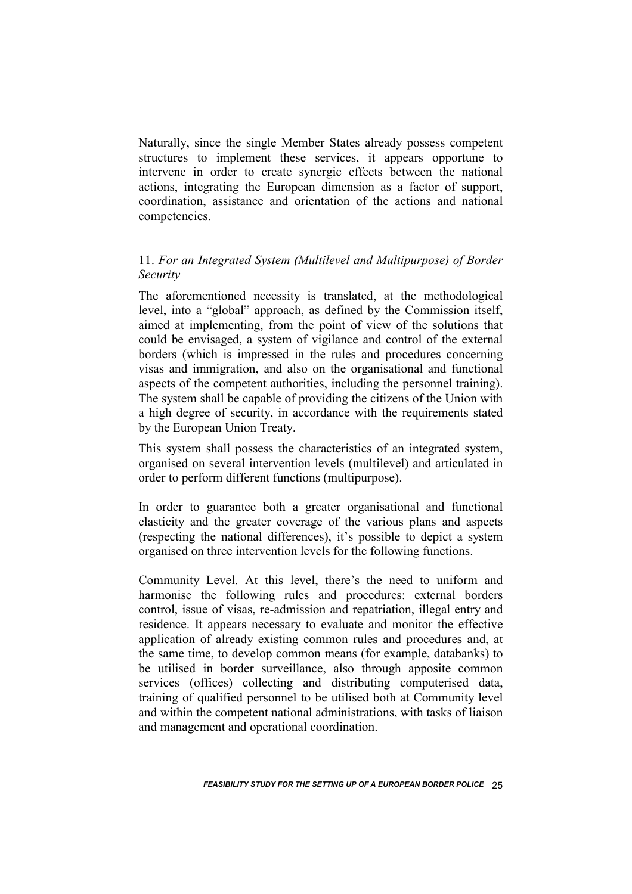Naturally, since the single Member States already possess competent structures to implement these services, it appears opportune to intervene in order to create synergic effects between the national actions, integrating the European dimension as a factor of support, coordination, assistance and orientation of the actions and national competencies.

### 11. *For an Integrated System (Multilevel and Multipurpose) of Border Security*

The aforementioned necessity is translated, at the methodological level, into a "global" approach, as defined by the Commission itself, aimed at implementing, from the point of view of the solutions that could be envisaged, a system of vigilance and control of the external borders (which is impressed in the rules and procedures concerning visas and immigration, and also on the organisational and functional aspects of the competent authorities, including the personnel training). The system shall be capable of providing the citizens of the Union with a high degree of security, in accordance with the requirements stated by the European Union Treaty.

This system shall possess the characteristics of an integrated system, organised on several intervention levels (multilevel) and articulated in order to perform different functions (multipurpose).

In order to guarantee both a greater organisational and functional elasticity and the greater coverage of the various plans and aspects (respecting the national differences), it's possible to depict a system organised on three intervention levels for the following functions.

Community Level. At this level, there's the need to uniform and harmonise the following rules and procedures: external borders control, issue of visas, re-admission and repatriation, illegal entry and residence. It appears necessary to evaluate and monitor the effective application of already existing common rules and procedures and, at the same time, to develop common means (for example, databanks) to be utilised in border surveillance, also through apposite common services (offices) collecting and distributing computerised data, training of qualified personnel to be utilised both at Community level and within the competent national administrations, with tasks of liaison and management and operational coordination.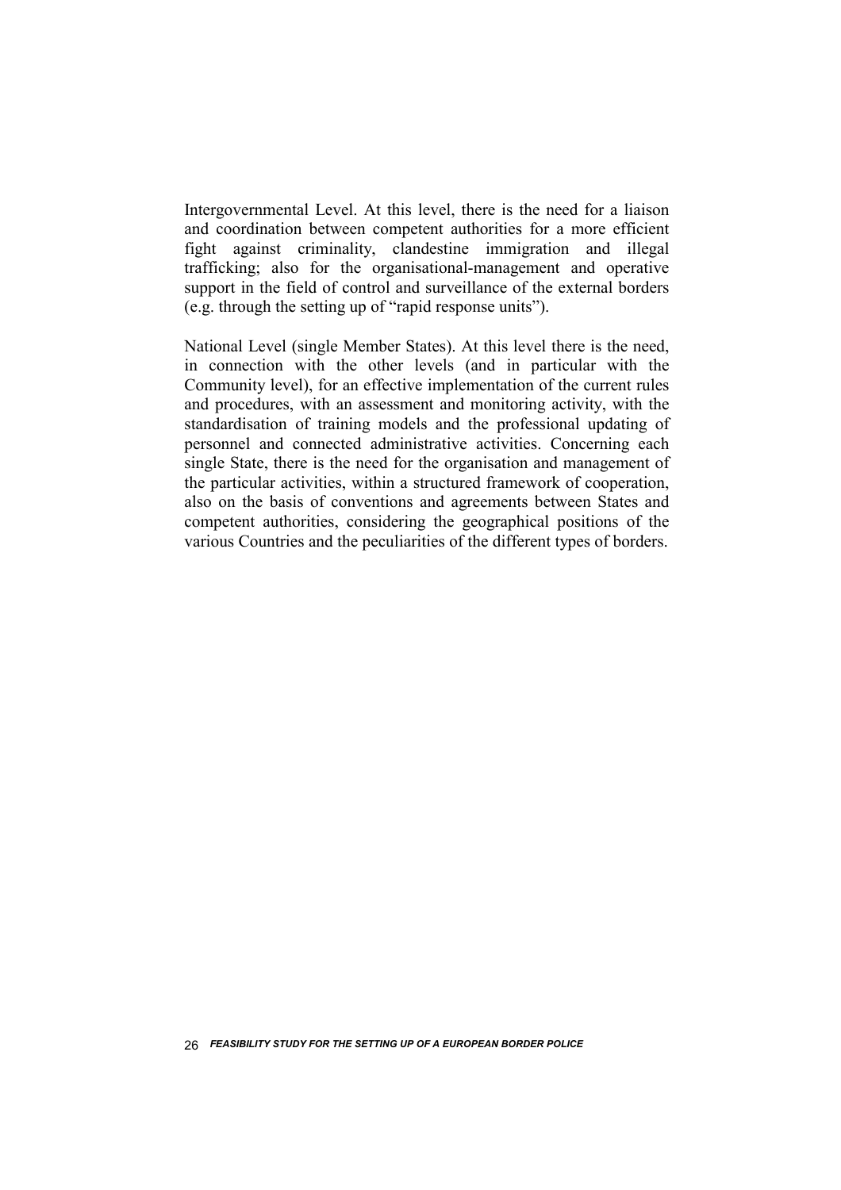Intergovernmental Level. At this level, there is the need for a liaison and coordination between competent authorities for a more efficient fight against criminality, clandestine immigration and illegal trafficking; also for the organisational-management and operative support in the field of control and surveillance of the external borders (e.g. through the setting up of "rapid response units").

National Level (single Member States). At this level there is the need, in connection with the other levels (and in particular with the Community level), for an effective implementation of the current rules and procedures, with an assessment and monitoring activity, with the standardisation of training models and the professional updating of personnel and connected administrative activities. Concerning each single State, there is the need for the organisation and management of the particular activities, within a structured framework of cooperation, also on the basis of conventions and agreements between States and competent authorities, considering the geographical positions of the various Countries and the peculiarities of the different types of borders.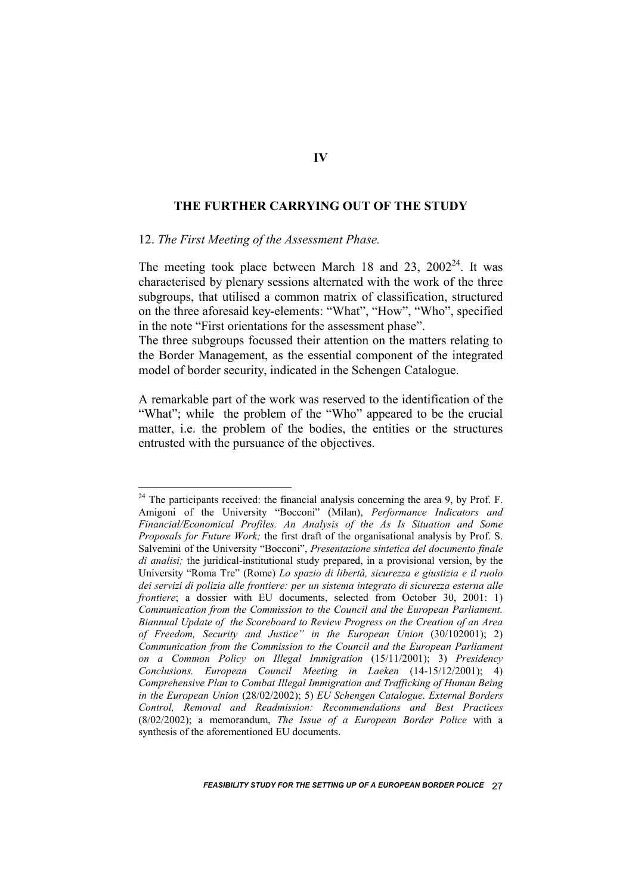# IV

## THE FURTHER CARRYING OUT OF THE STUDY

### 12. *The First Meeting of the Assessment Phase.*

The meeting took place between March 18 and 23, 2002[24]. It was characterised by plenary sessions alternated with the work of the three subgroups, that utilised a common matrix of classification, structured on the three aforesaid key-elements: "What", "How", "Who", specified in the note "First orientations for the assessment phase".

The three subgroups focussed their attention on the matters relating to the Border Management, as the essential component of the integrated model of border security, indicated in the Schengen Catalogue.

A remarkable part of the work was reserved to the identification of the "What"; while the problem of the "Who" appeared to be the crucial matter, i.e. the problem of the bodies, the entities or the structures entrusted with the pursuance of the objectives.

---

[24] The participants received: the financial analysis concerning the area 9, by Prof. F. Amigoni of the University "Bocconi" (Milan), *Performance Indicators and Financial/Economical Profiles. An Analysis of the As Is Situation and Some Proposals for Future Work;* the first draft of the organisational analysis by Prof. S. Salvemini of the University "Bocconi", *Presentazione sintetica del documento finale di analisi;* the juridical-institutional study prepared, in a provisional version, by the University "Roma Tre" (Rome) *Lo spazio di libertà, sicurezza e giustizia e il ruolo dei servizi di polizia alle frontiere: per un sistema integrato di sicurezza esterna alle frontiere*; a dossier with EU documents, selected from October 30, 2001: 1) *Communication from the Commission to the Council and the European Parliament. Biannual Update of the Scoreboard to Review Progress on the Creation of an Area of Freedom, Security and Justice" in the European Union* (30/102001); 2) *Communication from the Commission to the Council and the European Parliament on a Common Policy on Illegal Immigration* (15/11/2001); 3) *Presidency Conclusions. European Council Meeting in Laeken* (14-15/12/2001); 4) *Comprehensive Plan to Combat Illegal Immigration and Trafficking of Human Being in the European Union* (28/02/2002); 5) *EU Schengen Catalogue. External Borders Control, Removal and Readmission: Recommendations and Best Practices* (8/02/2002); a memorandum, *The Issue of a European Border Police* with a synthesis of the aforementioned EU documents.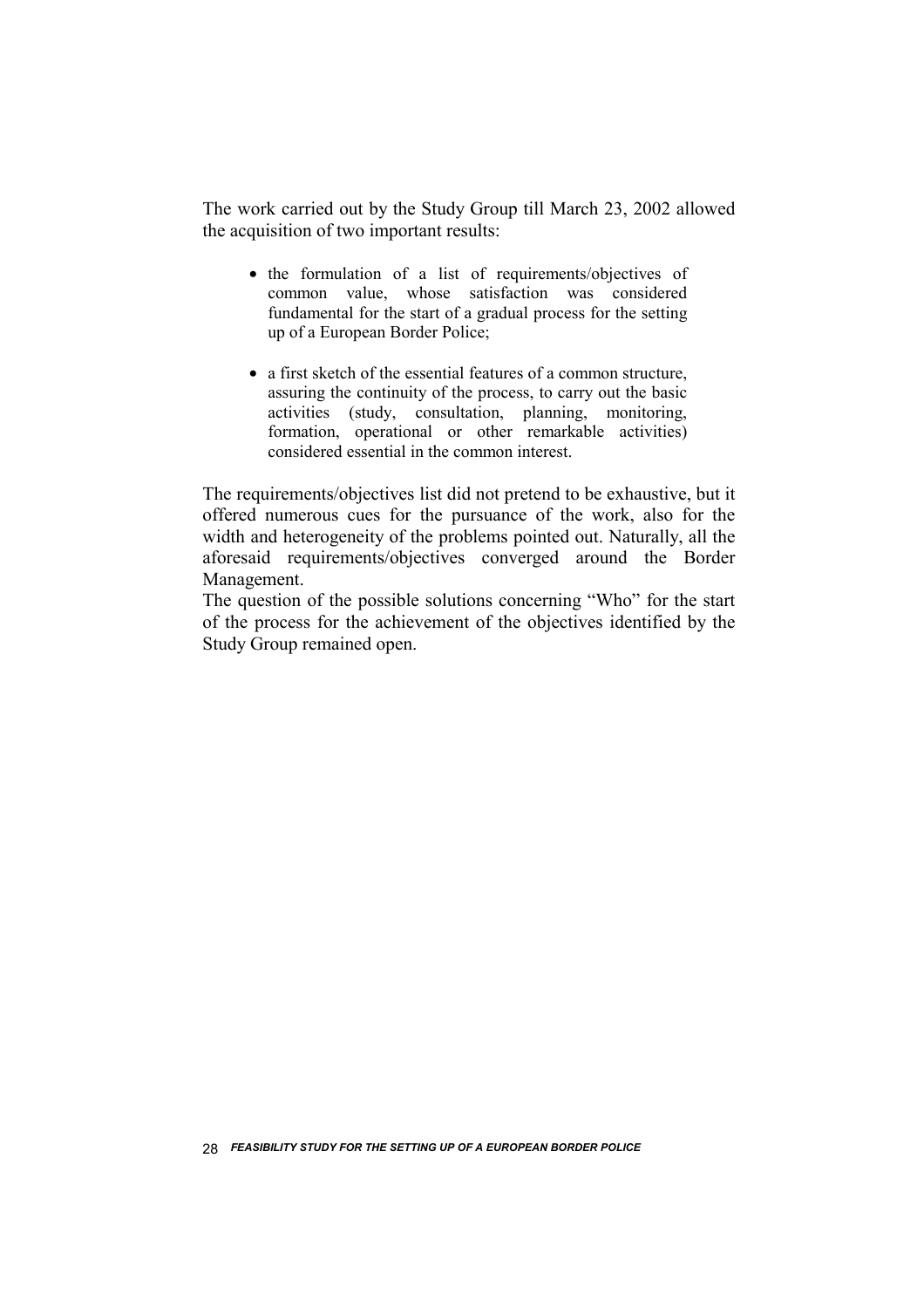The work carried out by the Study Group till March 23, 2002 allowed the acquisition of two important results:

- the formulation of a list of requirements/objectives of common value, whose satisfaction was considered fundamental for the start of a gradual process for the setting up of a European Border Police;
- a first sketch of the essential features of a common structure, assuring the continuity of the process, to carry out the basic activities (study, consultation, planning, monitoring, formation, operational or other remarkable activities) considered essential in the common interest.

The requirements/objectives list did not pretend to be exhaustive, but it offered numerous cues for the pursuance of the work, also for the width and heterogeneity of the problems pointed out. Naturally, all the aforesaid requirements/objectives converged around the Border Management.

The question of the possible solutions concerning "Who" for the start of the process for the achievement of the objectives identified by the Study Group remained open.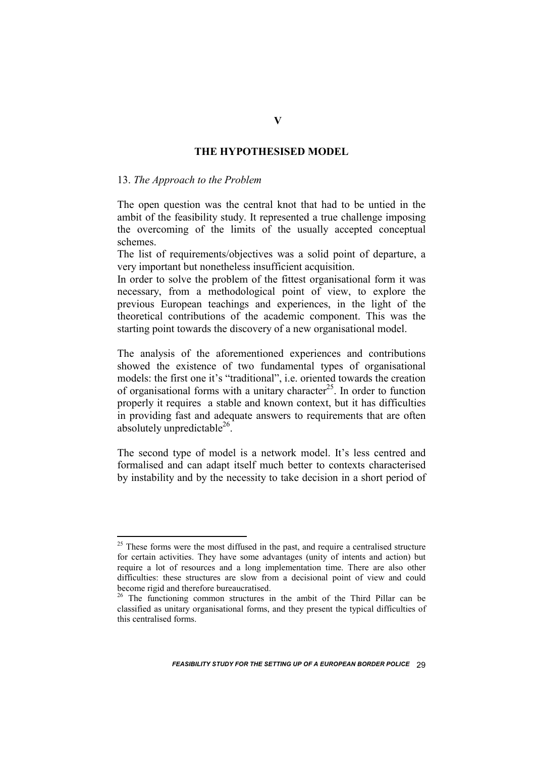# V

# THE HYPOTHESISED MODEL

## 13. *The Approach to the Problem*

The open question was the central knot that had to be untied in the ambit of the feasibility study. It represented a true challenge imposing the overcoming of the limits of the usually accepted conceptual schemes.

The list of requirements/objectives was a solid point of departure, a very important but nonetheless insufficient acquisition.

In order to solve the problem of the fittest organisational form it was necessary, from a methodological point of view, to explore the previous European teachings and experiences, in the light of the theoretical contributions of the academic component. This was the starting point towards the discovery of a new organisational model.

The analysis of the aforementioned experiences and contributions showed the existence of two fundamental types of organisational models: the first one it's "traditional", i.e. oriented towards the creation of organisational forms with a unitary character[25]. In order to function properly it requires a stable and known context, but it has difficulties in providing fast and adequate answers to requirements that are often absolutely unpredictable[26].

The second type of model is a network model. It's less centred and formalised and can adapt itself much better to contexts characterised by instability and by the necessity to take decision in a short period of

---

[25] These forms were the most diffused in the past, and require a centralised structure for certain activities. They have some advantages (unity of intents and action) but require a lot of resources and a long implementation time. There are also other difficulties: these structures are slow from a decisional point of view and could become rigid and therefore bureaucratised.

[26] The functioning common structures in the ambit of the Third Pillar can be classified as unitary organisational forms, and they present the typical difficulties of this centralised forms.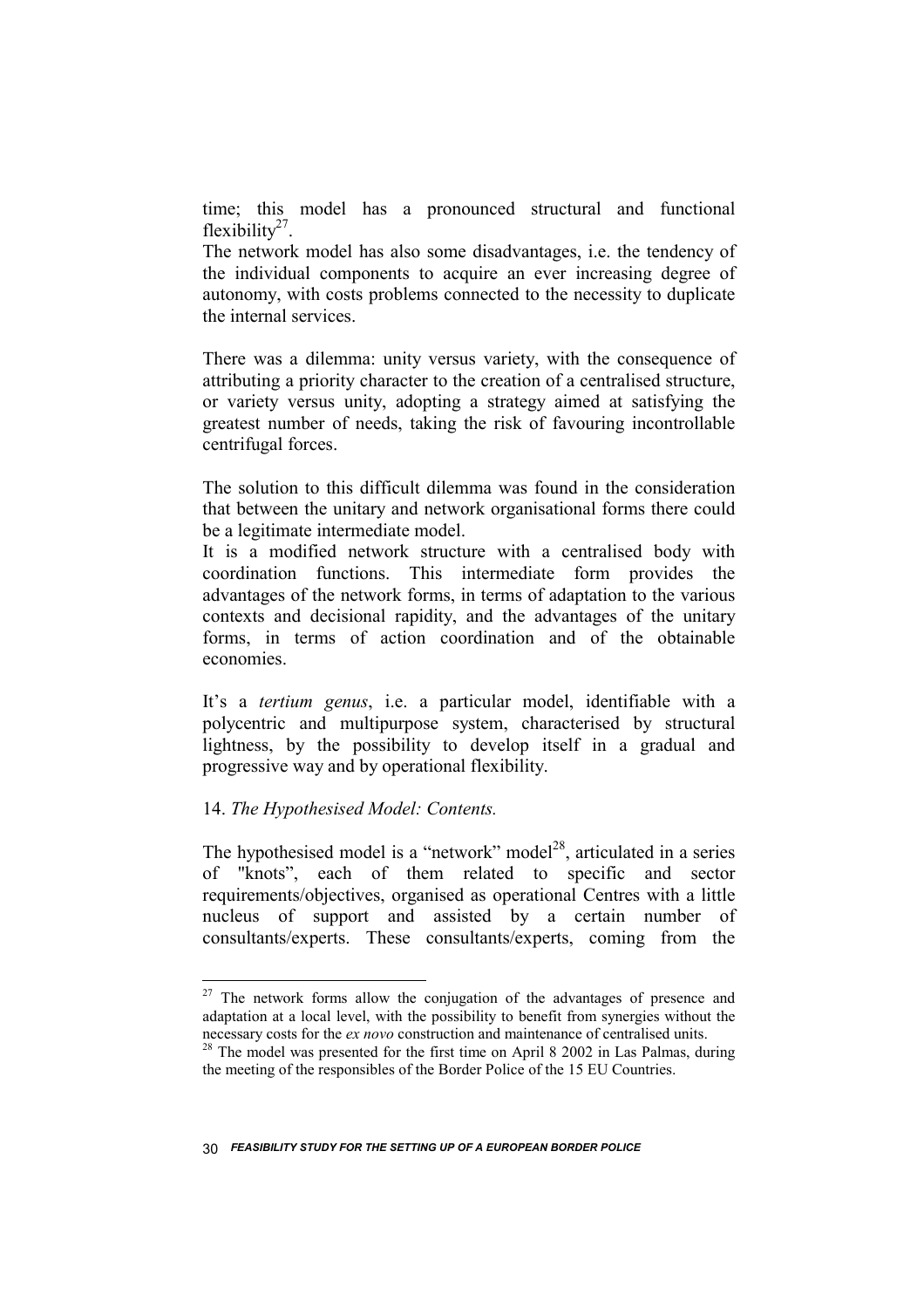time; this model has a pronounced structural and functional flexibility[27].

The network model has also some disadvantages, i.e. the tendency of the individual components to acquire an ever increasing degree of autonomy, with costs problems connected to the necessity to duplicate the internal services.

There was a dilemma: unity versus variety, with the consequence of attributing a priority character to the creation of a centralised structure, or variety versus unity, adopting a strategy aimed at satisfying the greatest number of needs, taking the risk of favouring incontrollable centrifugal forces.

The solution to this difficult dilemma was found in the consideration that between the unitary and network organisational forms there could be a legitimate intermediate model.

It is a modified network structure with a centralised body with coordination functions. This intermediate form provides the advantages of the network forms, in terms of adaptation to the various contexts and decisional rapidity, and the advantages of the unitary forms, in terms of action coordination and of the obtainable economies.

It's a *tertium genus*, i.e. a particular model, identifiable with a polycentric and multipurpose system, characterised by structural lightness, by the possibility to develop itself in a gradual and progressive way and by operational flexibility.

## 14. *The Hypothesised Model: Contents.*

The hypothesised model is a "network" model[28], articulated in a series of "knots", each of them related to specific and sector requirements/objectives, organised as operational Centres with a little nucleus of support and assisted by a certain number of consultants/experts. These consultants/experts, coming from the

---

[27] The network forms allow the conjugation of the advantages of presence and adaptation at a local level, with the possibility to benefit from synergies without the necessary costs for the *ex novo* construction and maintenance of centralised units.

[28] The model was presented for the first time on April 8 2002 in Las Palmas, during the meeting of the responsibles of the Border Police of the 15 EU Countries.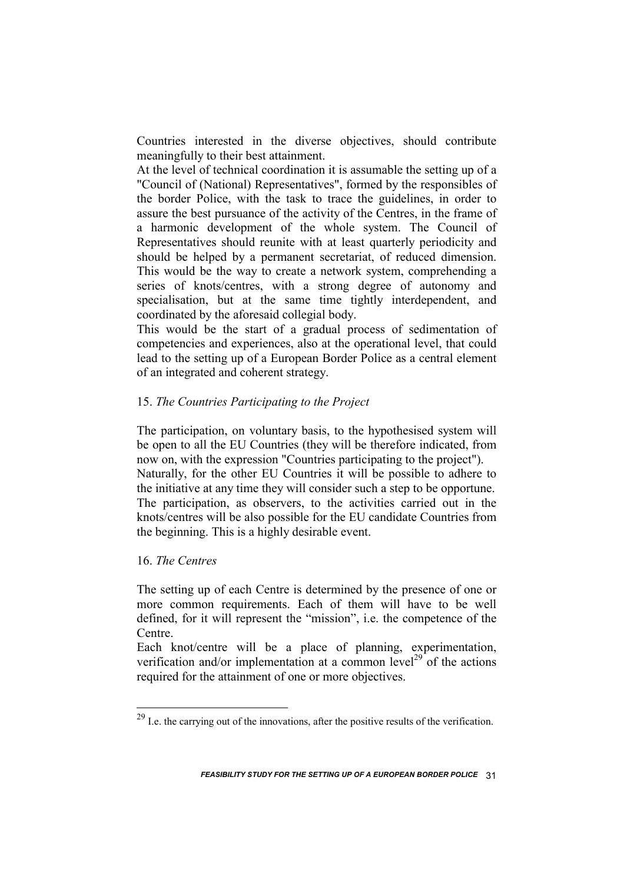Countries interested in the diverse objectives, should contribute meaningfully to their best attainment.

At the level of technical coordination it is assumable the setting up of a "Council of (National) Representatives", formed by the responsibles of the border Police, with the task to trace the guidelines, in order to assure the best pursuance of the activity of the Centres, in the frame of a harmonic development of the whole system. The Council of Representatives should reunite with at least quarterly periodicity and should be helped by a permanent secretariat, of reduced dimension. This would be the way to create a network system, comprehending a series of knots/centres, with a strong degree of autonomy and specialisation, but at the same time tightly interdependent, and coordinated by the aforesaid collegial body.

This would be the start of a gradual process of sedimentation of competencies and experiences, also at the operational level, that could lead to the setting up of a European Border Police as a central element of an integrated and coherent strategy.

### 15. *The Countries Participating to the Project*

The participation, on voluntary basis, to the hypothesised system will be open to all the EU Countries (they will be therefore indicated, from now on, with the expression "Countries participating to the project").

Naturally, for the other EU Countries it will be possible to adhere to the initiative at any time they will consider such a step to be opportune. The participation, as observers, to the activities carried out in the knots/centres will be also possible for the EU candidate Countries from the beginning. This is a highly desirable event.

### 16. *The Centres*

The setting up of each Centre is determined by the presence of one or more common requirements. Each of them will have to be well defined, for it will represent the "mission", i.e. the competence of the Centre.

Each knot/centre will be a place of planning, experimentation, verification and/or implementation at a common level[29] of the actions required for the attainment of one or more objectives.

[29] I.e. the carrying out of the innovations, after the positive results of the verification.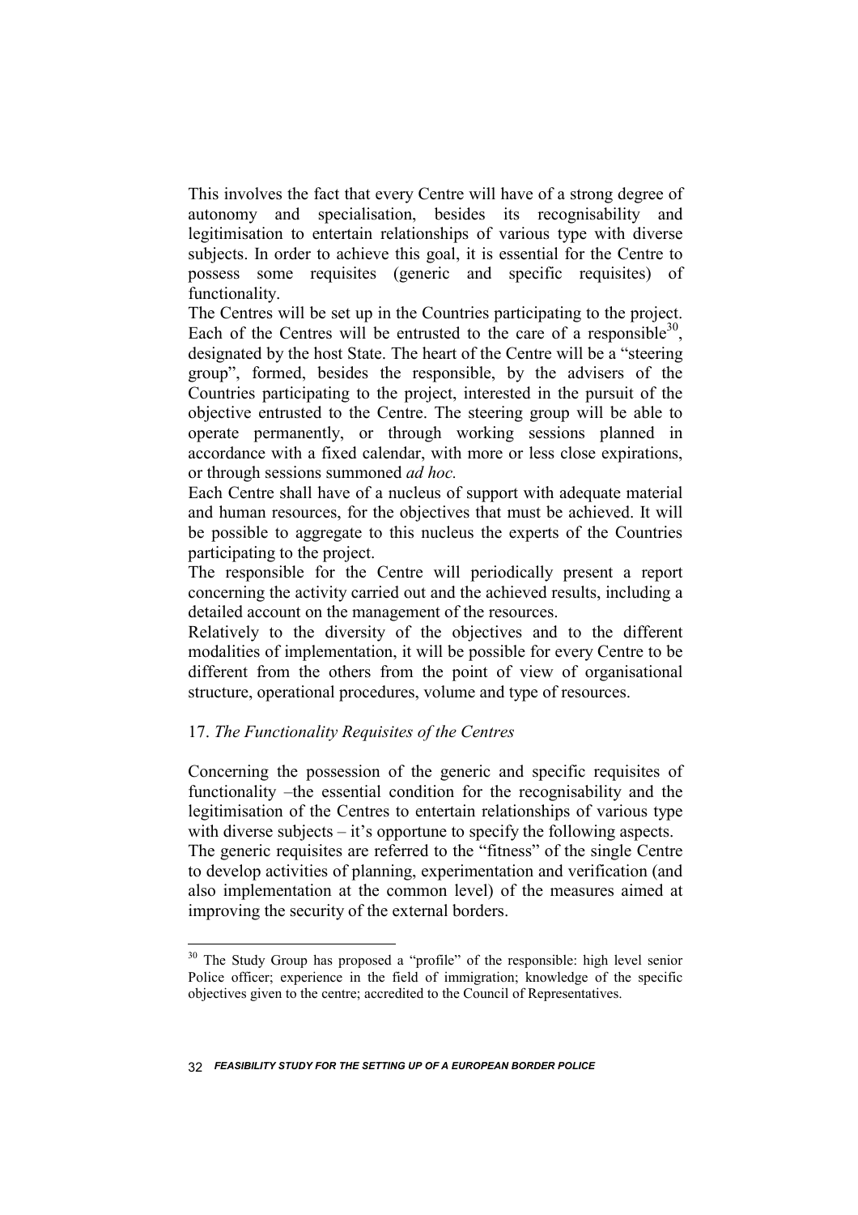This involves the fact that every Centre will have of a strong degree of autonomy and specialisation, besides its recognisability and legitimisation to entertain relationships of various type with diverse subjects. In order to achieve this goal, it is essential for the Centre to possess some requisites (generic and specific requisites) of functionality.

The Centres will be set up in the Countries participating to the project. Each of the Centres will be entrusted to the care of a responsible[30], designated by the host State. The heart of the Centre will be a "steering group", formed, besides the responsible, by the advisers of the Countries participating to the project, interested in the pursuit of the objective entrusted to the Centre. The steering group will be able to operate permanently, or through working sessions planned in accordance with a fixed calendar, with more or less close expirations, or through sessions summoned *ad hoc.*

Each Centre shall have of a nucleus of support with adequate material and human resources, for the objectives that must be achieved. It will be possible to aggregate to this nucleus the experts of the Countries participating to the project.

The responsible for the Centre will periodically present a report concerning the activity carried out and the achieved results, including a detailed account on the management of the resources.

Relatively to the diversity of the objectives and to the different modalities of implementation, it will be possible for every Centre to be different from the others from the point of view of organisational structure, operational procedures, volume and type of resources.

### 17. *The Functionality Requisites of the Centres*

Concerning the possession of the generic and specific requisites of functionality –the essential condition for the recognisability and the legitimisation of the Centres to entertain relationships of various type with diverse subjects – it's opportune to specify the following aspects.

The generic requisites are referred to the "fitness" of the single Centre to develop activities of planning, experimentation and verification (and also implementation at the common level) of the measures aimed at improving the security of the external borders.

---

[30] The Study Group has proposed a "profile" of the responsible: high level senior Police officer; experience in the field of immigration; knowledge of the specific objectives given to the centre; accredited to the Council of Representatives.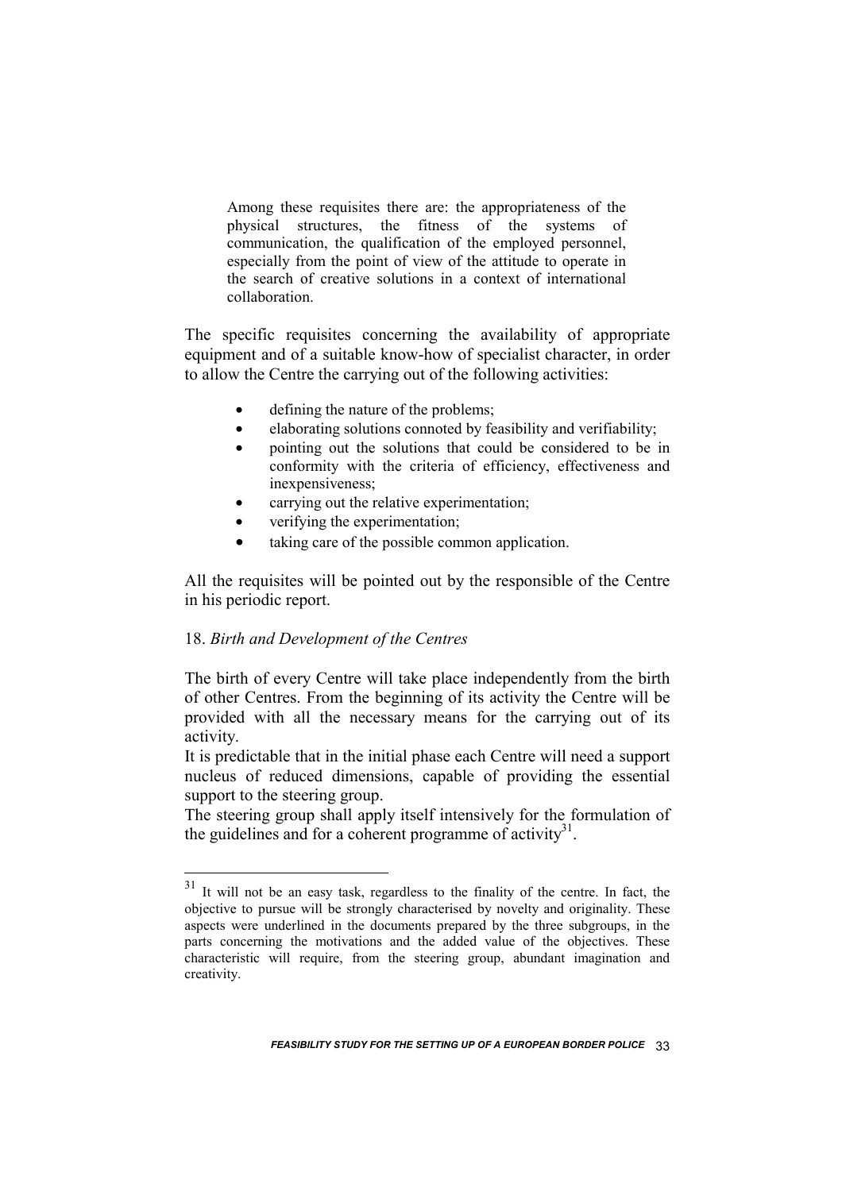> Among these requisites there are: the appropriateness of the physical structures, the fitness of the systems of communication, the qualification of the employed personnel, especially from the point of view of the attitude to operate in the search of creative solutions in a context of international collaboration.

The specific requisites concerning the availability of appropriate equipment and of a suitable know-how of specialist character, in order to allow the Centre the carrying out of the following activities:

- defining the nature of the problems;
- elaborating solutions connoted by feasibility and verifiability;
- pointing out the solutions that could be considered to be in conformity with the criteria of efficiency, effectiveness and inexpensiveness;
- carrying out the relative experimentation;
- verifying the experimentation;
- taking care of the possible common application.

All the requisites will be pointed out by the responsible of the Centre in his periodic report.

18. *Birth and Development of the Centres*

The birth of every Centre will take place independently from the birth of other Centres. From the beginning of its activity the Centre will be provided with all the necessary means for the carrying out of its activity.

It is predictable that in the initial phase each Centre will need a support nucleus of reduced dimensions, capable of providing the essential support to the steering group.

The steering group shall apply itself intensively for the formulation of the guidelines and for a coherent programme of activity[31].

---

[31] It will not be an easy task, regardless to the finality of the centre. In fact, the objective to pursue will be strongly characterised by novelty and originality. These aspects were underlined in the documents prepared by the three subgroups, in the parts concerning the motivations and the added value of the objectives. These characteristic will require, from the steering group, abundant imagination and creativity.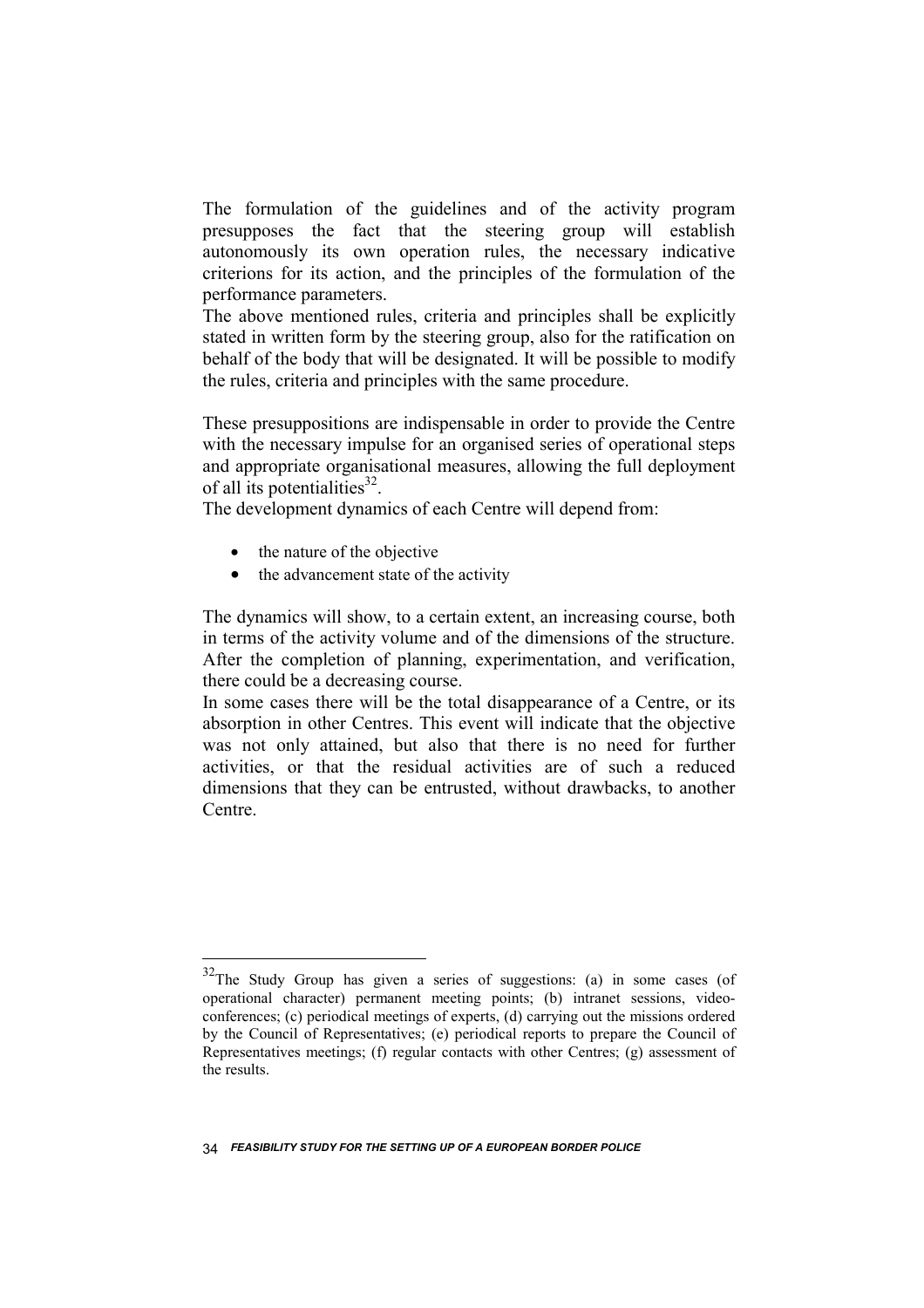The formulation of the guidelines and of the activity program presupposes the fact that the steering group will establish autonomously its own operation rules, the necessary indicative criterions for its action, and the principles of the formulation of the performance parameters.
The above mentioned rules, criteria and principles shall be explicitly stated in written form by the steering group, also for the ratification on behalf of the body that will be designated. It will be possible to modify the rules, criteria and principles with the same procedure.

These presuppositions are indispensable in order to provide the Centre with the necessary impulse for an organised series of operational steps and appropriate organisational measures, allowing the full deployment of all its potentialities[32].
The development dynamics of each Centre will depend from:

- the nature of the objective
- the advancement state of the activity

The dynamics will show, to a certain extent, an increasing course, both in terms of the activity volume and of the dimensions of the structure. After the completion of planning, experimentation, and verification, there could be a decreasing course.
In some cases there will be the total disappearance of a Centre, or its absorption in other Centres. This event will indicate that the objective was not only attained, but also that there is no need for further activities, or that the residual activities are of such a reduced dimensions that they can be entrusted, without drawbacks, to another Centre.

---

[32] The Study Group has given a series of suggestions: (a) in some cases (of operational character) permanent meeting points; (b) intranet sessions, video-conferences; (c) periodical meetings of experts, (d) carrying out the missions ordered by the Council of Representatives; (e) periodical reports to prepare the Council of Representatives meetings; (f) regular contacts with other Centres; (g) assessment of the results.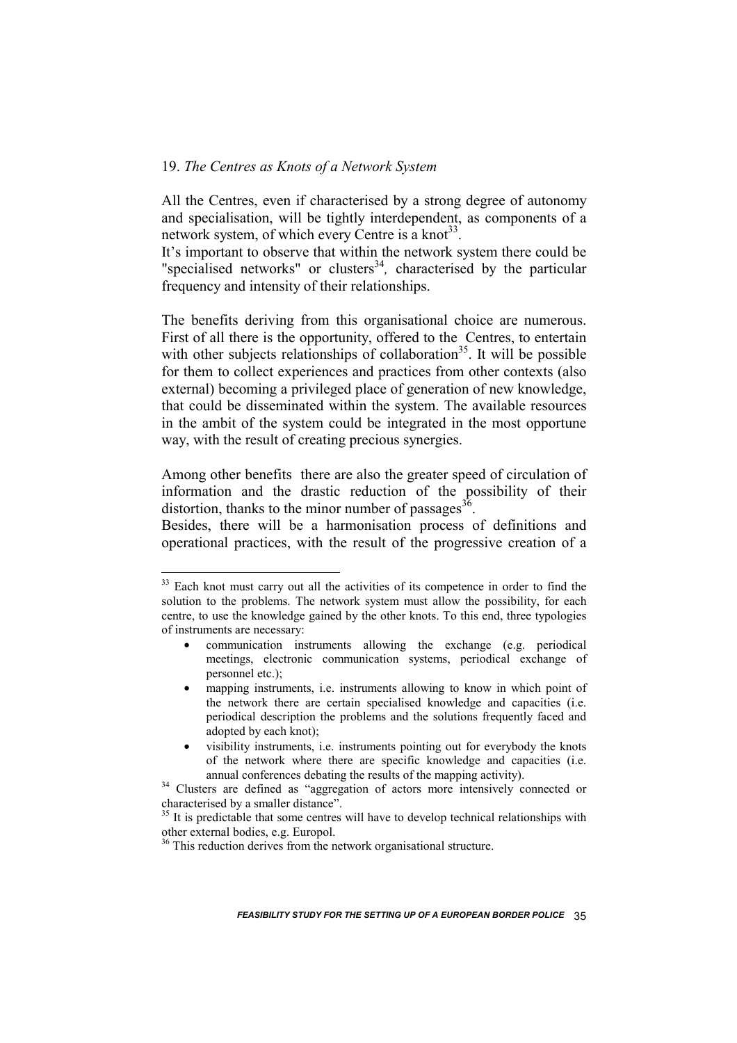## 19. *The Centres as Knots of a Network System*

All the Centres, even if characterised by a strong degree of autonomy and specialisation, will be tightly interdependent, as components of a network system, of which every Centre is a knot[33].
It's important to observe that within the network system there could be "specialised networks" or clusters[34], characterised by the particular frequency and intensity of their relationships.

The benefits deriving from this organisational choice are numerous. First of all there is the opportunity, offered to the Centres, to entertain with other subjects relationships of collaboration[35]. It will be possible for them to collect experiences and practices from other contexts (also external) becoming a privileged place of generation of new knowledge, that could be disseminated within the system. The available resources in the ambit of the system could be integrated in the most opportune way, with the result of creating precious synergies.

Among other benefits there are also the greater speed of circulation of information and the drastic reduction of the possibility of their distortion, thanks to the minor number of passages[36].
Besides, there will be a harmonisation process of definitions and operational practices, with the result of the progressive creation of a

---

[33] Each knot must carry out all the activities of its competence in order to find the solution to the problems. The network system must allow the possibility, for each centre, to use the knowledge gained by the other knots. To this end, three typologies of instruments are necessary:

- communication instruments allowing the exchange (e.g. periodical meetings, electronic communication systems, periodical exchange of personnel etc.);
- mapping instruments, i.e. instruments allowing to know in which point of the network there are certain specialised knowledge and capacities (i.e. periodical description the problems and the solutions frequently faced and adopted by each knot);
- visibility instruments, i.e. instruments pointing out for everybody the knots of the network where there are specific knowledge and capacities (i.e. annual conferences debating the results of the mapping activity).

[34] Clusters are defined as "aggregation of actors more intensively connected or characterised by a smaller distance".

[35] It is predictable that some centres will have to develop technical relationships with other external bodies, e.g. Europol.

[36] This reduction derives from the network organisational structure.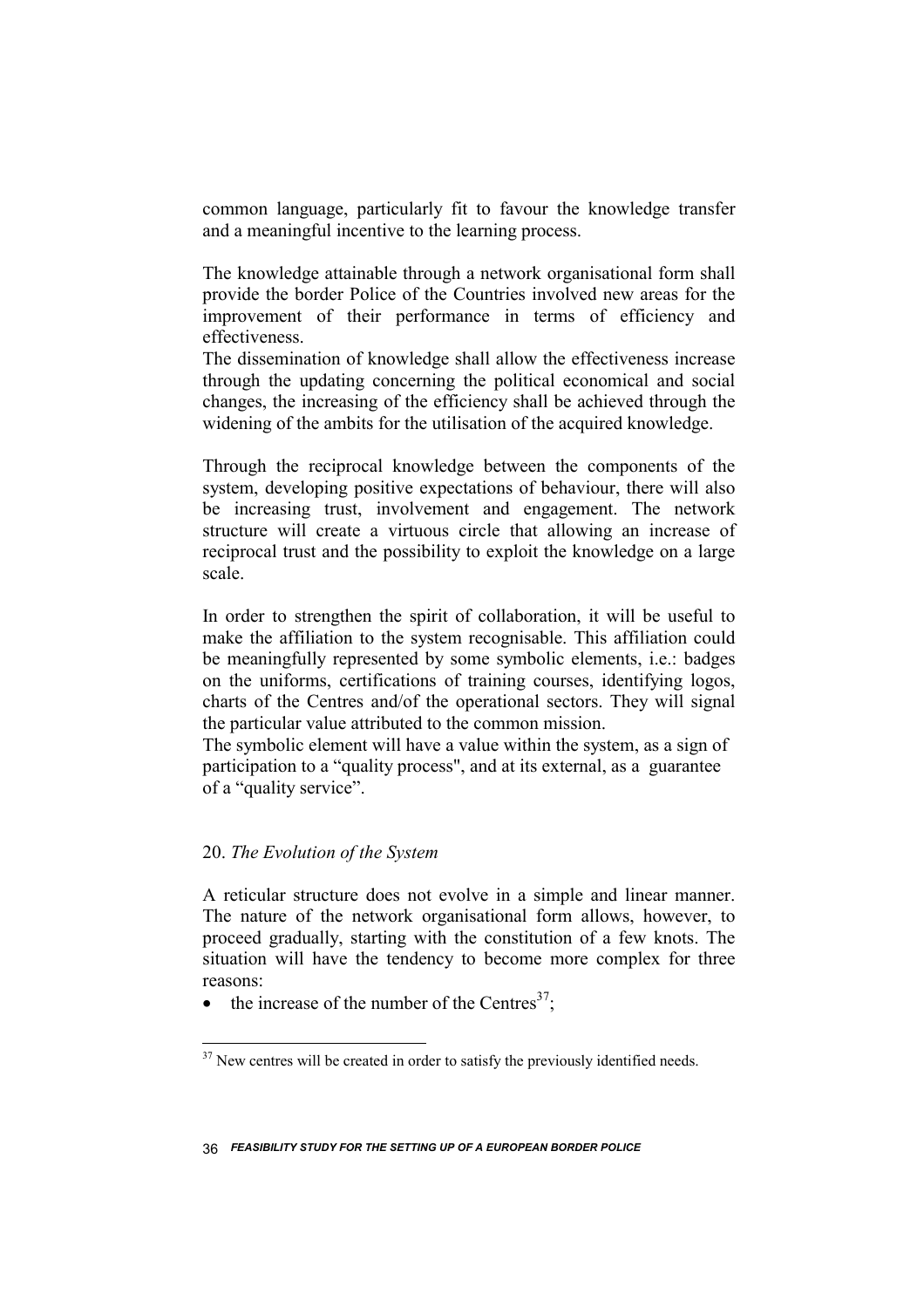common language, particularly fit to favour the knowledge transfer and a meaningful incentive to the learning process.

The knowledge attainable through a network organisational form shall provide the border Police of the Countries involved new areas for the improvement of their performance in terms of efficiency and effectiveness.
The dissemination of knowledge shall allow the effectiveness increase through the updating concerning the political economical and social changes, the increasing of the efficiency shall be achieved through the widening of the ambits for the utilisation of the acquired knowledge.

Through the reciprocal knowledge between the components of the system, developing positive expectations of behaviour, there will also be increasing trust, involvement and engagement. The network structure will create a virtuous circle that allowing an increase of reciprocal trust and the possibility to exploit the knowledge on a large scale.

In order to strengthen the spirit of collaboration, it will be useful to make the affiliation to the system recognisable. This affiliation could be meaningfully represented by some symbolic elements, i.e.: badges on the uniforms, certifications of training courses, identifying logos, charts of the Centres and/of the operational sectors. They will signal the particular value attributed to the common mission.
The symbolic element will have a value within the system, as a sign of participation to a "quality process", and at its external, as a guarantee of a "quality service".

## 20. *The Evolution of the System*

A reticular structure does not evolve in a simple and linear manner. The nature of the network organisational form allows, however, to proceed gradually, starting with the constitution of a few knots. The situation will have the tendency to become more complex for three reasons:

- the increase of the number of the Centres[37];

[37] New centres will be created in order to satisfy the previously identified needs.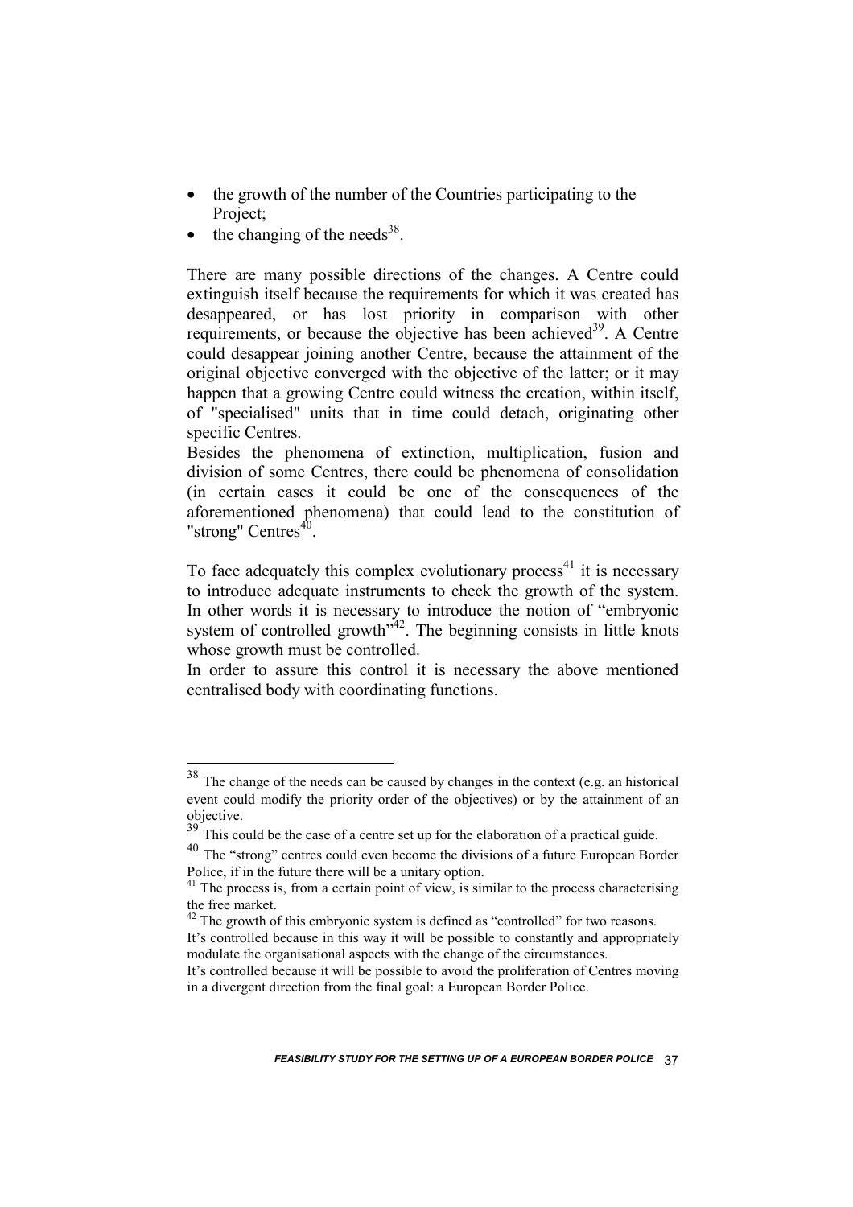- the growth of the number of the Countries participating to the Project;
- the changing of the needs[38].

There are many possible directions of the changes. A Centre could extinguish itself because the requirements for which it was created has desappeared, or has lost priority in comparison with other requirements, or because the objective has been achieved[39]. A Centre could desappear joining another Centre, because the attainment of the original objective converged with the objective of the latter; or it may happen that a growing Centre could witness the creation, within itself, of "specialised" units that in time could detach, originating other specific Centres.
Besides the phenomena of extinction, multiplication, fusion and division of some Centres, there could be phenomena of consolidation (in certain cases it could be one of the consequences of the aforementioned phenomena) that could lead to the constitution of "strong" Centres[40].

To face adequately this complex evolutionary process[41] it is necessary to introduce adequate instruments to check the growth of the system. In other words it is necessary to introduce the notion of "embryonic system of controlled growth"[42]. The beginning consists in little knots whose growth must be controlled.
In order to assure this control it is necessary the above mentioned centralised body with coordinating functions.

---

[38] The change of the needs can be caused by changes in the context (e.g. an historical event could modify the priority order of the objectives) or by the attainment of an objective.

[39] This could be the case of a centre set up for the elaboration of a practical guide.

[40] The "strong" centres could even become the divisions of a future European Border Police, if in the future there will be a unitary option.

[41] The process is, from a certain point of view, is similar to the process characterising the free market.

[42] The growth of this embryonic system is defined as "controlled" for two reasons.
It's controlled because in this way it will be possible to constantly and appropriately modulate the organisational aspects with the change of the circumstances.
It's controlled because it will be possible to avoid the proliferation of Centres moving in a divergent direction from the final goal: a European Border Police.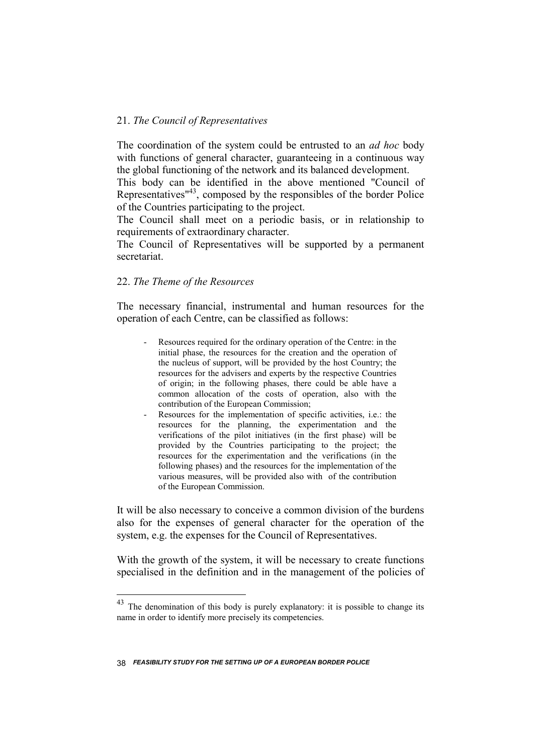## 21. *The Council of Representatives*

The coordination of the system could be entrusted to an *ad hoc* body with functions of general character, guaranteeing in a continuous way the global functioning of the network and its balanced development.
This body can be identified in the above mentioned "Council of Representatives"[43], composed by the responsibles of the border Police of the Countries participating to the project.
The Council shall meet on a periodic basis, or in relationship to requirements of extraordinary character.
The Council of Representatives will be supported by a permanent secretariat.

## 22. *The Theme of the Resources*

The necessary financial, instrumental and human resources for the operation of each Centre, can be classified as follows:

- Resources required for the ordinary operation of the Centre: in the initial phase, the resources for the creation and the operation of the nucleus of support, will be provided by the host Country; the resources for the advisers and experts by the respective Countries of origin; in the following phases, there could be able have a common allocation of the costs of operation, also with the contribution of the European Commission;
- Resources for the implementation of specific activities, i.e.: the resources for the planning, the experimentation and the verifications of the pilot initiatives (in the first phase) will be provided by the Countries participating to the project; the resources for the experimentation and the verifications (in the following phases) and the resources for the implementation of the various measures, will be provided also with of the contribution of the European Commission.

It will be also necessary to conceive a common division of the burdens also for the expenses of general character for the operation of the system, e.g. the expenses for the Council of Representatives.

With the growth of the system, it will be necessary to create functions specialised in the definition and in the management of the policies of

---

[43] The denomination of this body is purely explanatory: it is possible to change its name in order to identify more precisely its competencies.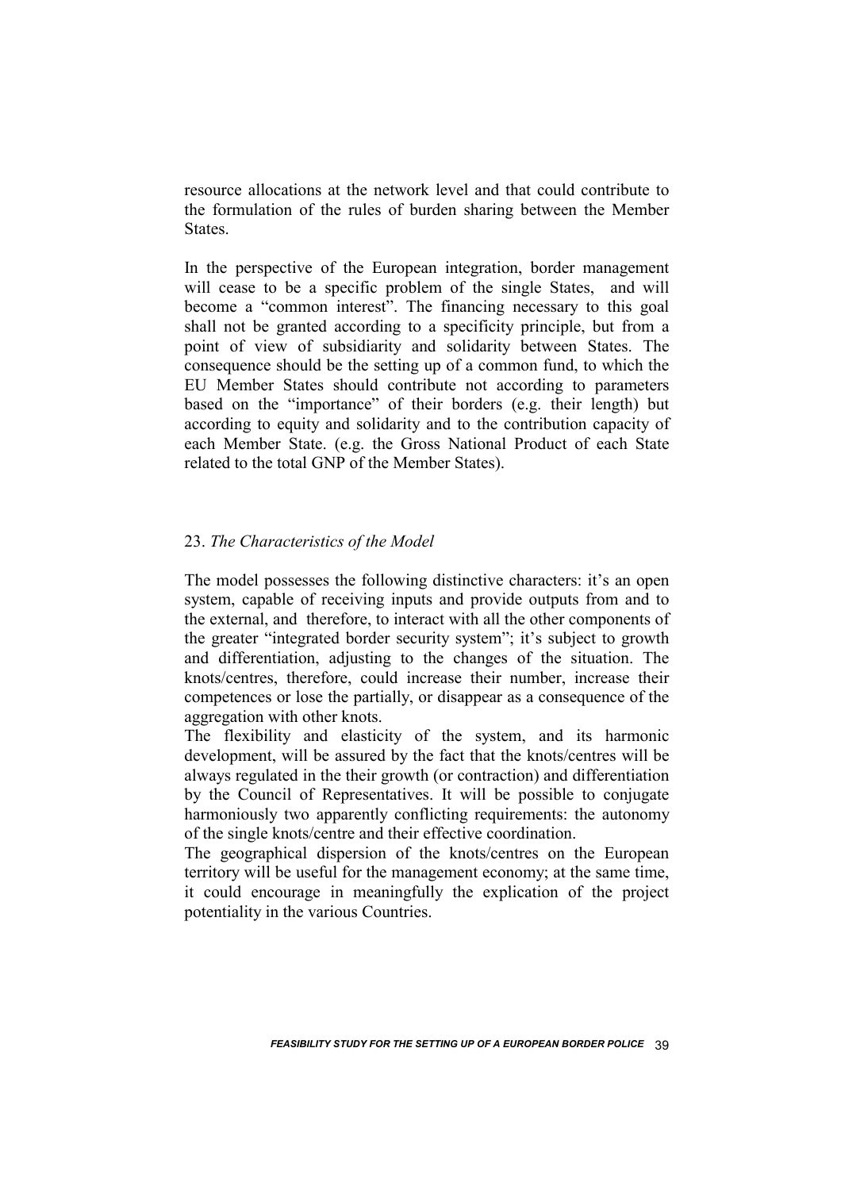resource allocations at the network level and that could contribute to the formulation of the rules of burden sharing between the Member States.

In the perspective of the European integration, border management will cease to be a specific problem of the single States, and will become a "common interest". The financing necessary to this goal shall not be granted according to a specificity principle, but from a point of view of subsidiarity and solidarity between States. The consequence should be the setting up of a common fund, to which the EU Member States should contribute not according to parameters based on the "importance" of their borders (e.g. their length) but according to equity and solidarity and to the contribution capacity of each Member State. (e.g. the Gross National Product of each State related to the total GNP of the Member States).

## 23. *The Characteristics of the Model*

The model possesses the following distinctive characters: it's an open system, capable of receiving inputs and provide outputs from and to the external, and therefore, to interact with all the other components of the greater "integrated border security system"; it's subject to growth and differentiation, adjusting to the changes of the situation. The knots/centres, therefore, could increase their number, increase their competences or lose the partially, or disappear as a consequence of the aggregation with other knots.

The flexibility and elasticity of the system, and its harmonic development, will be assured by the fact that the knots/centres will be always regulated in the their growth (or contraction) and differentiation by the Council of Representatives. It will be possible to conjugate harmoniously two apparently conflicting requirements: the autonomy of the single knots/centre and their effective coordination.

The geographical dispersion of the knots/centres on the European territory will be useful for the management economy; at the same time, it could encourage in meaningfully the explication of the project potentiality in the various Countries.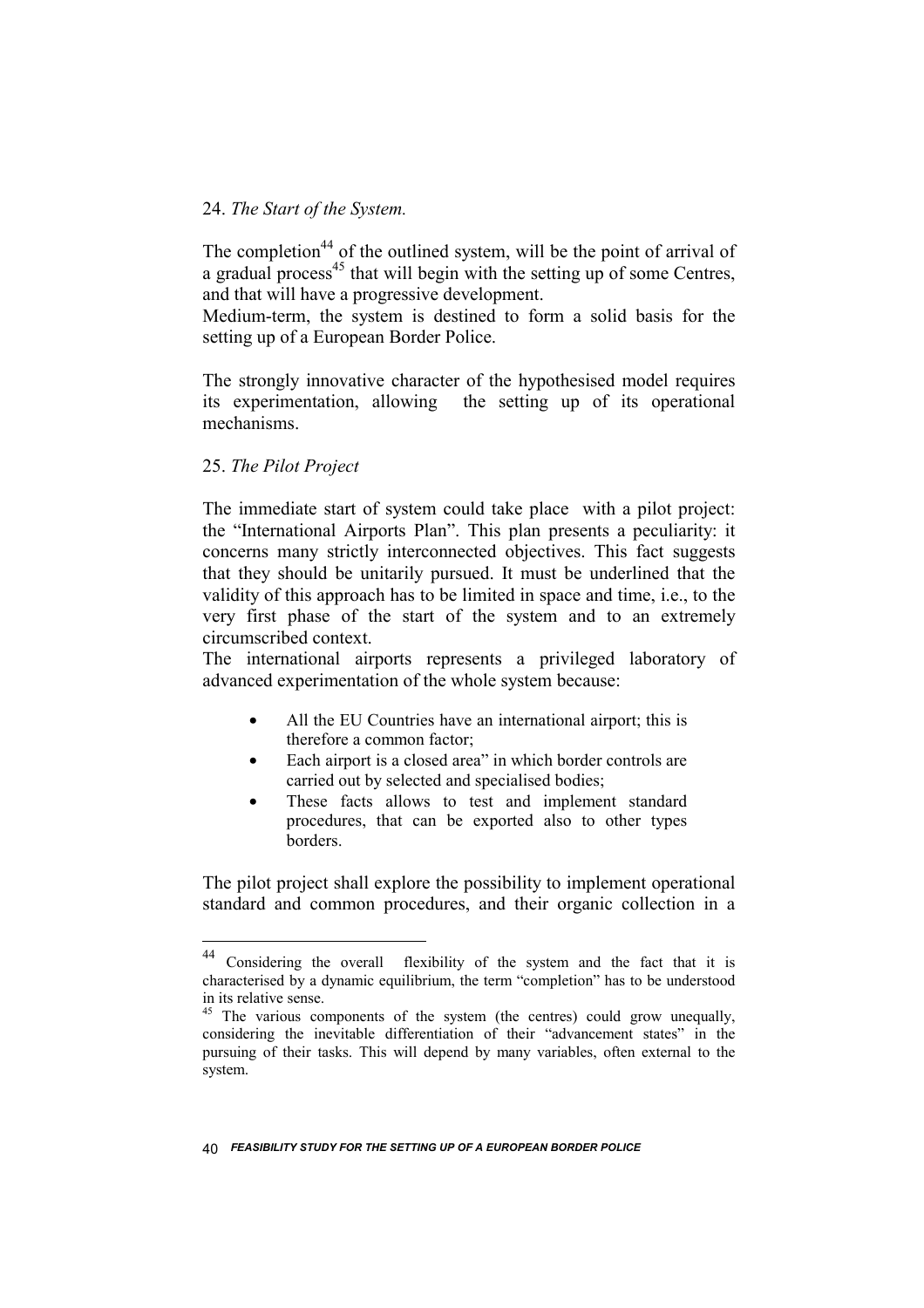## 24. *The Start of the System.*

The completion[44] of the outlined system, will be the point of arrival of a gradual process[45] that will begin with the setting up of some Centres, and that will have a progressive development.
Medium-term, the system is destined to form a solid basis for the setting up of a European Border Police.

The strongly innovative character of the hypothesised model requires its experimentation, allowing the setting up of its operational mechanisms.

## 25. *The Pilot Project*

The immediate start of system could take place with a pilot project: the "International Airports Plan". This plan presents a peculiarity: it concerns many strictly interconnected objectives. This fact suggests that they should be unitarily pursued. It must be underlined that the validity of this approach has to be limited in space and time, i.e., to the very first phase of the start of the system and to an extremely circumscribed context.
The international airports represents a privileged laboratory of advanced experimentation of the whole system because:

- All the EU Countries have an international airport; this is therefore a common factor;
- Each airport is a closed area" in which border controls are carried out by selected and specialised bodies;
- These facts allows to test and implement standard procedures, that can be exported also to other types borders.

The pilot project shall explore the possibility to implement operational standard and common procedures, and their organic collection in a

---

[44] Considering the overall flexibility of the system and the fact that it is characterised by a dynamic equilibrium, the term "completion" has to be understood in its relative sense.

[45] The various components of the system (the centres) could grow unequally, considering the inevitable differentiation of their "advancement states" in the pursuing of their tasks. This will depend by many variables, often external to the system.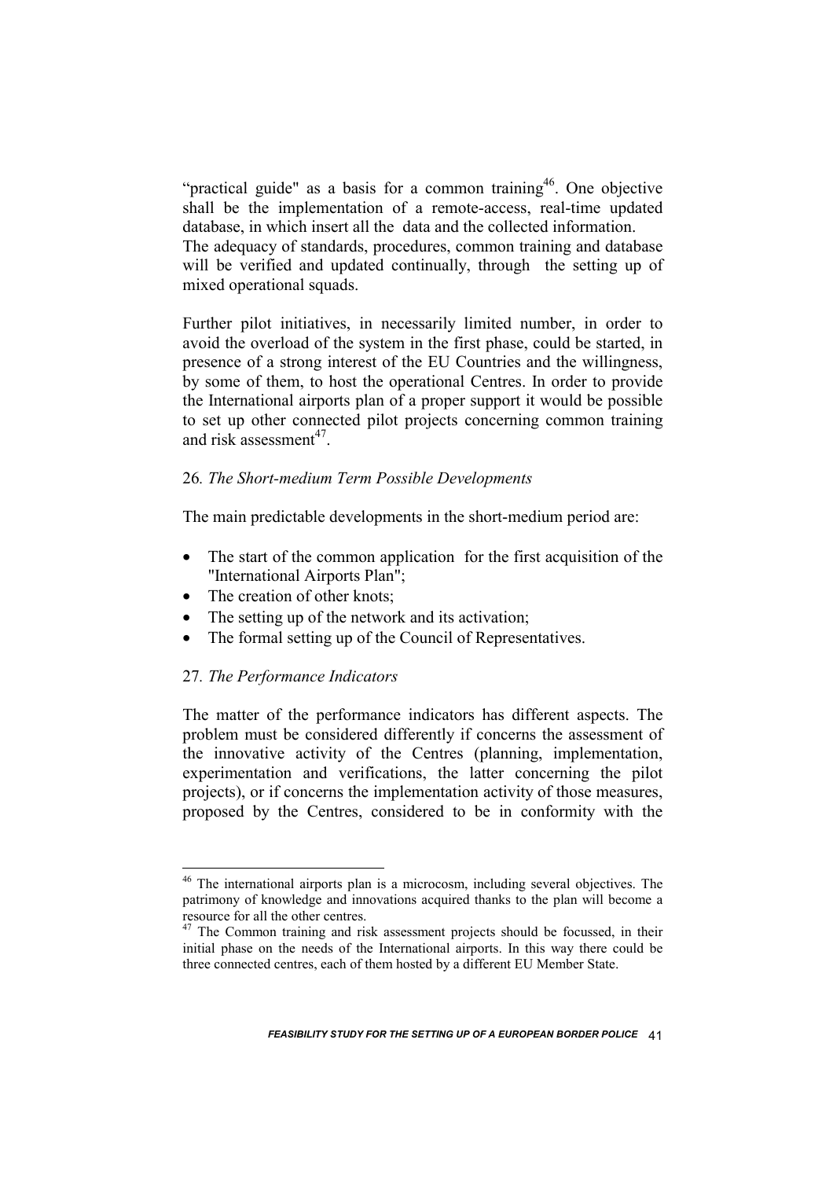"practical guide" as a basis for a common training[46]. One objective shall be the implementation of a remote-access, real-time updated database, in which insert all the data and the collected information.
The adequacy of standards, procedures, common training and database will be verified and updated continually, through the setting up of mixed operational squads.

Further pilot initiatives, in necessarily limited number, in order to avoid the overload of the system in the first phase, could be started, in presence of a strong interest of the EU Countries and the willingness, by some of them, to host the operational Centres. In order to provide the International airports plan of a proper support it would be possible to set up other connected pilot projects concerning common training and risk assessment[47].

## 26. *The Short-medium Term Possible Developments*

The main predictable developments in the short-medium period are:

- The start of the common application for the first acquisition of the "International Airports Plan";
- The creation of other knots;
- The setting up of the network and its activation;
- The formal setting up of the Council of Representatives.

## 27. *The Performance Indicators*

The matter of the performance indicators has different aspects. The problem must be considered differently if concerns the assessment of the innovative activity of the Centres (planning, implementation, experimentation and verifications, the latter concerning the pilot projects), or if concerns the implementation activity of those measures, proposed by the Centres, considered to be in conformity with the

---

[46] The international airports plan is a microcosm, including several objectives. The patrimony of knowledge and innovations acquired thanks to the plan will become a resource for all the other centres.

[47] The Common training and risk assessment projects should be focussed, in their initial phase on the needs of the International airports. In this way there could be three connected centres, each of them hosted by a different EU Member State.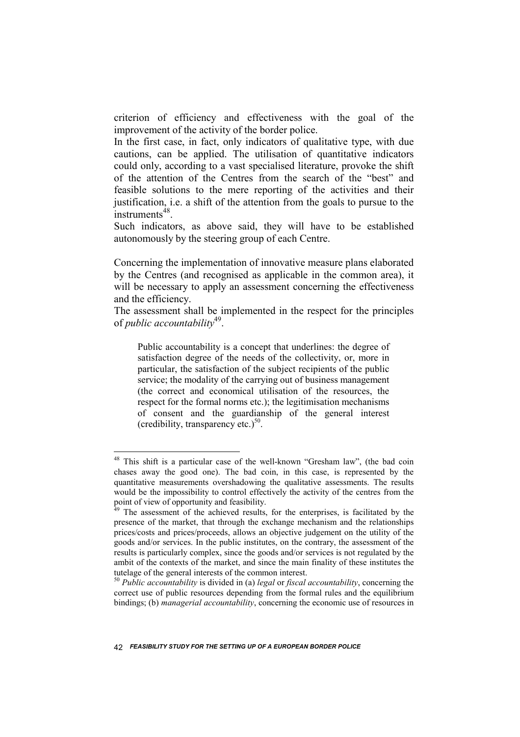criterion of efficiency and effectiveness with the goal of the improvement of the activity of the border police.

In the first case, in fact, only indicators of qualitative type, with due cautions, can be applied. The utilisation of quantitative indicators could only, according to a vast specialised literature, provoke the shift of the attention of the Centres from the search of the "best" and feasible solutions to the mere reporting of the activities and their justification, i.e. a shift of the attention from the goals to pursue to the instruments[48].

Such indicators, as above said, they will have to be established autonomously by the steering group of each Centre.

Concerning the implementation of innovative measure plans elaborated by the Centres (and recognised as applicable in the common area), it will be necessary to apply an assessment concerning the effectiveness and the efficiency.

The assessment shall be implemented in the respect for the principles of *public accountability*[49].

> Public accountability is a concept that underlines: the degree of satisfaction degree of the needs of the collectivity, or, more in particular, the satisfaction of the subject recipients of the public service; the modality of the carrying out of business management (the correct and economical utilisation of the resources, the respect for the formal norms etc.); the legitimisation mechanisms of consent and the guardianship of the general interest (credibility, transparency etc.)[50].

---

[48] This shift is a particular case of the well-known "Gresham law", (the bad coin chases away the good one). The bad coin, in this case, is represented by the quantitative measurements overshadowing the qualitative assessments. The results would be the impossibility to control effectively the activity of the centres from the point of view of opportunity and feasibility.

[49] The assessment of the achieved results, for the enterprises, is facilitated by the presence of the market, that through the exchange mechanism and the relationships prices/costs and prices/proceeds, allows an objective judgement on the utility of the goods and/or services. In the public institutes, on the contrary, the assessment of the results is particularly complex, since the goods and/or services is not regulated by the ambit of the contexts of the market, and since the main finality of these institutes the tutelage of the general interests of the common interest.

[50] *Public accountability* is divided in (a) *legal* or *fiscal accountability*, concerning the correct use of public resources depending from the formal rules and the equilibrium bindings; (b) *managerial accountability*, concerning the economic use of resources in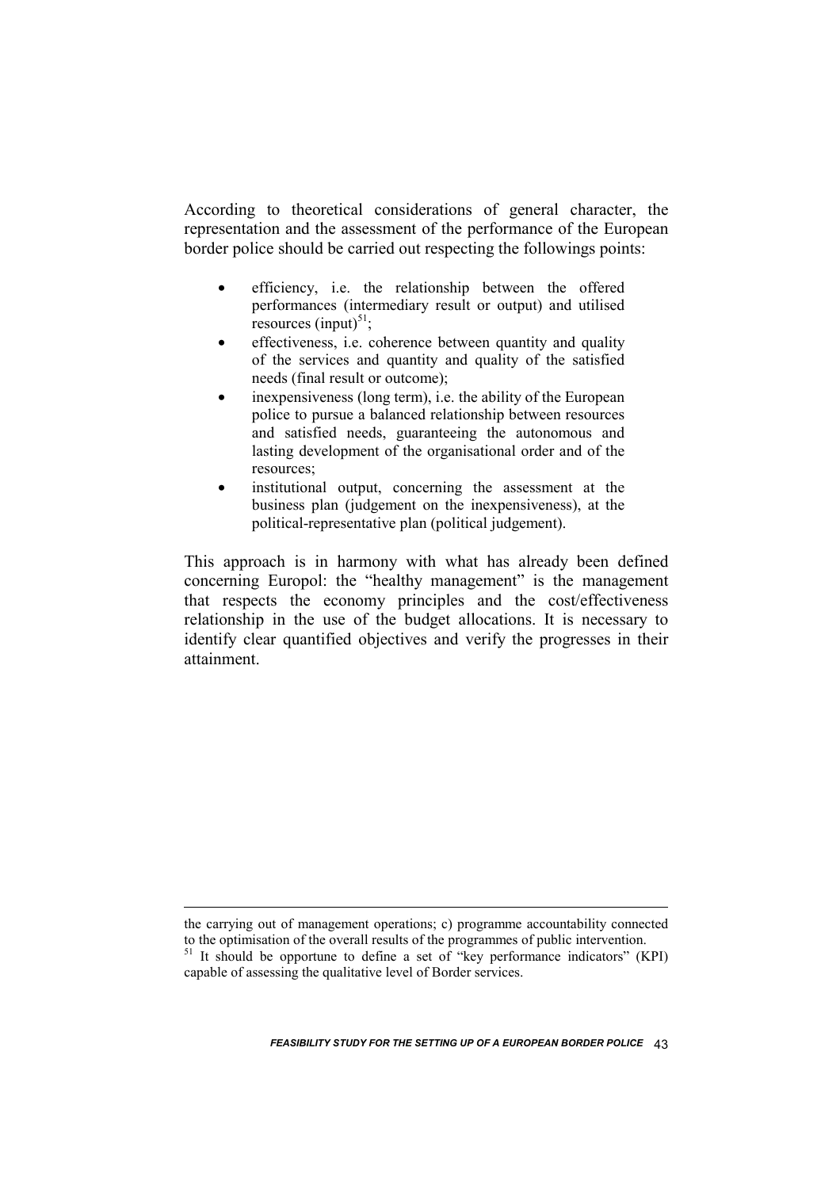According to theoretical considerations of general character, the representation and the assessment of the performance of the European border police should be carried out respecting the followings points:

- efficiency, i.e. the relationship between the offered performances (intermediary result or output) and utilised resources (input)[51];
- effectiveness, i.e. coherence between quantity and quality of the services and quantity and quality of the satisfied needs (final result or outcome);
- inexpensiveness (long term), i.e. the ability of the European police to pursue a balanced relationship between resources and satisfied needs, guaranteeing the autonomous and lasting development of the organisational order and of the resources;
- institutional output, concerning the assessment at the business plan (judgement on the inexpensiveness), at the political-representative plan (political judgement).

This approach is in harmony with what has already been defined concerning Europol: the "healthy management" is the management that respects the economy principles and the cost/effectiveness relationship in the use of the budget allocations. It is necessary to identify clear quantified objectives and verify the progresses in their attainment.

---

the carrying out of management operations; c) programme accountability connected to the optimisation of the overall results of the programmes of public intervention.

[51] It should be opportune to define a set of "key performance indicators" (KPI) capable of assessing the qualitative level of Border services.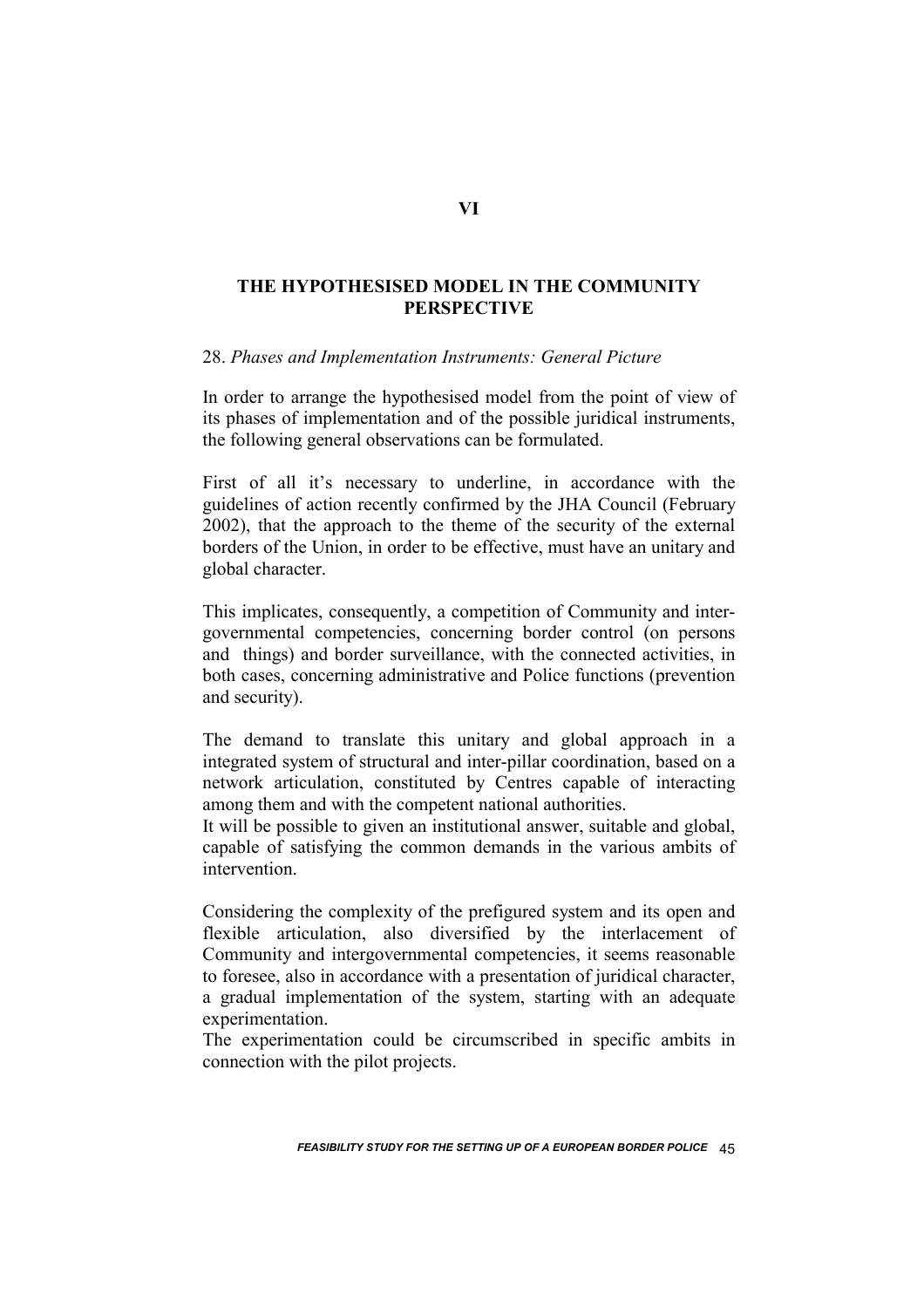# VI

## THE HYPOTHESISED MODEL IN THE COMMUNITY PERSPECTIVE

### 28. *Phases and Implementation Instruments: General Picture*

In order to arrange the hypothesised model from the point of view of its phases of implementation and of the possible juridical instruments, the following general observations can be formulated.

First of all it's necessary to underline, in accordance with the guidelines of action recently confirmed by the JHA Council (February 2002), that the approach to the theme of the security of the external borders of the Union, in order to be effective, must have an unitary and global character.

This implicates, consequently, a competition of Community and inter-governmental competencies, concerning border control (on persons and things) and border surveillance, with the connected activities, in both cases, concerning administrative and Police functions (prevention and security).

The demand to translate this unitary and global approach in a integrated system of structural and inter-pillar coordination, based on a network articulation, constituted by Centres capable of interacting among them and with the competent national authorities.
It will be possible to given an institutional answer, suitable and global, capable of satisfying the common demands in the various ambits of intervention.

Considering the complexity of the prefigured system and its open and flexible articulation, also diversified by the interlacement of Community and intergovernmental competencies, it seems reasonable to foresee, also in accordance with a presentation of juridical character, a gradual implementation of the system, starting with an adequate experimentation.
The experimentation could be circumscribed in specific ambits in connection with the pilot projects.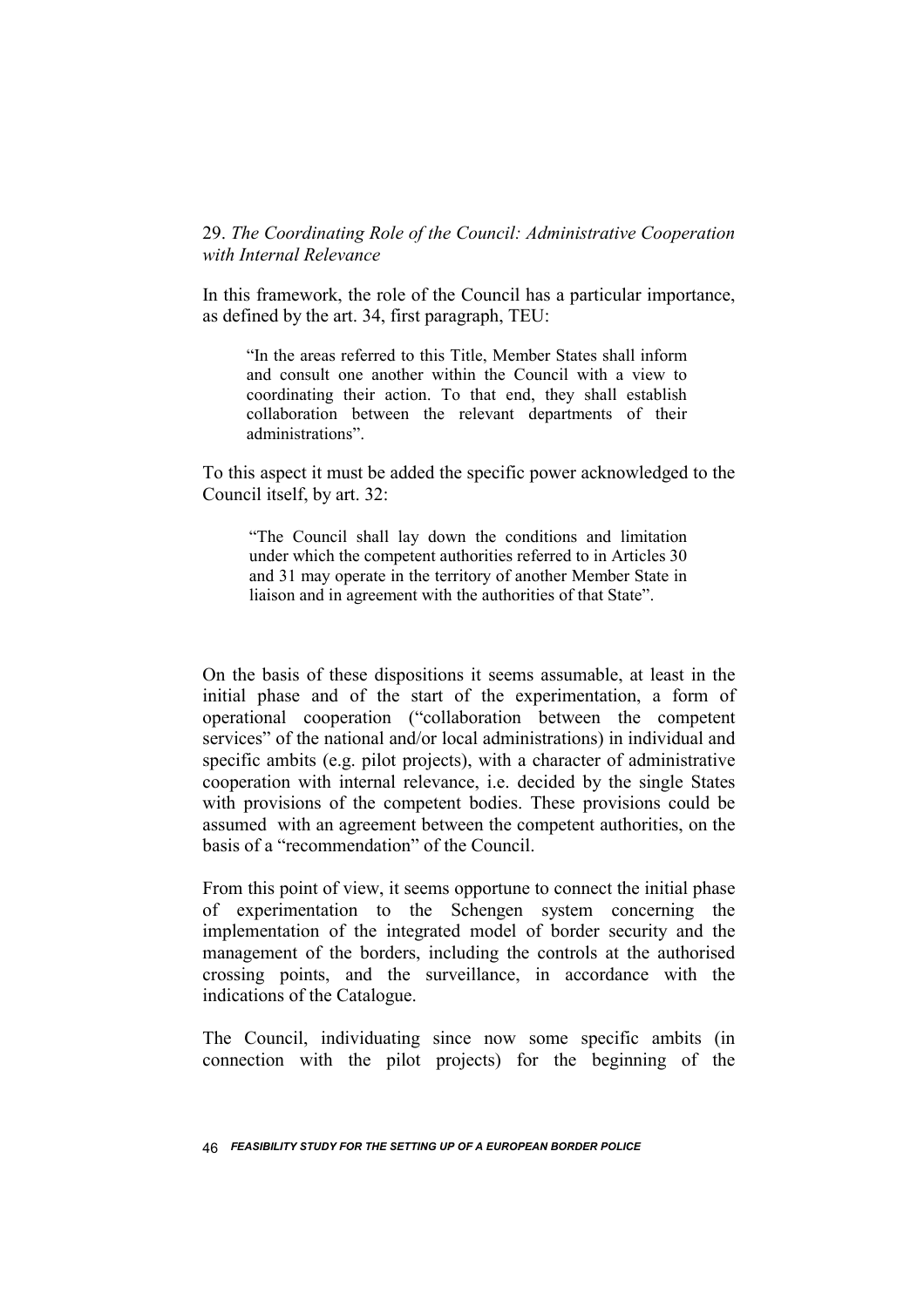## 29. *The Coordinating Role of the Council: Administrative Cooperation with Internal Relevance*

In this framework, the role of the Council has a particular importance, as defined by the art. 34, first paragraph, TEU:

> "In the areas referred to this Title, Member States shall inform and consult one another within the Council with a view to coordinating their action. To that end, they shall establish collaboration between the relevant departments of their administrations".

To this aspect it must be added the specific power acknowledged to the Council itself, by art. 32:

> "The Council shall lay down the conditions and limitation under which the competent authorities referred to in Articles 30 and 31 may operate in the territory of another Member State in liaison and in agreement with the authorities of that State".

On the basis of these dispositions it seems assumable, at least in the initial phase and of the start of the experimentation, a form of operational cooperation ("collaboration between the competent services" of the national and/or local administrations) in individual and specific ambits (e.g. pilot projects), with a character of administrative cooperation with internal relevance, i.e. decided by the single States with provisions of the competent bodies. These provisions could be assumed with an agreement between the competent authorities, on the basis of a "recommendation" of the Council.

From this point of view, it seems opportune to connect the initial phase of experimentation to the Schengen system concerning the implementation of the integrated model of border security and the management of the borders, including the controls at the authorised crossing points, and the surveillance, in accordance with the indications of the Catalogue.

The Council, individuating since now some specific ambits (in connection with the pilot projects) for the beginning of the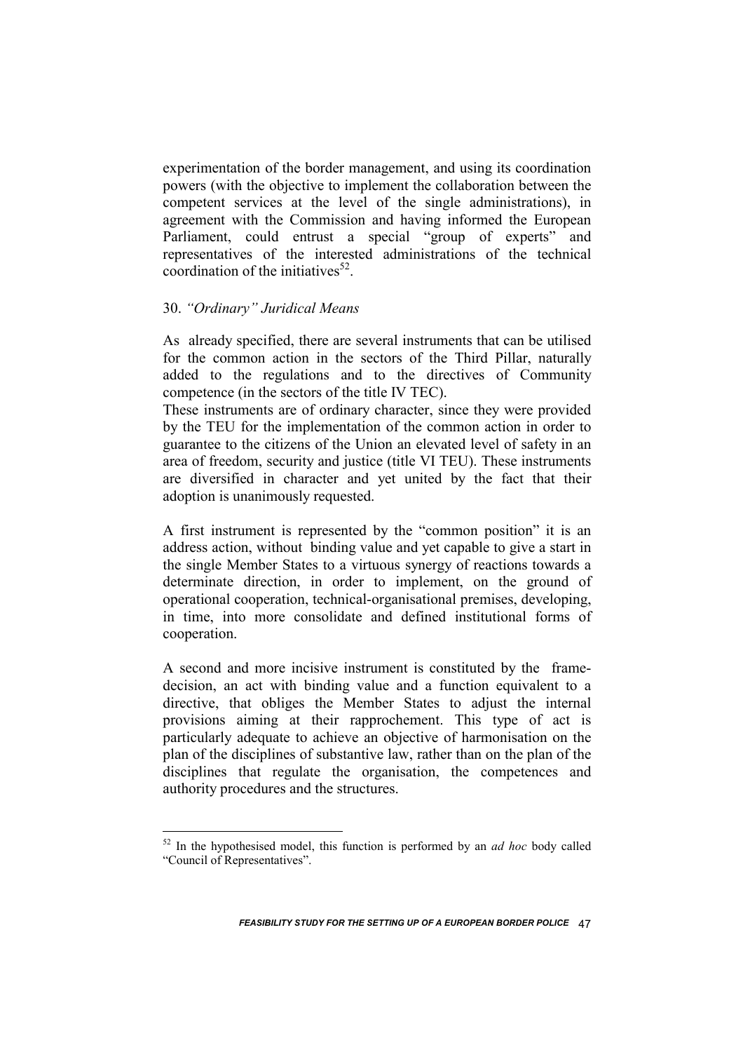experimentation of the border management, and using its coordination powers (with the objective to implement the collaboration between the competent services at the level of the single administrations), in agreement with the Commission and having informed the European Parliament, could entrust a special "group of experts" and representatives of the interested administrations of the technical coordination of the initiatives[52].

### 30. *"Ordinary" Juridical Means*

As already specified, there are several instruments that can be utilised for the common action in the sectors of the Third Pillar, naturally added to the regulations and to the directives of Community competence (in the sectors of the title IV TEC).

These instruments are of ordinary character, since they were provided by the TEU for the implementation of the common action in order to guarantee to the citizens of the Union an elevated level of safety in an area of freedom, security and justice (title VI TEU). These instruments are diversified in character and yet united by the fact that their adoption is unanimously requested.

A first instrument is represented by the "common position" it is an address action, without binding value and yet capable to give a start in the single Member States to a virtuous synergy of reactions towards a determinate direction, in order to implement, on the ground of operational cooperation, technical-organisational premises, developing, in time, into more consolidate and defined institutional forms of cooperation.

A second and more incisive instrument is constituted by the frame-decision, an act with binding value and a function equivalent to a directive, that obliges the Member States to adjust the internal provisions aiming at their rapprochement. This type of act is particularly adequate to achieve an objective of harmonisation on the plan of the disciplines of substantive law, rather than on the plan of the disciplines that regulate the organisation, the competences and authority procedures and the structures.

---

[52] In the hypothesised model, this function is performed by an *ad hoc* body called "Council of Representatives".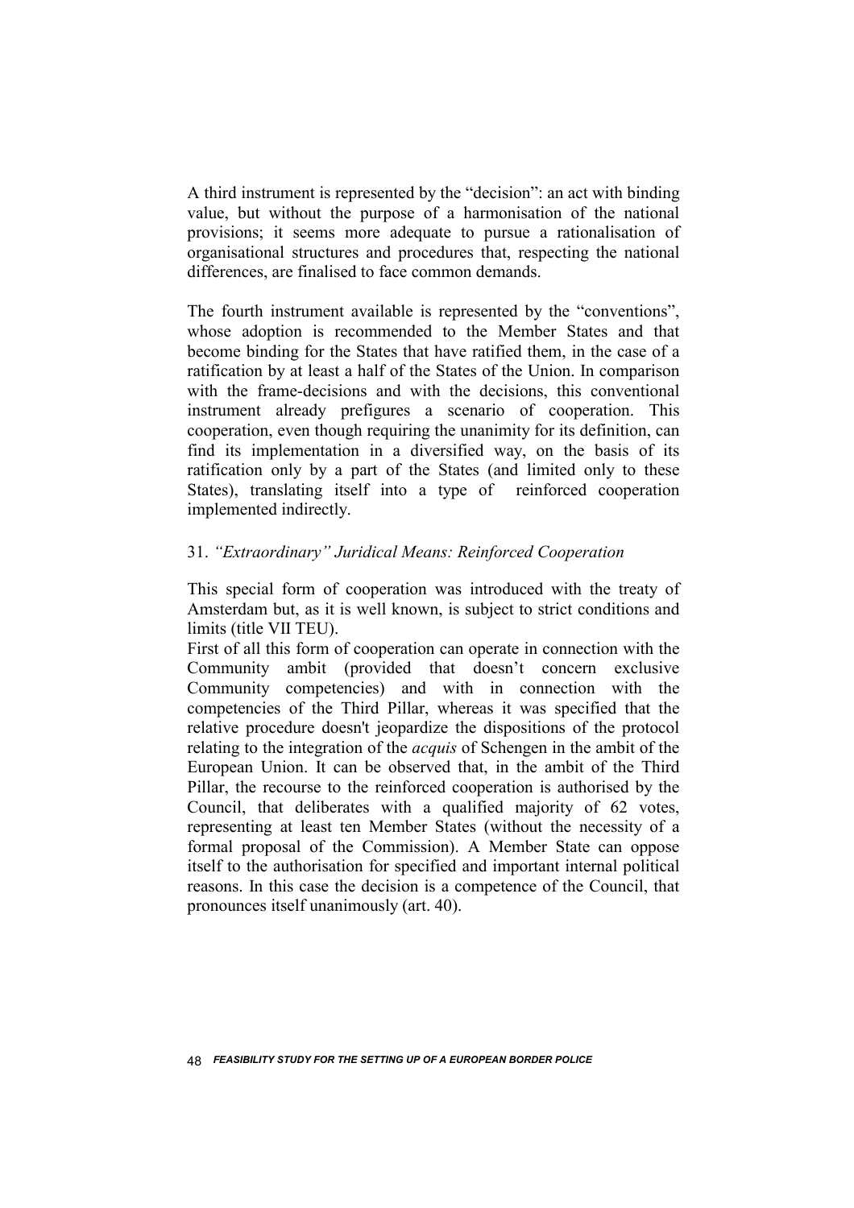A third instrument is represented by the “decision”: an act with binding value, but without the purpose of a harmonisation of the national provisions; it seems more adequate to pursue a rationalisation of organisational structures and procedures that, respecting the national differences, are finalised to face common demands.

The fourth instrument available is represented by the “conventions”, whose adoption is recommended to the Member States and that become binding for the States that have ratified them, in the case of a ratification by at least a half of the States of the Union. In comparison with the frame-decisions and with the decisions, this conventional instrument already prefigures a scenario of cooperation. This cooperation, even though requiring the unanimity for its definition, can find its implementation in a diversified way, on the basis of its ratification only by a part of the States (and limited only to these States), translating itself into a type of reinforced cooperation implemented indirectly.

### 31. *“Extraordinary” Juridical Means: Reinforced Cooperation*

This special form of cooperation was introduced with the treaty of Amsterdam but, as it is well known, is subject to strict conditions and limits (title VII TEU).

First of all this form of cooperation can operate in connection with the Community ambit (provided that doesn’t concern exclusive Community competencies) and with in connection with the competencies of the Third Pillar, whereas it was specified that the relative procedure doesn't jeopardize the dispositions of the protocol relating to the integration of the *acquis* of Schengen in the ambit of the European Union. It can be observed that, in the ambit of the Third Pillar, the recourse to the reinforced cooperation is authorised by the Council, that deliberates with a qualified majority of 62 votes, representing at least ten Member States (without the necessity of a formal proposal of the Commission). A Member State can oppose itself to the authorisation for specified and important internal political reasons. In this case the decision is a competence of the Council, that pronounces itself unanimously (art. 40).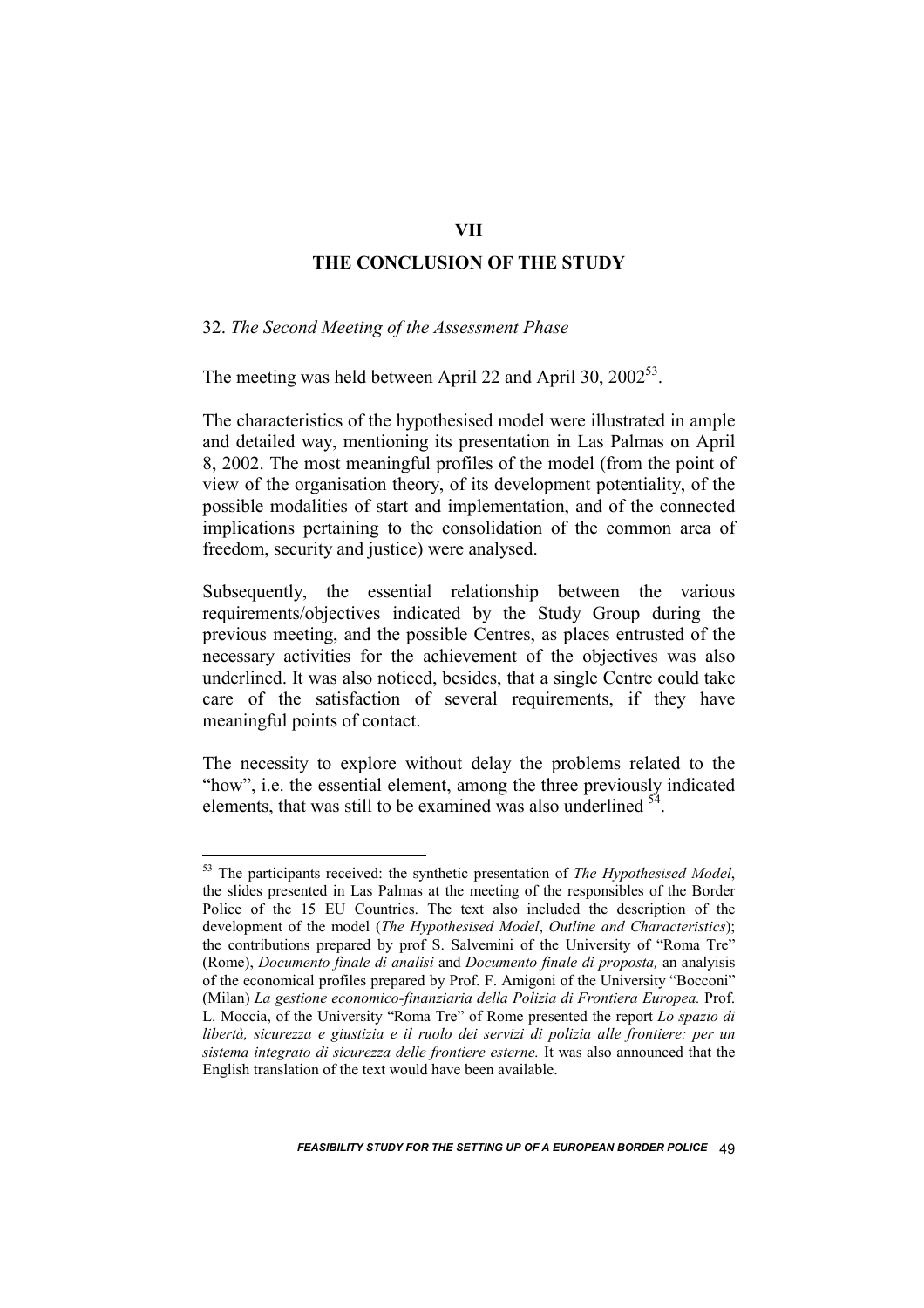# VII

# THE CONCLUSION OF THE STUDY

## 32. *The Second Meeting of the Assessment Phase*

The meeting was held between April 22 and April 30, 2002[53].

The characteristics of the hypothesised model were illustrated in ample and detailed way, mentioning its presentation in Las Palmas on April 8, 2002. The most meaningful profiles of the model (from the point of view of the organisation theory, of its development potentiality, of the possible modalities of start and implementation, and of the connected implications pertaining to the consolidation of the common area of freedom, security and justice) were analysed.

Subsequently, the essential relationship between the various requirements/objectives indicated by the Study Group during the previous meeting, and the possible Centres, as places entrusted of the necessary activities for the achievement of the objectives was also underlined. It was also noticed, besides, that a single Centre could take care of the satisfaction of several requirements, if they have meaningful points of contact.

The necessity to explore without delay the problems related to the "how", i.e. the essential element, among the three previously indicated elements, that was still to be examined was also underlined [54].

---

[53] The participants received: the synthetic presentation of *The Hypothesised Model*, the slides presented in Las Palmas at the meeting of the responsibles of the Border Police of the 15 EU Countries. The text also included the description of the development of the model (*The Hypothesised Model*, *Outline and Characteristics*); the contributions prepared by prof S. Salvemini of the University of "Roma Tre" (Rome), *Documento finale di analisi* and *Documento finale di proposta,* an analyisis of the economical profiles prepared by Prof. F. Amigoni of the University "Bocconi" (Milan) *La gestione economico-finanziaria della Polizia di Frontiera Europea.* Prof. L. Moccia, of the University "Roma Tre" of Rome presented the report *Lo spazio di libertà, sicurezza e giustizia e il ruolo dei servizi di polizia alle frontiere: per un sistema integrato di sicurezza delle frontiere esterne.* It was also announced that the English translation of the text would have been available.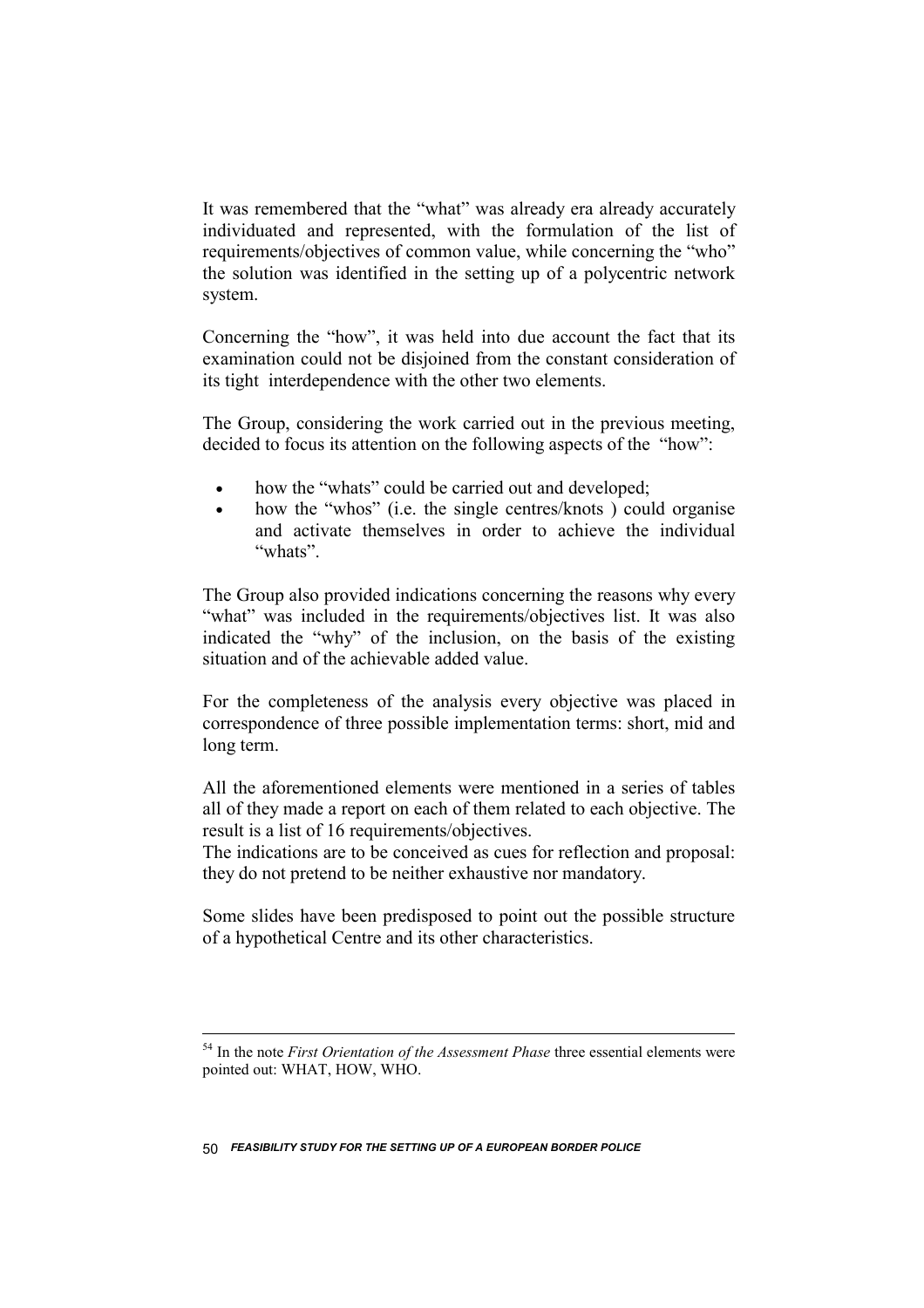It was remembered that the "what" was already era already accurately individuated and represented, with the formulation of the list of requirements/objectives of common value, while concerning the "who" the solution was identified in the setting up of a polycentric network system.

Concerning the "how", it was held into due account the fact that its examination could not be disjoined from the constant consideration of its tight interdependence with the other two elements.

The Group, considering the work carried out in the previous meeting, decided to focus its attention on the following aspects of the "how":

- how the "whats" could be carried out and developed;
- how the "whos" (i.e. the single centres/knots ) could organise and activate themselves in order to achieve the individual "whats".

The Group also provided indications concerning the reasons why every "what" was included in the requirements/objectives list. It was also indicated the "why" of the inclusion, on the basis of the existing situation and of the achievable added value.

For the completeness of the analysis every objective was placed in correspondence of three possible implementation terms: short, mid and long term.

All the aforementioned elements were mentioned in a series of tables all of they made a report on each of them related to each objective. The result is a list of 16 requirements/objectives.
The indications are to be conceived as cues for reflection and proposal: they do not pretend to be neither exhaustive nor mandatory.

Some slides have been predisposed to point out the possible structure of a hypothetical Centre and its other characteristics.

---

[54] In the note *First Orientation of the Assessment Phase* three essential elements were pointed out: WHAT, HOW, WHO.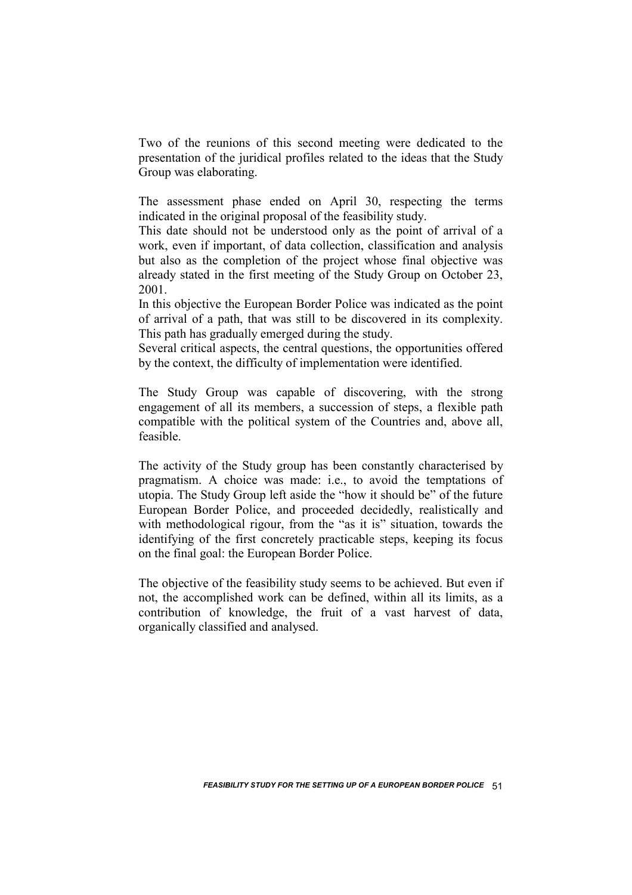Two of the reunions of this second meeting were dedicated to the presentation of the juridical profiles related to the ideas that the Study Group was elaborating.

The assessment phase ended on April 30, respecting the terms indicated in the original proposal of the feasibility study.
This date should not be understood only as the point of arrival of a work, even if important, of data collection, classification and analysis but also as the completion of the project whose final objective was already stated in the first meeting of the Study Group on October 23, 2001.
In this objective the European Border Police was indicated as the point of arrival of a path, that was still to be discovered in its complexity. This path has gradually emerged during the study.
Several critical aspects, the central questions, the opportunities offered by the context, the difficulty of implementation were identified.

The Study Group was capable of discovering, with the strong engagement of all its members, a succession of steps, a flexible path compatible with the political system of the Countries and, above all, feasible.

The activity of the Study group has been constantly characterised by pragmatism. A choice was made: i.e., to avoid the temptations of utopia. The Study Group left aside the "how it should be" of the future European Border Police, and proceeded decidedly, realistically and with methodological rigour, from the "as it is" situation, towards the identifying of the first concretely practicable steps, keeping its focus on the final goal: the European Border Police.

The objective of the feasibility study seems to be achieved. But even if not, the accomplished work can be defined, within all its limits, as a contribution of knowledge, the fruit of a vast harvest of data, organically classified and analysed.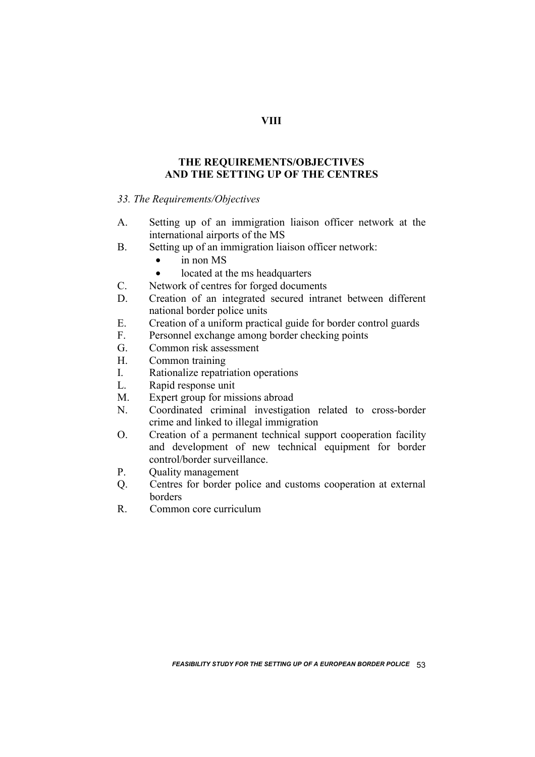# VIII

## THE REQUIREMENTS/OBJECTIVES AND THE SETTING UP OF THE CENTRES

*33. The Requirements/Objectives*

A. Setting up of an immigration liaison officer network at the international airports of the MS

B. Setting up of an immigration liaison officer network:
   - in non MS
   - located at the ms headquarters

C. Network of centres for forged documents

D. Creation of an integrated secured intranet between different national border police units

E. Creation of a uniform practical guide for border control guards

F. Personnel exchange among border checking points

G. Common risk assessment

H. Common training

I. Rationalize repatriation operations

L. Rapid response unit

M. Expert group for missions abroad

N. Coordinated criminal investigation related to cross-border crime and linked to illegal immigration

O. Creation of a permanent technical support cooperation facility and development of new technical equipment for border control/border surveillance.

P. Quality management

Q. Centres for border police and customs cooperation at external borders

R. Common core curriculum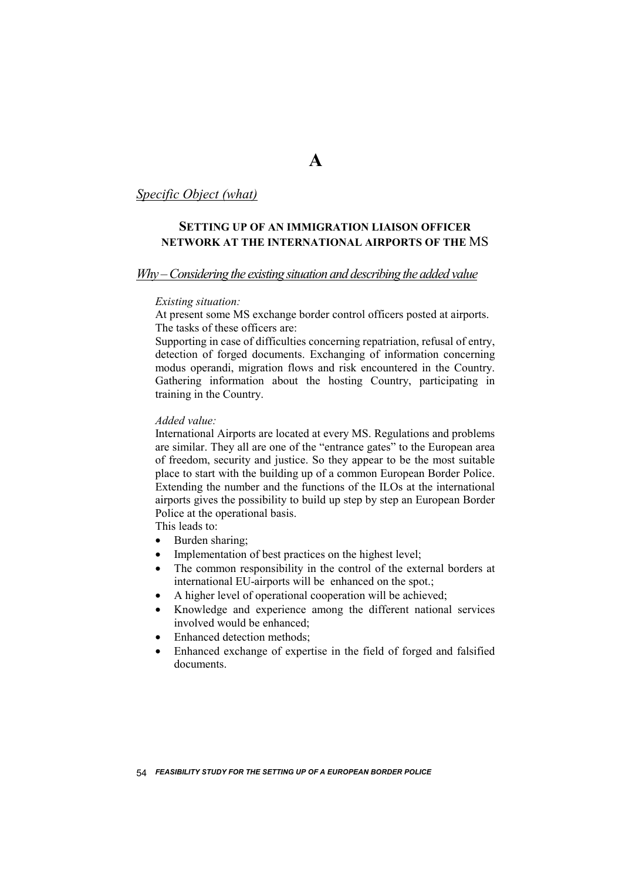# A

## *Specific Object (what)*

### **SETTING UP OF AN IMMIGRATION LIAISON OFFICER NETWORK AT THE INTERNATIONAL AIRPORTS OF THE MS**

## *Why – Considering the existing situation and describing the added value*

*Existing situation:*

At present some MS exchange border control officers posted at airports. The tasks of these officers are:

Supporting in case of difficulties concerning repatriation, refusal of entry, detection of forged documents. Exchanging of information concerning modus operandi, migration flows and risk encountered in the Country. Gathering information about the hosting Country, participating in training in the Country.

*Added value:*

International Airports are located at every MS. Regulations and problems are similar. They all are one of the "entrance gates" to the European area of freedom, security and justice. So they appear to be the most suitable place to start with the building up of a common European Border Police. Extending the number and the functions of the ILOs at the international airports gives the possibility to build up step by step an European Border Police at the operational basis.

This leads to:

- Burden sharing;
- Implementation of best practices on the highest level;
- The common responsibility in the control of the external borders at international EU-airports will be enhanced on the spot.;
- A higher level of operational cooperation will be achieved;
- Knowledge and experience among the different national services involved would be enhanced;
- Enhanced detection methods;
- Enhanced exchange of expertise in the field of forged and falsified documents.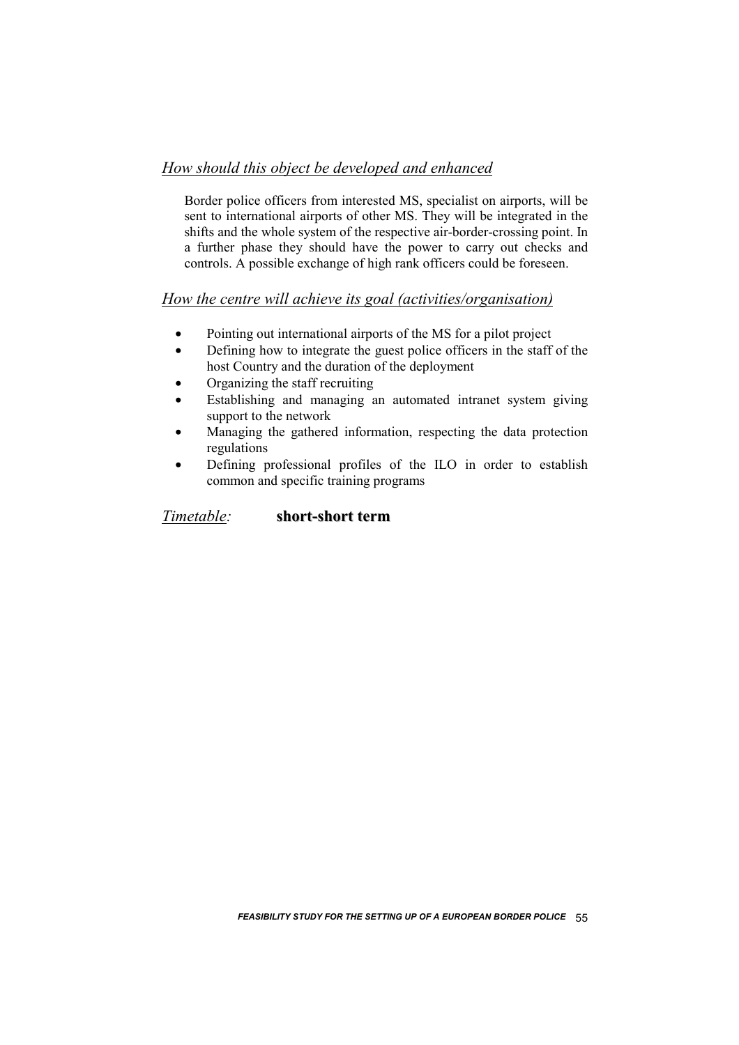### *How should this object be developed and enhanced*

Border police officers from interested MS, specialist on airports, will be sent to international airports of other MS. They will be integrated in the shifts and the whole system of the respective air-border-crossing point. In a further phase they should have the power to carry out checks and controls. A possible exchange of high rank officers could be foreseen.

### *How the centre will achieve its goal (activities/organisation)*

- Pointing out international airports of the MS for a pilot project
- Defining how to integrate the guest police officers in the staff of the host Country and the duration of the deployment
- Organizing the staff recruiting
- Establishing and managing an automated intranet system giving support to the network
- Managing the gathered information, respecting the data protection regulations
- Defining professional profiles of the ILO in order to establish common and specific training programs

*Timetable:* **short-short term**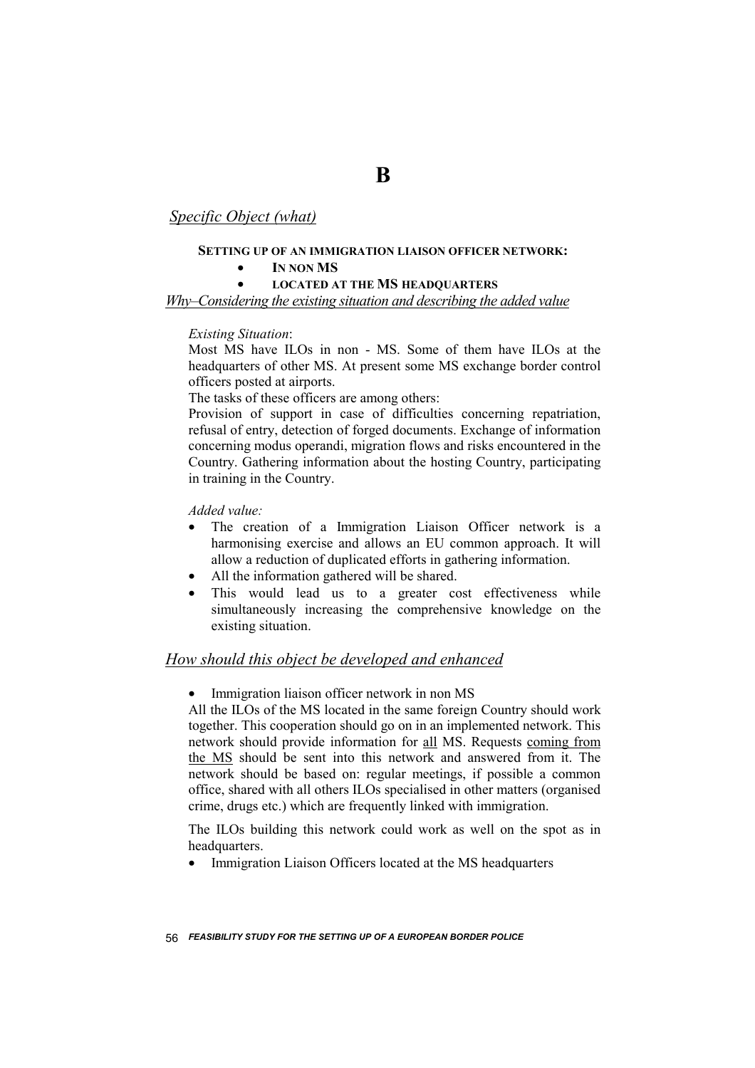# B

*Specific Object (what)*

**SETTING UP OF AN IMMIGRATION LIAISON OFFICER NETWORK:**

- **IN NON MS**
- **LOCATED AT THE MS HEADQUARTERS**

*Why–Considering the existing situation and describing the added value*

*Existing Situation*:

Most MS have ILOs in non - MS. Some of them have ILOs at the headquarters of other MS. At present some MS exchange border control officers posted at airports.

The tasks of these officers are among others:

Provision of support in case of difficulties concerning repatriation, refusal of entry, detection of forged documents. Exchange of information concerning modus operandi, migration flows and risks encountered in the Country. Gathering information about the hosting Country, participating in training in the Country.

*Added value:*

- The creation of a Immigration Liaison Officer network is a harmonising exercise and allows an EU common approach. It will allow a reduction of duplicated efforts in gathering information.
- All the information gathered will be shared.
- This would lead us to a greater cost effectiveness while simultaneously increasing the comprehensive knowledge on the existing situation.

## *How should this object be developed and enhanced*

- Immigration liaison officer network in non MS

All the ILOs of the MS located in the same foreign Country should work together. This cooperation should go on in an implemented network. This network should provide information for <u>all</u> MS. Requests <u>coming from the MS</u> should be sent into this network and answered from it. The network should be based on: regular meetings, if possible a common office, shared with all others ILOs specialised in other matters (organised crime, drugs etc.) which are frequently linked with immigration.

The ILOs building this network could work as well on the spot as in headquarters.

- Immigration Liaison Officers located at the MS headquarters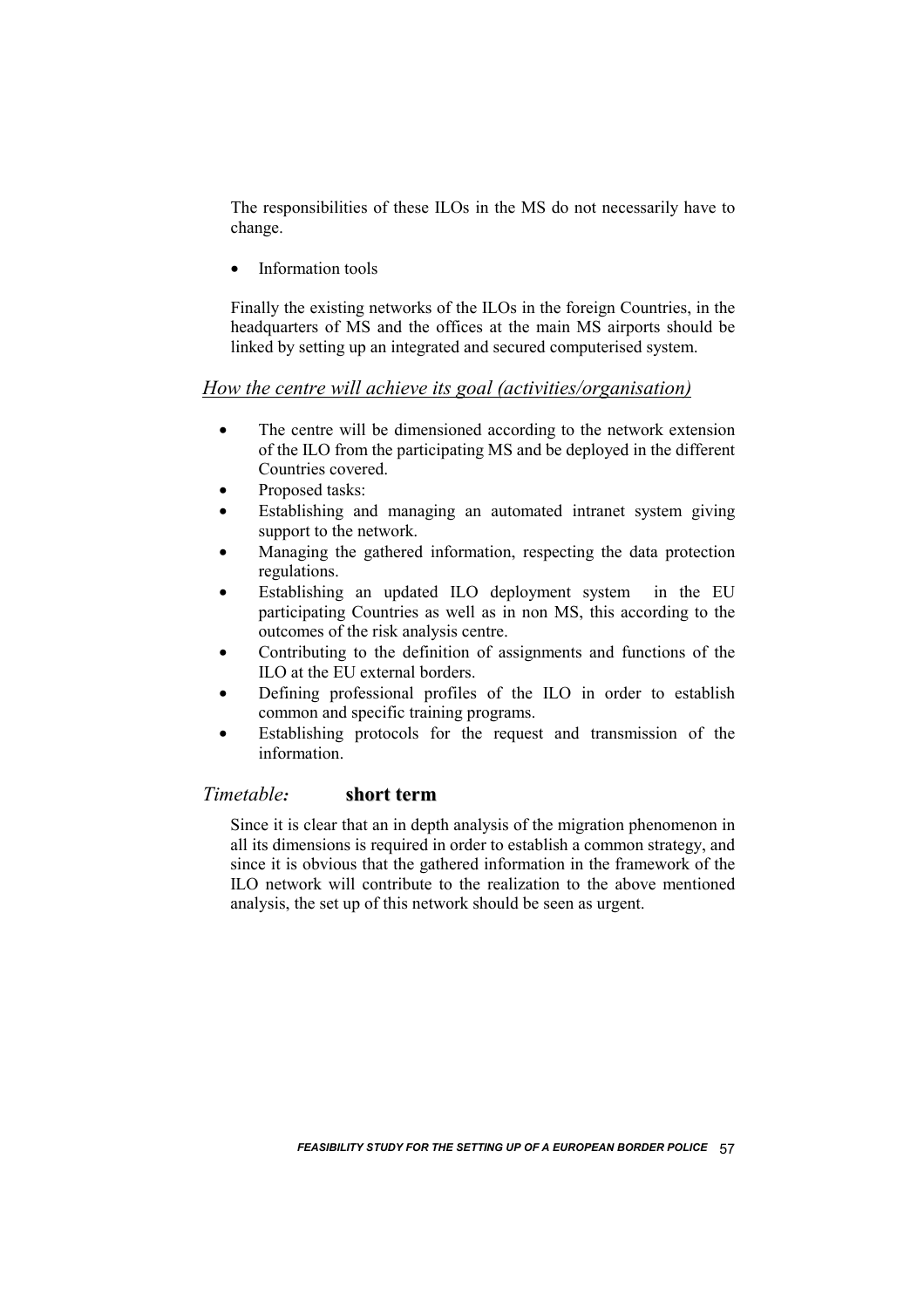The responsibilities of these ILOs in the MS do not necessarily have to change.

- Information tools

Finally the existing networks of the ILOs in the foreign Countries, in the headquarters of MS and the offices at the main MS airports should be linked by setting up an integrated and secured computerised system.

## *How the centre will achieve its goal (activities/organisation)*

- The centre will be dimensioned according to the network extension of the ILO from the participating MS and be deployed in the different Countries covered.
- Proposed tasks:
- Establishing and managing an automated intranet system giving support to the network.
- Managing the gathered information, respecting the data protection regulations.
- Establishing an updated ILO deployment system in the EU participating Countries as well as in non MS, this according to the outcomes of the risk analysis centre.
- Contributing to the definition of assignments and functions of the ILO at the EU external borders.
- Defining professional profiles of the ILO in order to establish common and specific training programs.
- Establishing protocols for the request and transmission of the information.

## *Timetable:* **short term**

Since it is clear that an in depth analysis of the migration phenomenon in all its dimensions is required in order to establish a common strategy, and since it is obvious that the gathered information in the framework of the ILO network will contribute to the realization to the above mentioned analysis, the set up of this network should be seen as urgent.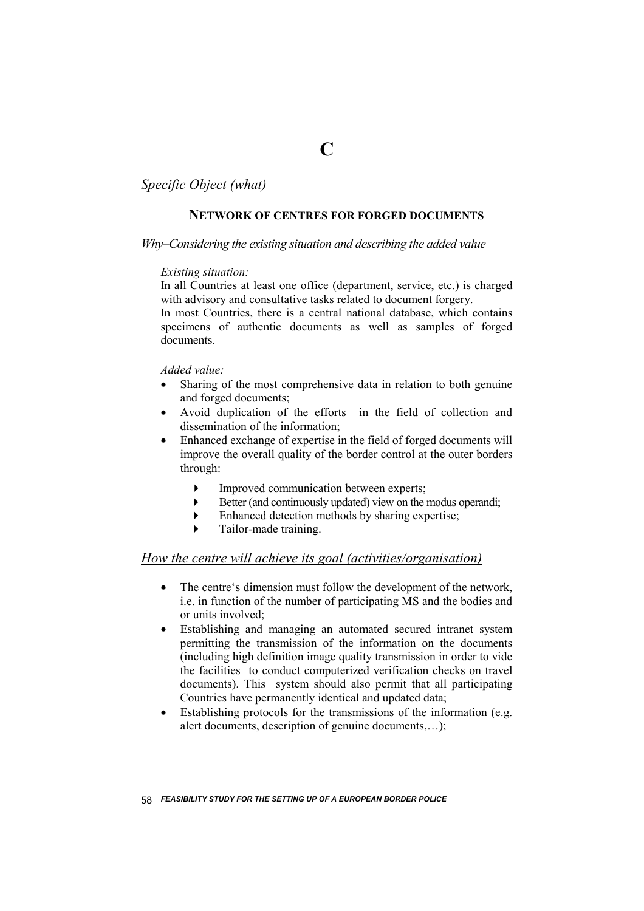# C

*Specific Object (what)*

## NETWORK OF CENTRES FOR FORGED DOCUMENTS

*Why–Considering the existing situation and describing the added value*

*Existing situation:*

In all Countries at least one office (department, service, etc.) is charged with advisory and consultative tasks related to document forgery.

In most Countries, there is a central national database, which contains specimens of authentic documents as well as samples of forged documents.

*Added value:*

- Sharing of the most comprehensive data in relation to both genuine and forged documents;
- Avoid duplication of the efforts in the field of collection and dissemination of the information;
- Enhanced exchange of expertise in the field of forged documents will improve the overall quality of the border control at the outer borders through:
    - Improved communication between experts;
    - Better (and continuously updated) view on the modus operandi;
    - Enhanced detection methods by sharing expertise;
    - Tailor-made training.

*How the centre will achieve its goal (activities/organisation)*

- The centre's dimension must follow the development of the network, i.e. in function of the number of participating MS and the bodies and or units involved;
- Establishing and managing an automated secured intranet system permitting the transmission of the information on the documents (including high definition image quality transmission in order to vide the facilities to conduct computerized verification checks on travel documents). This system should also permit that all participating Countries have permanently identical and updated data;
- Establishing protocols for the transmissions of the information (e.g. alert documents, description of genuine documents,…);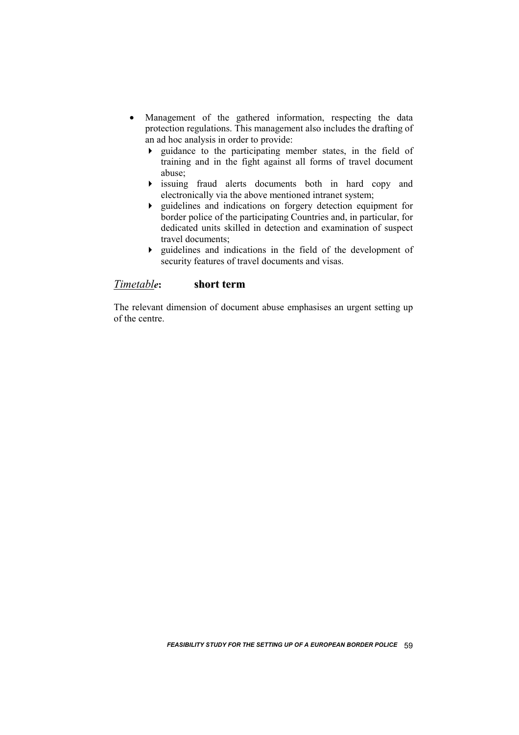- Management of the gathered information, respecting the data protection regulations. This management also includes the drafting of an ad hoc analysis in order to provide:
  - guidance to the participating member states, in the field of training and in the fight against all forms of travel document abuse;
  - issuing fraud alerts documents both in hard copy and electronically via the above mentioned intranet system;
  - guidelines and indications on forgery detection equipment for border police of the participating Countries and, in particular, for dedicated units skilled in detection and examination of suspect travel documents;
  - guidelines and indications in the field of the development of security features of travel documents and visas.

*Timetable*: **short term**

The relevant dimension of document abuse emphasises an urgent setting up of the centre.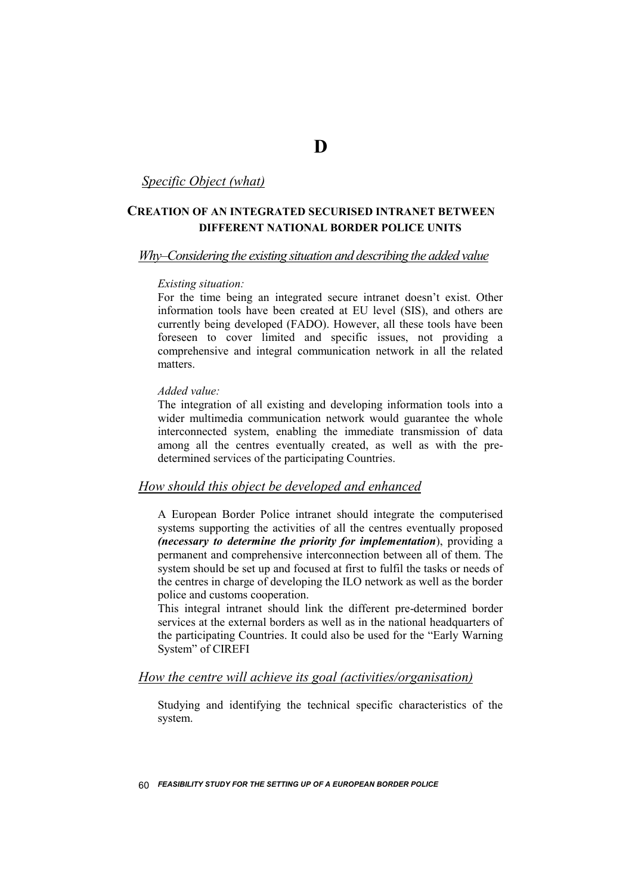# D

*Specific Object (what)*

## CREATION OF AN INTEGRATED SECURISED INTRANET BETWEEN DIFFERENT NATIONAL BORDER POLICE UNITS

*Why–Considering the existing situation and describing the added value*

*Existing situation:*

For the time being an integrated secure intranet doesn't exist. Other information tools have been created at EU level (SIS), and others are currently being developed (FADO). However, all these tools have been foreseen to cover limited and specific issues, not providing a comprehensive and integral communication network in all the related matters.

*Added value:*

The integration of all existing and developing information tools into a wider multimedia communication network would guarantee the whole interconnected system, enabling the immediate transmission of data among all the centres eventually created, as well as with the pre-determined services of the participating Countries.

*How should this object be developed and enhanced*

A European Border Police intranet should integrate the computerised systems supporting the activities of all the centres eventually proposed ***(necessary to determine the priority for implementation***), providing a permanent and comprehensive interconnection between all of them. The system should be set up and focused at first to fulfil the tasks or needs of the centres in charge of developing the ILO network as well as the border police and customs cooperation.

This integral intranet should link the different pre-determined border services at the external borders as well as in the national headquarters of the participating Countries. It could also be used for the "Early Warning System" of CIREFI

*How the centre will achieve its goal (activities/organisation)*

Studying and identifying the technical specific characteristics of the system.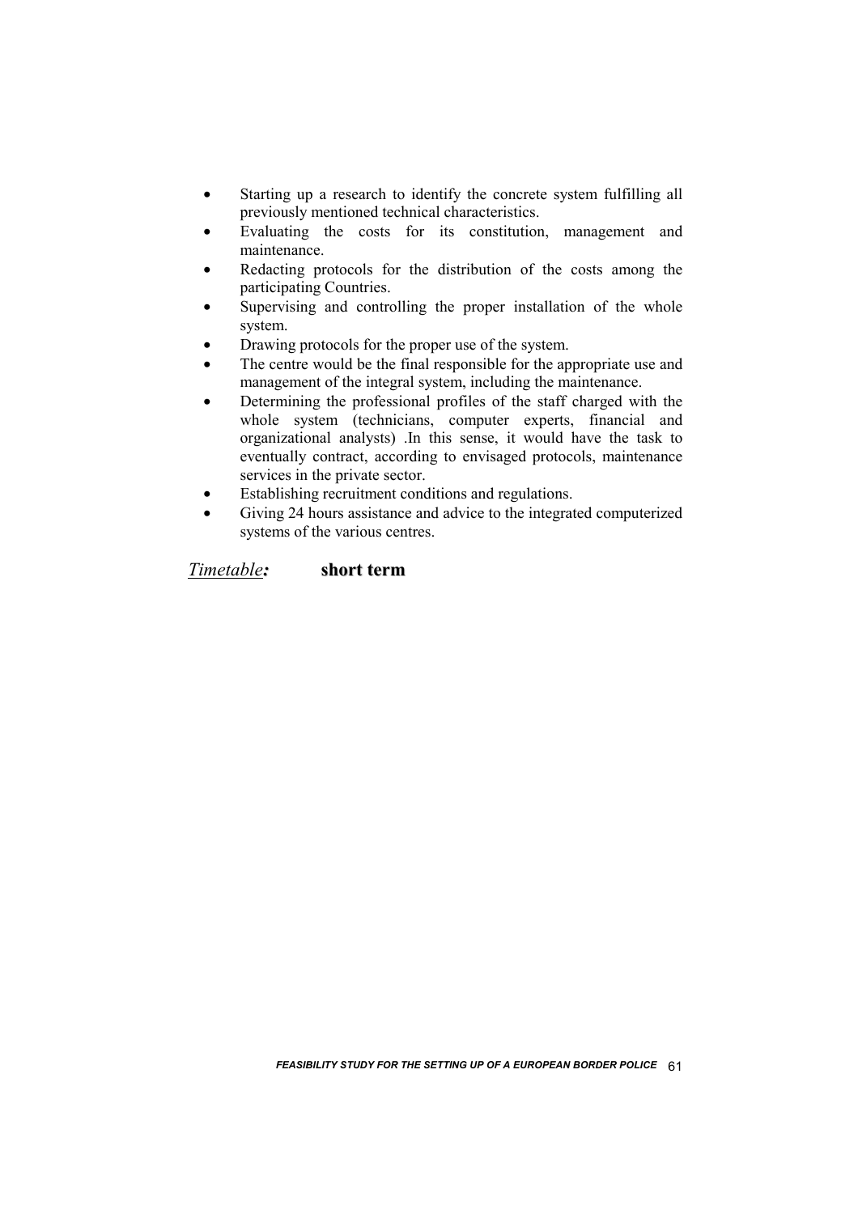- Starting up a research to identify the concrete system fulfilling all previously mentioned technical characteristics.
- Evaluating the costs for its constitution, management and maintenance.
- Redacting protocols for the distribution of the costs among the participating Countries.
- Supervising and controlling the proper installation of the whole system.
- Drawing protocols for the proper use of the system.
- The centre would be the final responsible for the appropriate use and management of the integral system, including the maintenance.
- Determining the professional profiles of the staff charged with the whole system (technicians, computer experts, financial and organizational analysts) .In this sense, it would have the task to eventually contract, according to envisaged protocols, maintenance services in the private sector.
- Establishing recruitment conditions and regulations.
- Giving 24 hours assistance and advice to the integrated computerized systems of the various centres.

*Timetable:* **short term**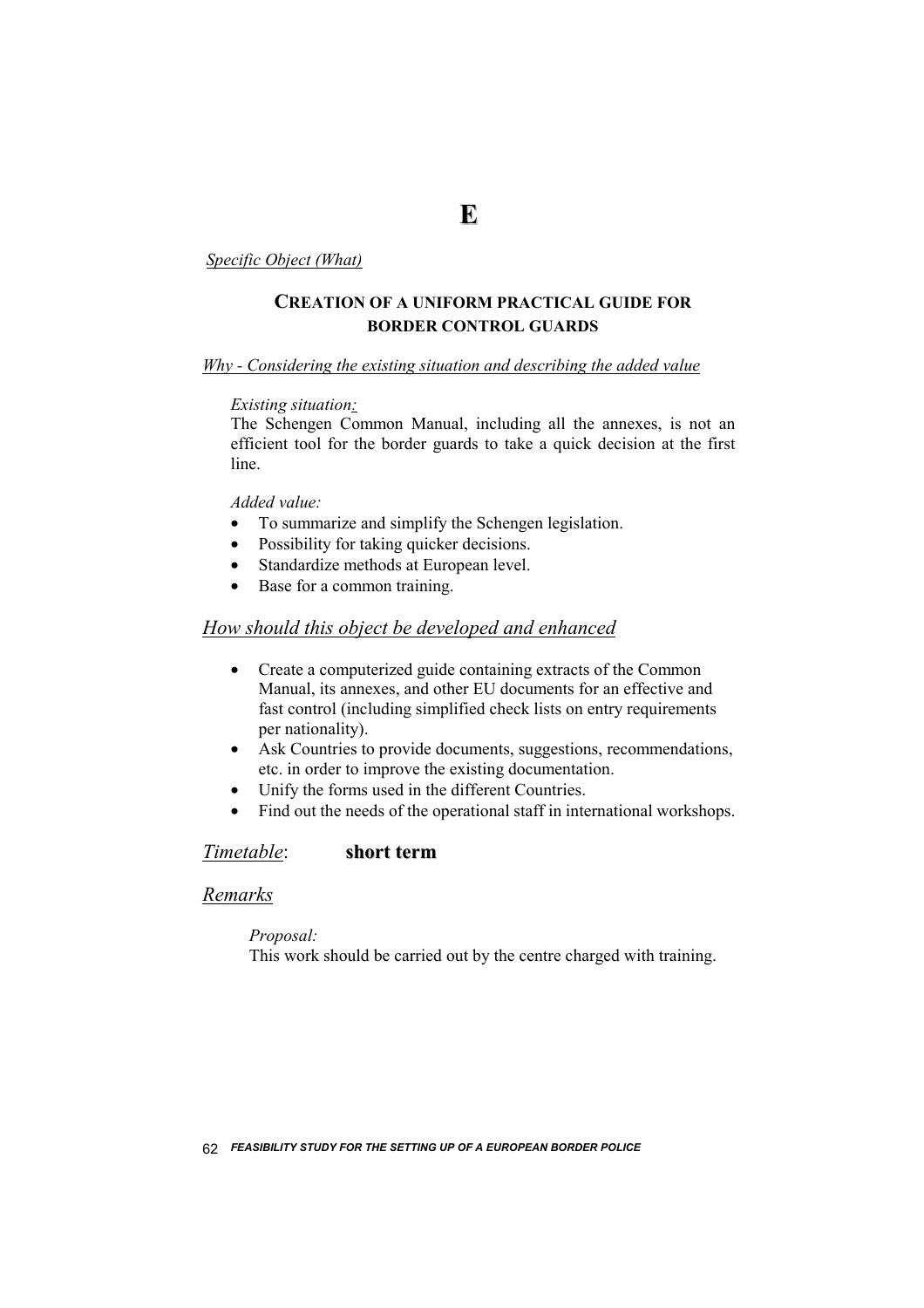# E

*Specific Object (What)*

## CREATION OF A UNIFORM PRACTICAL GUIDE FOR BORDER CONTROL GUARDS

*Why - Considering the existing situation and describing the added value*

*Existing situation:*
The Schengen Common Manual, including all the annexes, is not an efficient tool for the border guards to take a quick decision at the first line.

*Added value:*

- To summarize and simplify the Schengen legislation.
- Possibility for taking quicker decisions.
- Standardize methods at European level.
- Base for a common training.

*How should this object be developed and enhanced*

- Create a computerized guide containing extracts of the Common Manual, its annexes, and other EU documents for an effective and fast control (including simplified check lists on entry requirements per nationality).
- Ask Countries to provide documents, suggestions, recommendations, etc. in order to improve the existing documentation.
- Unify the forms used in the different Countries.
- Find out the needs of the operational staff in international workshops.

*Timetable*: **short term**

*Remarks*

*Proposal:*
This work should be carried out by the centre charged with training.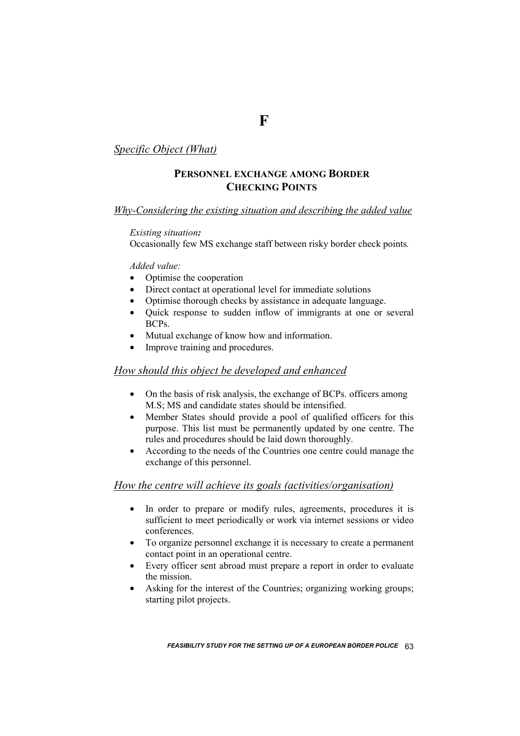# F

*Specific Object (What)*

## PERSONNEL EXCHANGE AMONG BORDER CHECKING POINTS

*Why-Considering the existing situation and describing the added value*

*Existing situation:*
Occasionally few MS exchange staff between risky border check points.

*Added value:*

- Optimise the cooperation
- Direct contact at operational level for immediate solutions
- Optimise thorough checks by assistance in adequate language.
- Quick response to sudden inflow of immigrants at one or several BCPs.
- Mutual exchange of know how and information.
- Improve training and procedures.

*How should this object be developed and enhanced*

- On the basis of risk analysis, the exchange of BCPs. officers among M.S; MS and candidate states should be intensified.
- Member States should provide a pool of qualified officers for this purpose. This list must be permanently updated by one centre. The rules and procedures should be laid down thoroughly.
- According to the needs of the Countries one centre could manage the exchange of this personnel.

*How the centre will achieve its goals (activities/organisation)*

- In order to prepare or modify rules, agreements, procedures it is sufficient to meet periodically or work via internet sessions or video conferences.
- To organize personnel exchange it is necessary to create a permanent contact point in an operational centre.
- Every officer sent abroad must prepare a report in order to evaluate the mission.
- Asking for the interest of the Countries; organizing working groups; starting pilot projects.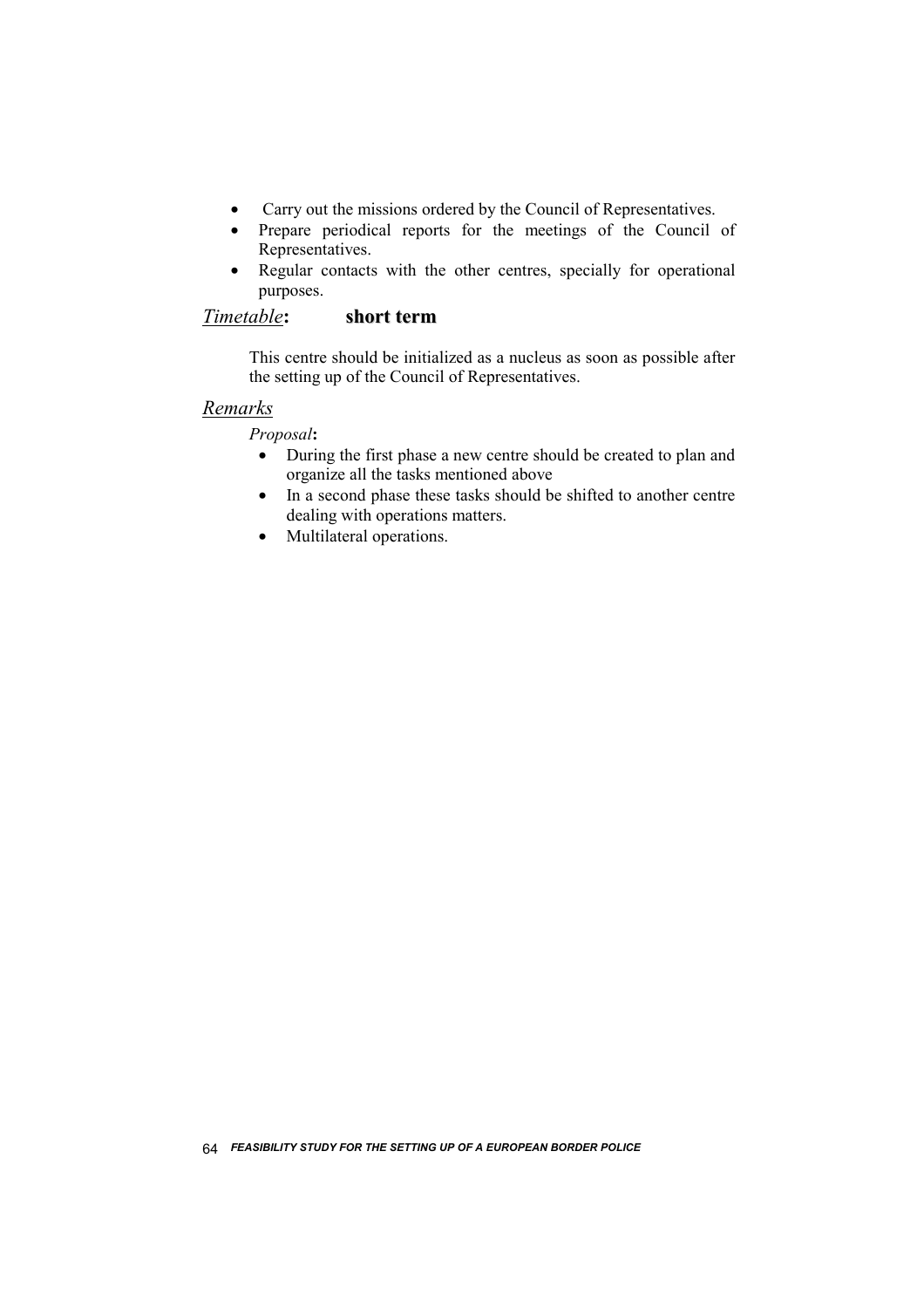- Carry out the missions ordered by the Council of Representatives.
- Prepare periodical reports for the meetings of the Council of Representatives.
- Regular contacts with the other centres, specially for operational purposes.

<u>*Timetable*</u>**:** **short term**

This centre should be initialized as a nucleus as soon as possible after the setting up of the Council of Representatives.

<u>*Remarks*</u>

*Proposal***:**

- During the first phase a new centre should be created to plan and organize all the tasks mentioned above
- In a second phase these tasks should be shifted to another centre dealing with operations matters.
- Multilateral operations.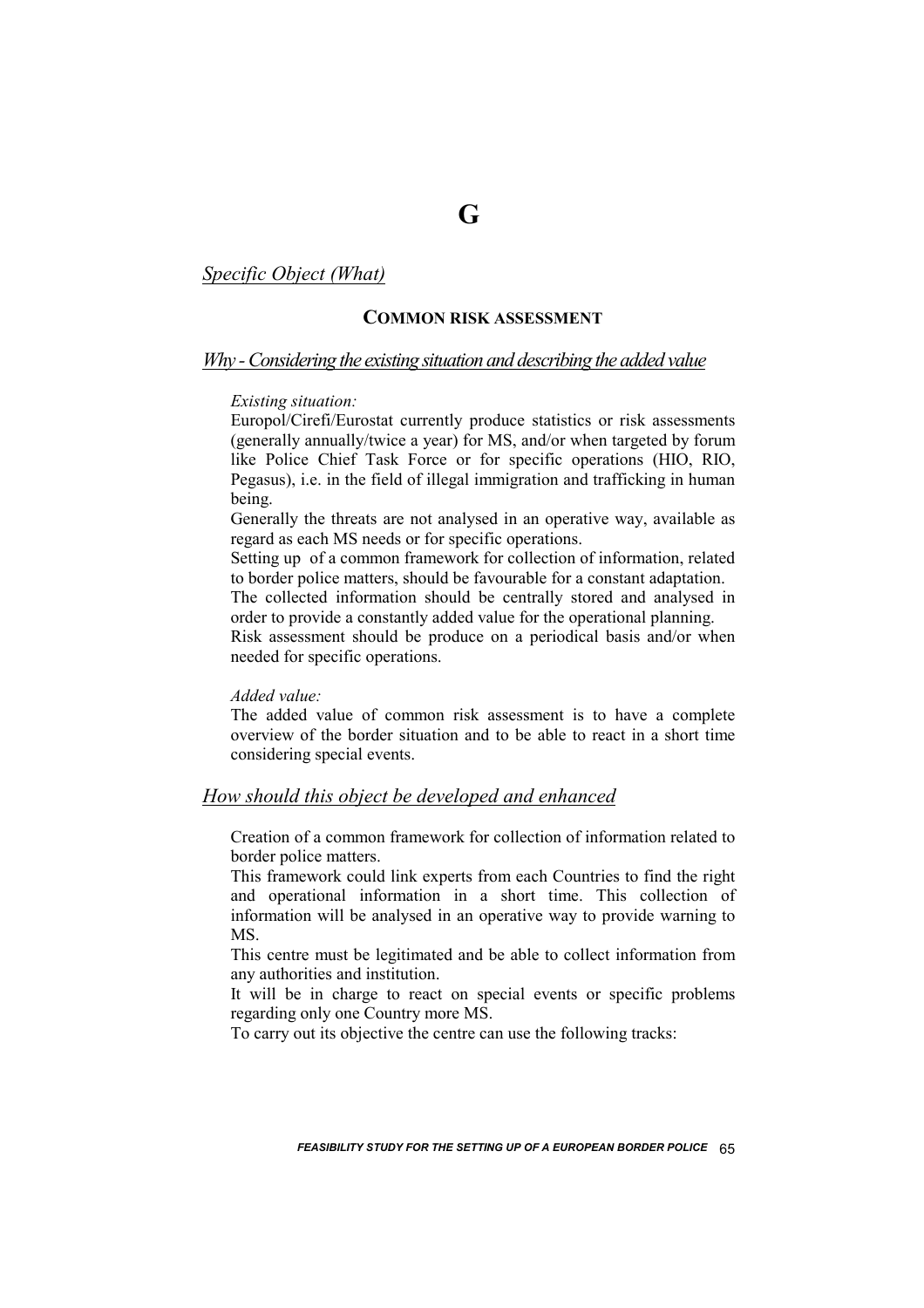# G

*Specific Object (What)*

## COMMON RISK ASSESSMENT

*Why - Considering the existing situation and describing the added value*

*Existing situation:*

Europol/Cirefi/Eurostat currently produce statistics or risk assessments (generally annually/twice a year) for MS, and/or when targeted by forum like Police Chief Task Force or for specific operations (HIO, RIO, Pegasus), i.e. in the field of illegal immigration and trafficking in human being.

Generally the threats are not analysed in an operative way, available as regard as each MS needs or for specific operations.

Setting up of a common framework for collection of information, related to border police matters, should be favourable for a constant adaptation.

The collected information should be centrally stored and analysed in order to provide a constantly added value for the operational planning.

Risk assessment should be produce on a periodical basis and/or when needed for specific operations.

*Added value:*

The added value of common risk assessment is to have a complete overview of the border situation and to be able to react in a short time considering special events.

*How should this object be developed and enhanced*

Creation of a common framework for collection of information related to border police matters.

This framework could link experts from each Countries to find the right and operational information in a short time. This collection of information will be analysed in an operative way to provide warning to MS.

This centre must be legitimated and be able to collect information from any authorities and institution.

It will be in charge to react on special events or specific problems regarding only one Country more MS.

To carry out its objective the centre can use the following tracks: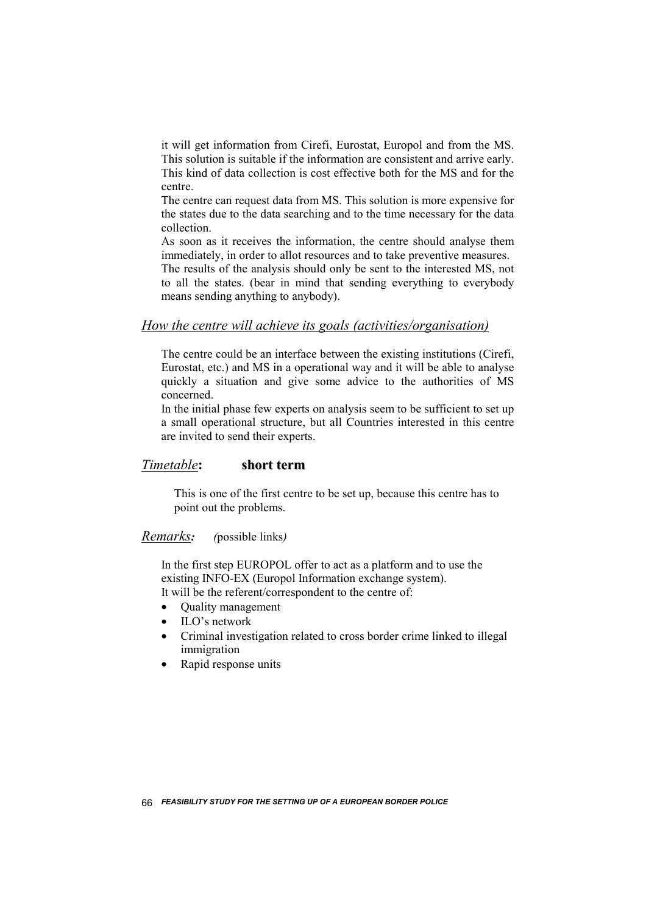it will get information from Cirefi, Eurostat, Europol and from the MS. This solution is suitable if the information are consistent and arrive early. This kind of data collection is cost effective both for the MS and for the centre.

The centre can request data from MS. This solution is more expensive for the states due to the data searching and to the time necessary for the data collection.

As soon as it receives the information, the centre should analyse them immediately, in order to allot resources and to take preventive measures.

The results of the analysis should only be sent to the interested MS, not to all the states. (bear in mind that sending everything to everybody means sending anything to anybody).

### *How the centre will achieve its goals (activities/organisation)*

The centre could be an interface between the existing institutions (Cirefi, Eurostat, etc.) and MS in a operational way and it will be able to analyse quickly a situation and give some advice to the authorities of MS concerned.

In the initial phase few experts on analysis seem to be sufficient to set up a small operational structure, but all Countries interested in this centre are invited to send their experts.

### *Timetable*: **short term**

This is one of the first centre to be set up, because this centre has to point out the problems.

### *Remarks:* *(*possible links*)*

In the first step EUROPOL offer to act as a platform and to use the existing INFO-EX (Europol Information exchange system).

It will be the referent/correspondent to the centre of:

- Quality management
- ILO's network
- Criminal investigation related to cross border crime linked to illegal immigration
- Rapid response units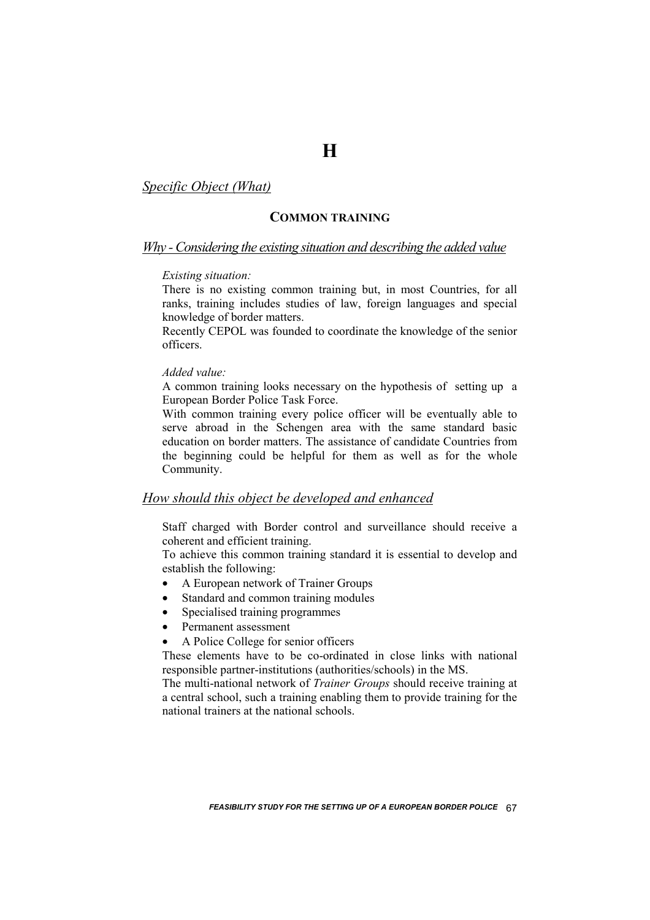# H

*Specific Object (What)*

## COMMON TRAINING

*Why - Considering the existing situation and describing the added value*

*Existing situation:*

There is no existing common training but, in most Countries, for all ranks, training includes studies of law, foreign languages and special knowledge of border matters.

Recently CEPOL was founded to coordinate the knowledge of the senior officers.

*Added value:*

A common training looks necessary on the hypothesis of setting up a European Border Police Task Force.

With common training every police officer will be eventually able to serve abroad in the Schengen area with the same standard basic education on border matters. The assistance of candidate Countries from the beginning could be helpful for them as well as for the whole Community.

*How should this object be developed and enhanced*

Staff charged with Border control and surveillance should receive a coherent and efficient training.

To achieve this common training standard it is essential to develop and establish the following:

- A European network of Trainer Groups
- Standard and common training modules
- Specialised training programmes
- Permanent assessment
- A Police College for senior officers

These elements have to be co-ordinated in close links with national responsible partner-institutions (authorities/schools) in the MS.

The multi-national network of *Trainer Groups* should receive training at a central school, such a training enabling them to provide training for the national trainers at the national schools.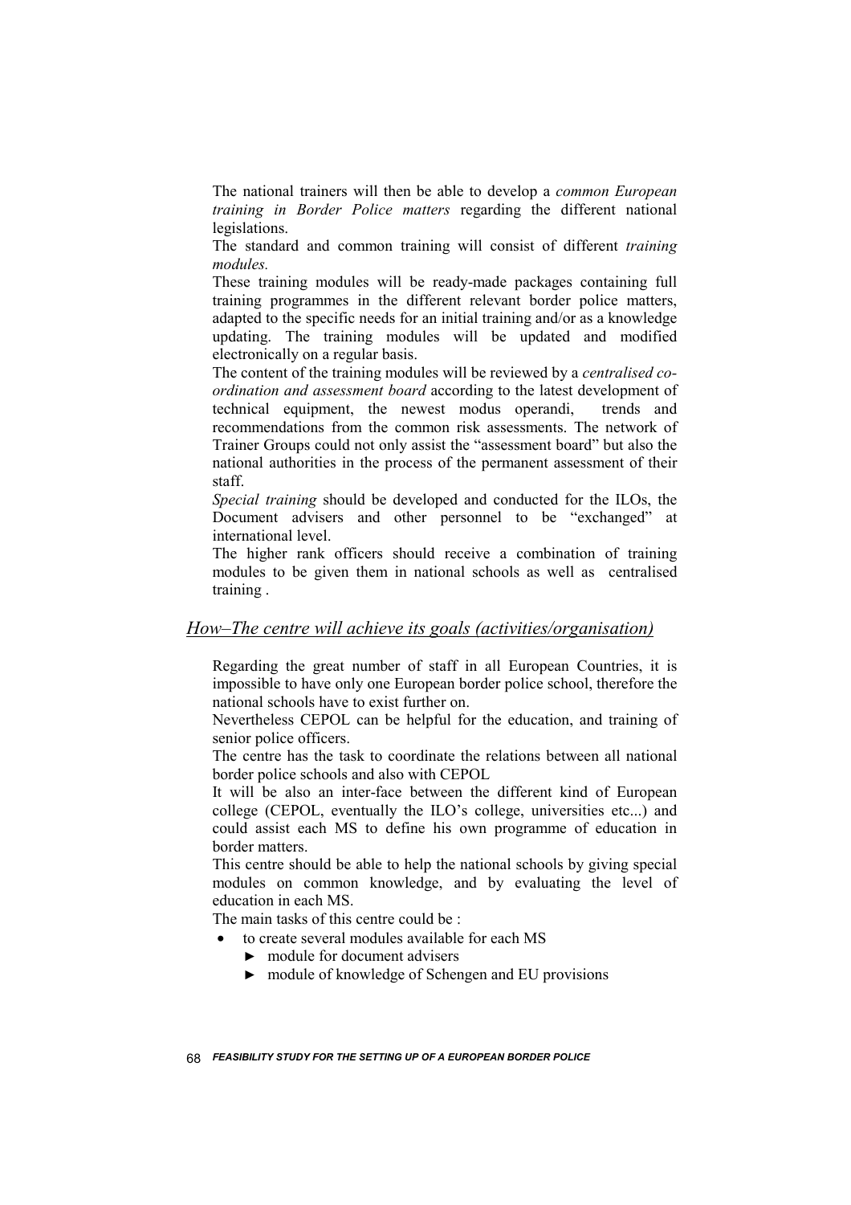The national trainers will then be able to develop a *common European training in Border Police matters* regarding the different national legislations.

The standard and common training will consist of different *training modules.*

These training modules will be ready-made packages containing full training programmes in the different relevant border police matters, adapted to the specific needs for an initial training and/or as a knowledge updating. The training modules will be updated and modified electronically on a regular basis.

The content of the training modules will be reviewed by a *centralised co-ordination and assessment board* according to the latest development of technical equipment, the newest modus operandi, trends and recommendations from the common risk assessments. The network of Trainer Groups could not only assist the "assessment board" but also the national authorities in the process of the permanent assessment of their staff.

*Special training* should be developed and conducted for the ILOs, the Document advisers and other personnel to be "exchanged" at international level.

The higher rank officers should receive a combination of training modules to be given them in national schools as well as centralised training .

## *How–The centre will achieve its goals (activities/organisation)*

Regarding the great number of staff in all European Countries, it is impossible to have only one European border police school, therefore the national schools have to exist further on.

Nevertheless CEPOL can be helpful for the education, and training of senior police officers.

The centre has the task to coordinate the relations between all national border police schools and also with CEPOL

It will be also an inter-face between the different kind of European college (CEPOL, eventually the ILO's college, universities etc...) and could assist each MS to define his own programme of education in border matters.

This centre should be able to help the national schools by giving special modules on common knowledge, and by evaluating the level of education in each MS.

The main tasks of this centre could be :

- to create several modules available for each MS
  - ► module for document advisers
  - ► module of knowledge of Schengen and EU provisions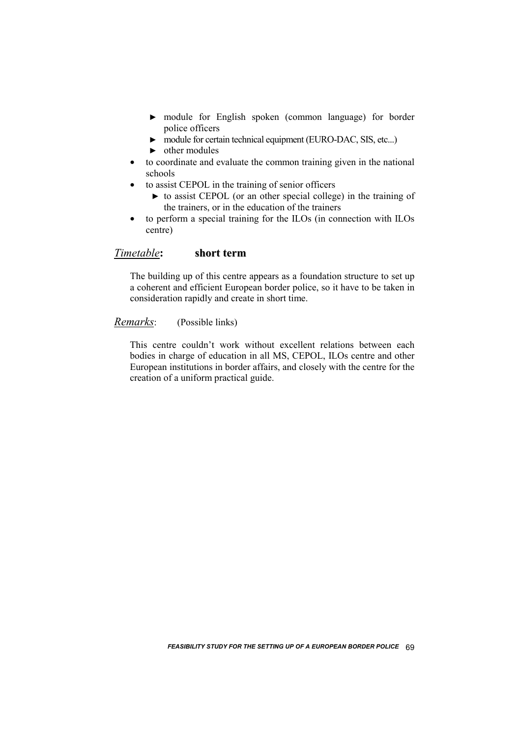- ► module for English spoken (common language) for border police officers
  - ► module for certain technical equipment (EURO-DAC, SIS, etc...)
  - ► other modules
- to coordinate and evaluate the common training given in the national schools
- to assist CEPOL in the training of senior officers
  - ► to assist CEPOL (or an other special college) in the training of the trainers, or in the education of the trainers
- to perform a special training for the ILOs (in connection with ILOs centre)

*Timetable*: **short term**

The building up of this centre appears as a foundation structure to set up a coherent and efficient European border police, so it have to be taken in consideration rapidly and create in short time.

*Remarks*: (Possible links)

This centre couldn't work without excellent relations between each bodies in charge of education in all MS, CEPOL, ILOs centre and other European institutions in border affairs, and closely with the centre for the creation of a uniform practical guide.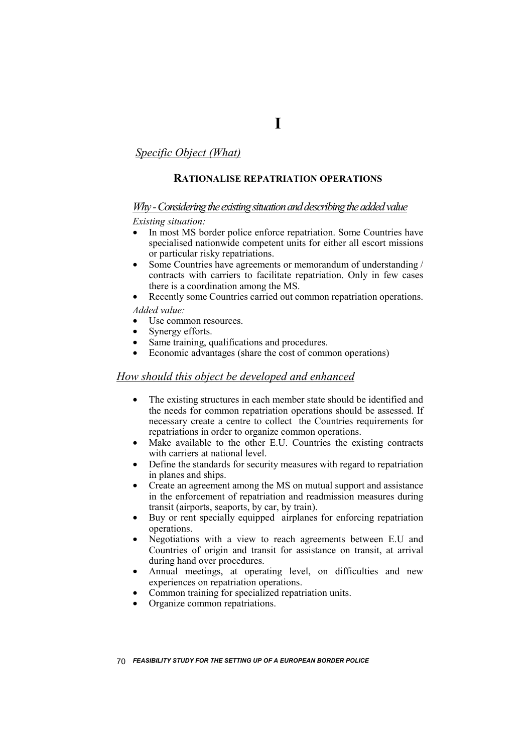# I

*Specific Object (What)*

## RATIONALISE REPATRIATION OPERATIONS

*Why - Considering the existing situation and describing the added value*

*Existing situation:*

- In most MS border police enforce repatriation. Some Countries have specialised nationwide competent units for either all escort missions or particular risky repatriations.
- Some Countries have agreements or memorandum of understanding / contracts with carriers to facilitate repatriation. Only in few cases there is a coordination among the MS.
- Recently some Countries carried out common repatriation operations.

*Added value:*

- Use common resources.
- Synergy efforts.
- Same training, qualifications and procedures.
- Economic advantages (share the cost of common operations)

*How should this object be developed and enhanced*

- The existing structures in each member state should be identified and the needs for common repatriation operations should be assessed. If necessary create a centre to collect the Countries requirements for repatriations in order to organize common operations.
- Make available to the other E.U. Countries the existing contracts with carriers at national level.
- Define the standards for security measures with regard to repatriation in planes and ships.
- Create an agreement among the MS on mutual support and assistance in the enforcement of repatriation and readmission measures during transit (airports, seaports, by car, by train).
- Buy or rent specially equipped airplanes for enforcing repatriation operations.
- Negotiations with a view to reach agreements between E.U and Countries of origin and transit for assistance on transit, at arrival during hand over procedures.
- Annual meetings, at operating level, on difficulties and new experiences on repatriation operations.
- Common training for specialized repatriation units.
- Organize common repatriations.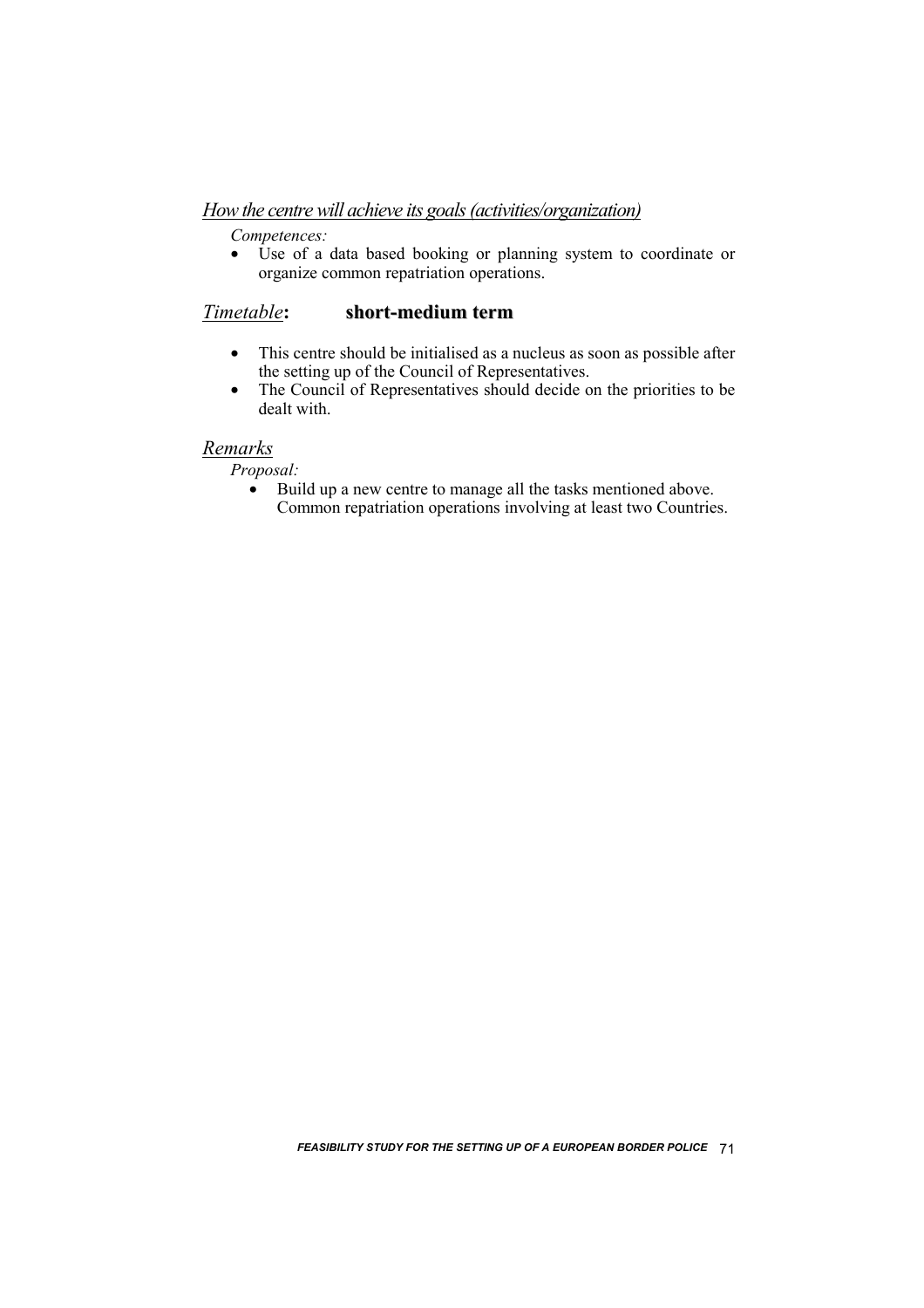*How the centre will achieve its goals (activities/organization)*

*Competences:*

- Use of a data based booking or planning system to coordinate or organize common repatriation operations.

*Timetable*: **short-medium term**

- This centre should be initialised as a nucleus as soon as possible after the setting up of the Council of Representatives.
- The Council of Representatives should decide on the priorities to be dealt with.

*Remarks*

*Proposal:*

- Build up a new centre to manage all the tasks mentioned above. Common repatriation operations involving at least two Countries.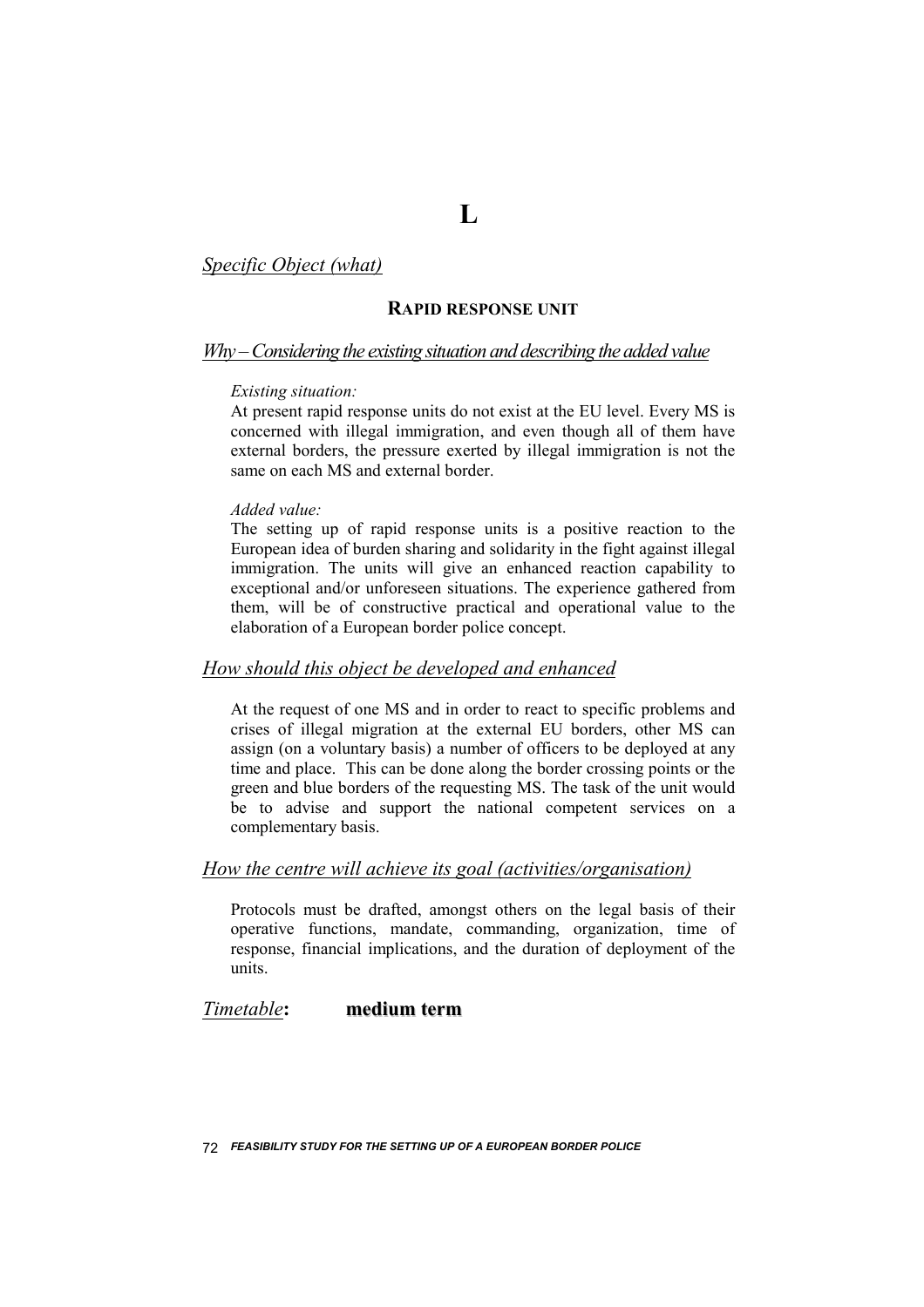# L

*Specific Object (what)*

**RAPID RESPONSE UNIT**

*Why – Considering the existing situation and describing the added value*

*Existing situation:*
At present rapid response units do not exist at the EU level. Every MS is concerned with illegal immigration, and even though all of them have external borders, the pressure exerted by illegal immigration is not the same on each MS and external border.

*Added value:*
The setting up of rapid response units is a positive reaction to the European idea of burden sharing and solidarity in the fight against illegal immigration. The units will give an enhanced reaction capability to exceptional and/or unforeseen situations. The experience gathered from them, will be of constructive practical and operational value to the elaboration of a European border police concept.

*How should this object be developed and enhanced*

At the request of one MS and in order to react to specific problems and crises of illegal migration at the external EU borders, other MS can assign (on a voluntary basis) a number of officers to be deployed at any time and place. This can be done along the border crossing points or the green and blue borders of the requesting MS. The task of the unit would be to advise and support the national competent services on a complementary basis.

*How the centre will achieve its goal (activities/organisation)*

Protocols must be drafted, amongst others on the legal basis of their operative functions, mandate, commanding, organization, time of response, financial implications, and the duration of deployment of the units.

*Timetable*: **medium term**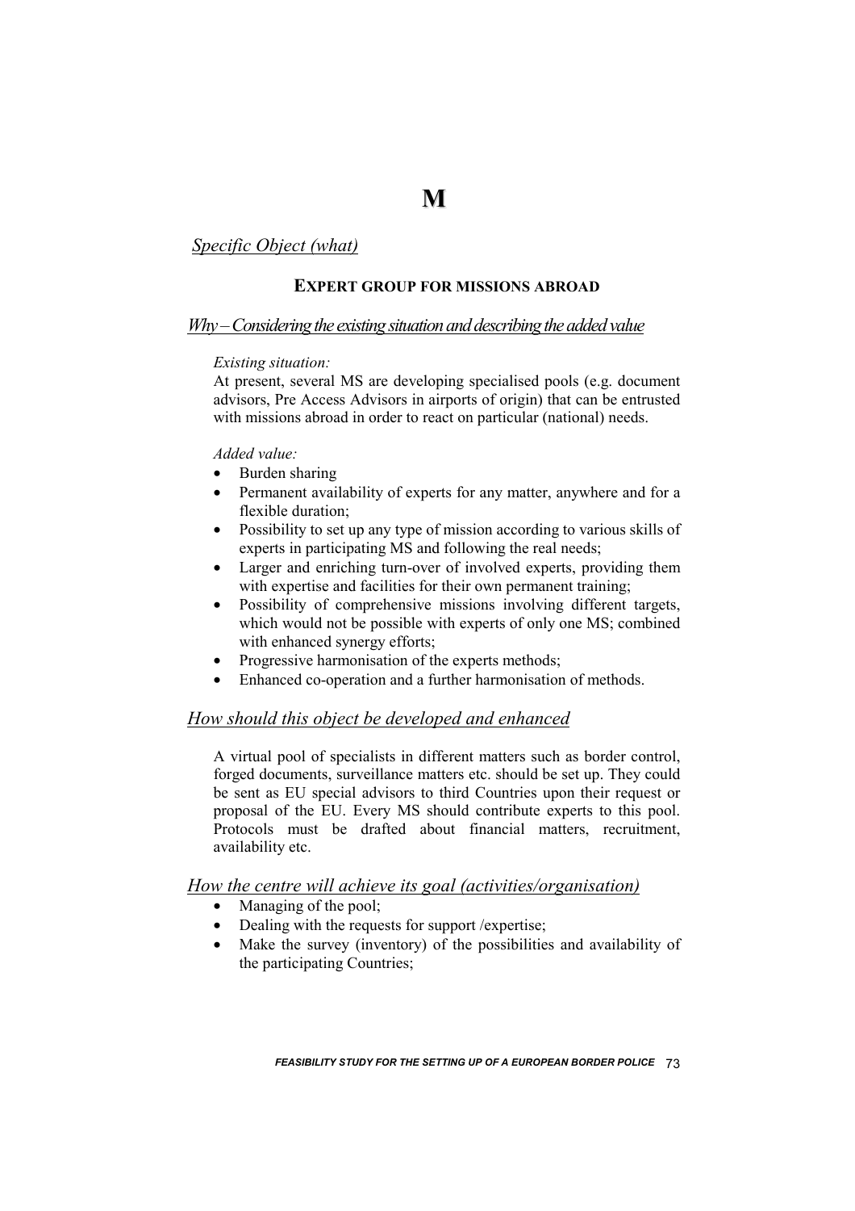# M

## *Specific Object (what)*

**EXPERT GROUP FOR MISSIONS ABROAD**

## *Why – Considering the existing situation and describing the added value*

*Existing situation:*

At present, several MS are developing specialised pools (e.g. document advisors, Pre Access Advisors in airports of origin) that can be entrusted with missions abroad in order to react on particular (national) needs.

*Added value:*

- Burden sharing
- Permanent availability of experts for any matter, anywhere and for a flexible duration;
- Possibility to set up any type of mission according to various skills of experts in participating MS and following the real needs;
- Larger and enriching turn-over of involved experts, providing them with expertise and facilities for their own permanent training;
- Possibility of comprehensive missions involving different targets, which would not be possible with experts of only one MS; combined with enhanced synergy efforts;
- Progressive harmonisation of the experts methods;
- Enhanced co-operation and a further harmonisation of methods.

## *How should this object be developed and enhanced*

A virtual pool of specialists in different matters such as border control, forged documents, surveillance matters etc. should be set up. They could be sent as EU special advisors to third Countries upon their request or proposal of the EU. Every MS should contribute experts to this pool. Protocols must be drafted about financial matters, recruitment, availability etc.

## *How the centre will achieve its goal (activities/organisation)*

- Managing of the pool;
- Dealing with the requests for support /expertise;
- Make the survey (inventory) of the possibilities and availability of the participating Countries;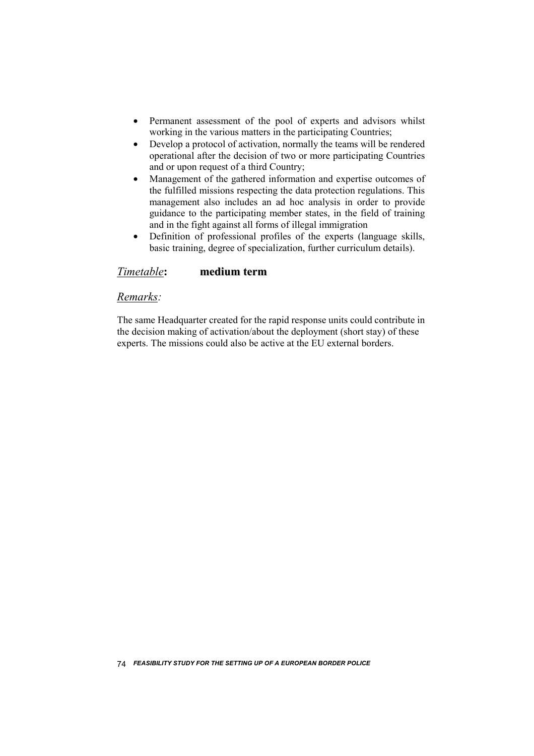- Permanent assessment of the pool of experts and advisors whilst working in the various matters in the participating Countries;
- Develop a protocol of activation, normally the teams will be rendered operational after the decision of two or more participating Countries and or upon request of a third Country;
- Management of the gathered information and expertise outcomes of the fulfilled missions respecting the data protection regulations. This management also includes an ad hoc analysis in order to provide guidance to the participating member states, in the field of training and in the fight against all forms of illegal immigration
- Definition of professional profiles of the experts (language skills, basic training, degree of specialization, further curriculum details).

## *Timetable*: **medium term**

## *Remarks:*

The same Headquarter created for the rapid response units could contribute in the decision making of activation/about the deployment (short stay) of these experts. The missions could also be active at the EU external borders.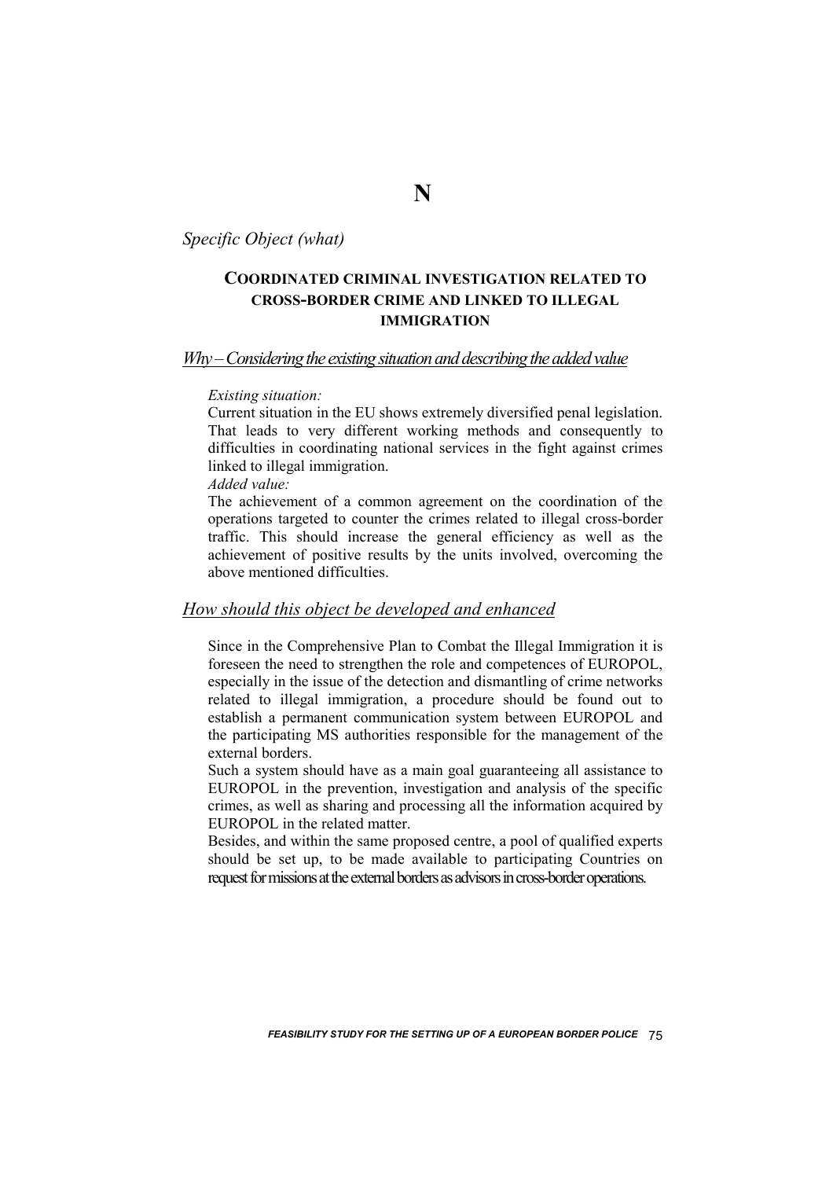# N

*Specific Object (what)*

## COORDINATED CRIMINAL INVESTIGATION RELATED TO CROSS-BORDER CRIME AND LINKED TO ILLEGAL IMMIGRATION

### *Why – Considering the existing situation and describing the added value*

*Existing situation:*

Current situation in the EU shows extremely diversified penal legislation. That leads to very different working methods and consequently to difficulties in coordinating national services in the fight against crimes linked to illegal immigration.

*Added value:*

The achievement of a common agreement on the coordination of the operations targeted to counter the crimes related to illegal cross-border traffic. This should increase the general efficiency as well as the achievement of positive results by the units involved, overcoming the above mentioned difficulties.

### *How should this object be developed and enhanced*

Since in the Comprehensive Plan to Combat the Illegal Immigration it is foreseen the need to strengthen the role and competences of EUROPOL, especially in the issue of the detection and dismantling of crime networks related to illegal immigration, a procedure should be found out to establish a permanent communication system between EUROPOL and the participating MS authorities responsible for the management of the external borders.

Such a system should have as a main goal guaranteeing all assistance to EUROPOL in the prevention, investigation and analysis of the specific crimes, as well as sharing and processing all the information acquired by EUROPOL in the related matter.

Besides, and within the same proposed centre, a pool of qualified experts should be set up, to be made available to participating Countries on request for missions at the external borders as advisors in cross-border operations.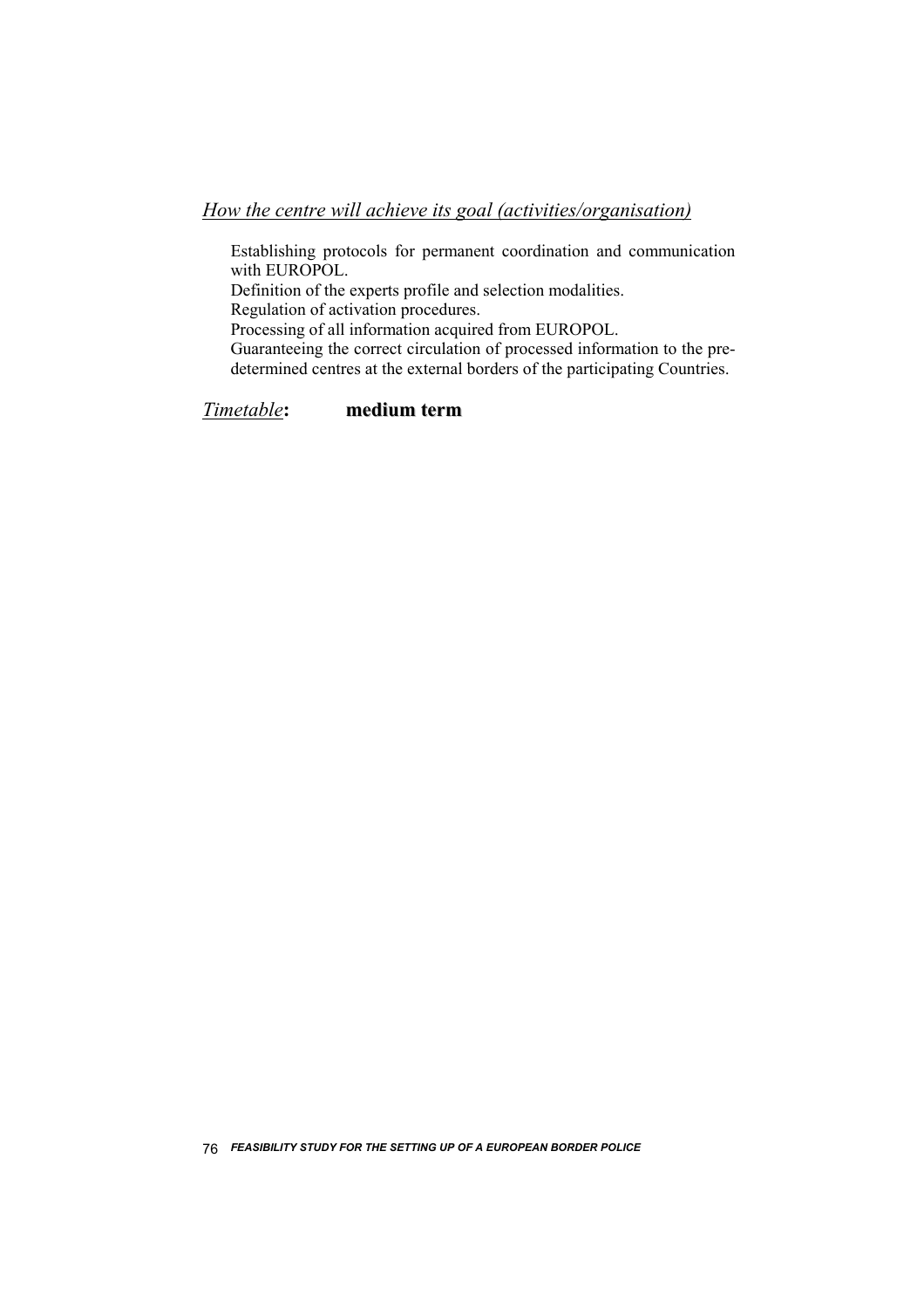*<u>How the centre will achieve its goal (activities/organisation)</u>*

Establishing protocols for permanent coordination and communication with EUROPOL.
Definition of the experts profile and selection modalities.
Regulation of activation procedures.
Processing of all information acquired from EUROPOL.
Guaranteeing the correct circulation of processed information to the pre-determined centres at the external borders of the participating Countries.

*<u>Timetable</u>*: **medium term**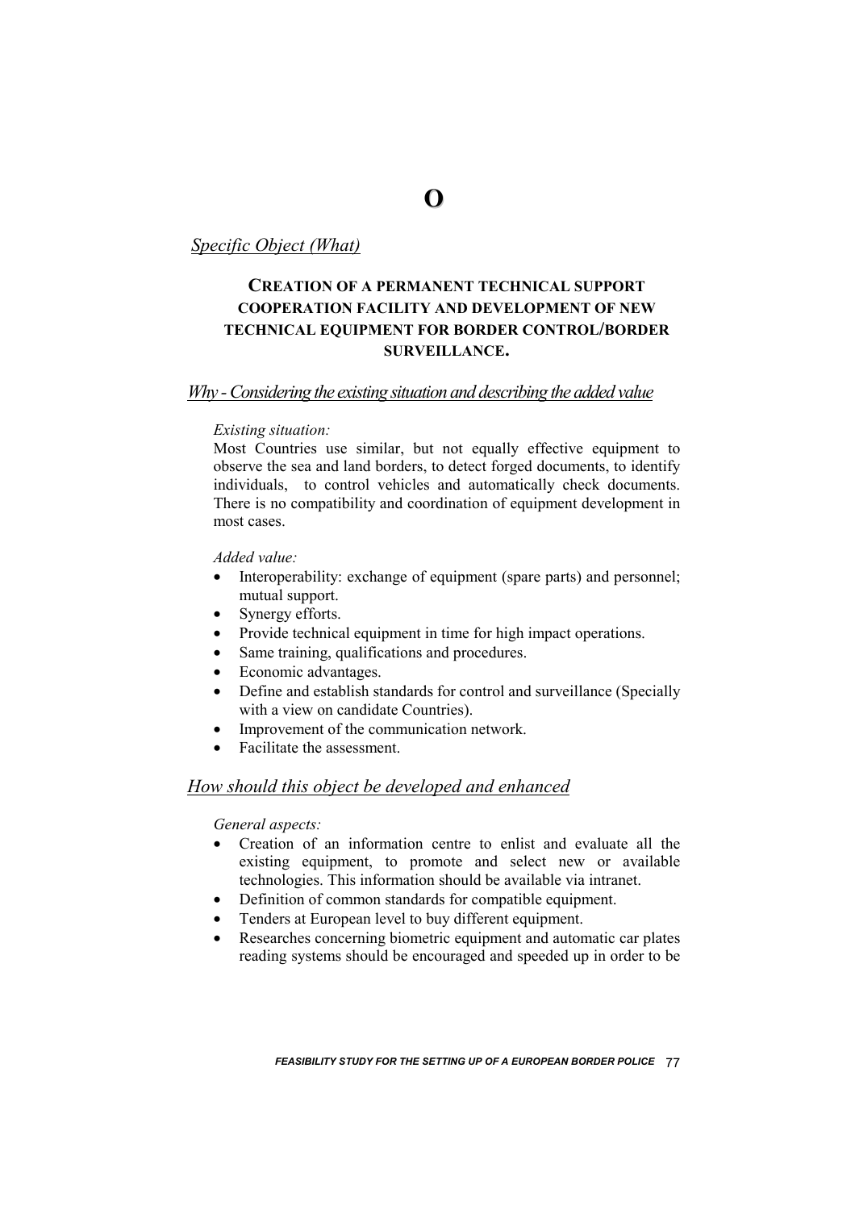# O

*Specific Object (What)*

## CREATION OF A PERMANENT TECHNICAL SUPPORT COOPERATION FACILITY AND DEVELOPMENT OF NEW TECHNICAL EQUIPMENT FOR BORDER CONTROL/BORDER SURVEILLANCE.

### *Why - Considering the existing situation and describing the added value*

*Existing situation:*

Most Countries use similar, but not equally effective equipment to observe the sea and land borders, to detect forged documents, to identify individuals, to control vehicles and automatically check documents. There is no compatibility and coordination of equipment development in most cases.

*Added value:*

- Interoperability: exchange of equipment (spare parts) and personnel; mutual support.
- Synergy efforts.
- Provide technical equipment in time for high impact operations.
- Same training, qualifications and procedures.
- Economic advantages.
- Define and establish standards for control and surveillance (Specially with a view on candidate Countries).
- Improvement of the communication network.
- Facilitate the assessment.

### *How should this object be developed and enhanced*

*General aspects:*

- Creation of an information centre to enlist and evaluate all the existing equipment, to promote and select new or available technologies. This information should be available via intranet.
- Definition of common standards for compatible equipment.
- Tenders at European level to buy different equipment.
- Researches concerning biometric equipment and automatic car plates reading systems should be encouraged and speeded up in order to be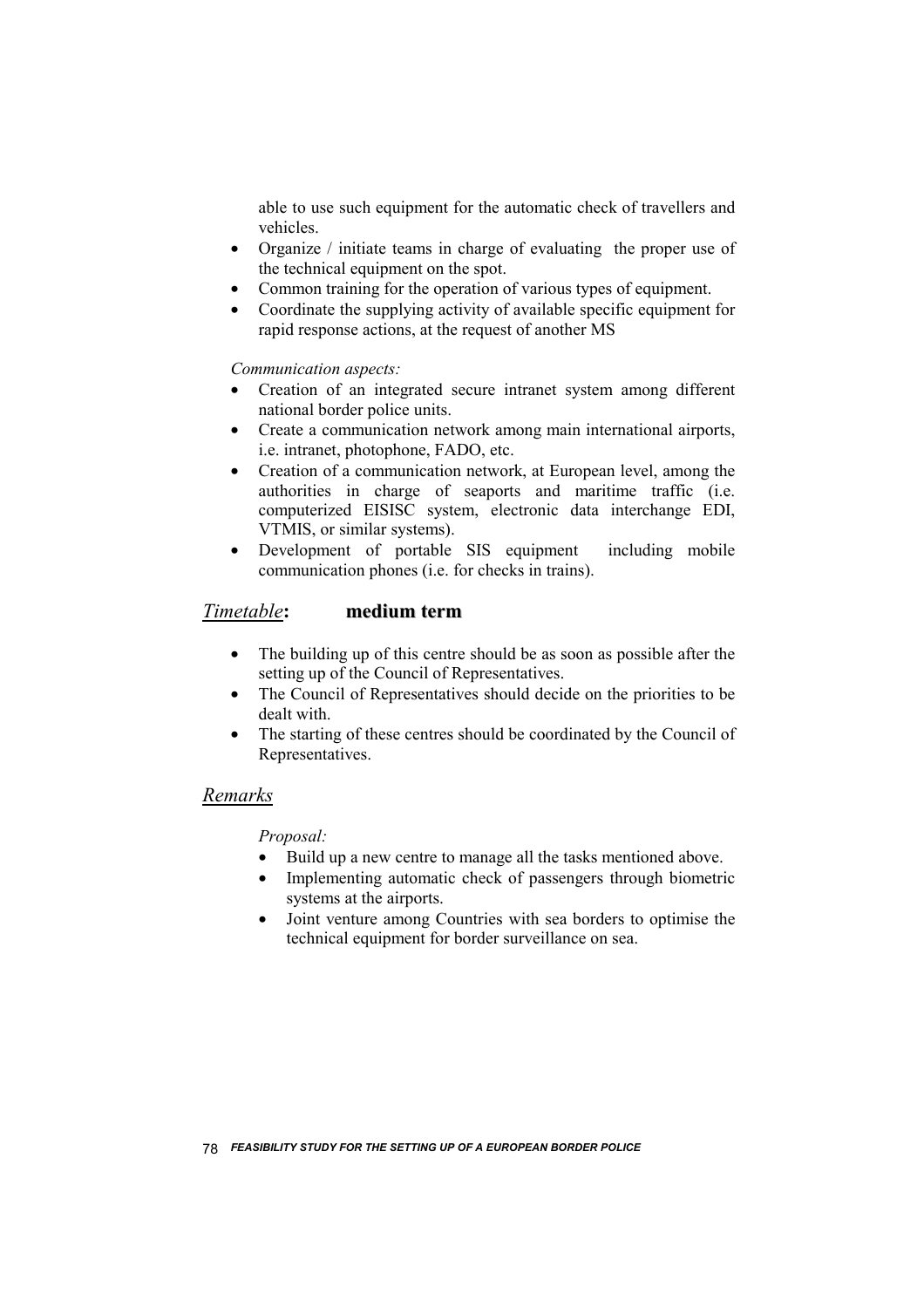able to use such equipment for the automatic check of travellers and vehicles.

- Organize / initiate teams in charge of evaluating the proper use of the technical equipment on the spot.
- Common training for the operation of various types of equipment.
- Coordinate the supplying activity of available specific equipment for rapid response actions, at the request of another MS

*Communication aspects:*

- Creation of an integrated secure intranet system among different national border police units.
- Create a communication network among main international airports, i.e. intranet, photophone, FADO, etc.
- Creation of a communication network, at European level, among the authorities in charge of seaports and maritime traffic (i.e. computerized EISISC system, electronic data interchange EDI, VTMIS, or similar systems).
- Development of portable SIS equipment including mobile communication phones (i.e. for checks in trains).

## *Timetable*: **medium term**

- The building up of this centre should be as soon as possible after the setting up of the Council of Representatives.
- The Council of Representatives should decide on the priorities to be dealt with.
- The starting of these centres should be coordinated by the Council of Representatives.

## *Remarks*

*Proposal:*

- Build up a new centre to manage all the tasks mentioned above.
- Implementing automatic check of passengers through biometric systems at the airports.
- Joint venture among Countries with sea borders to optimise the technical equipment for border surveillance on sea.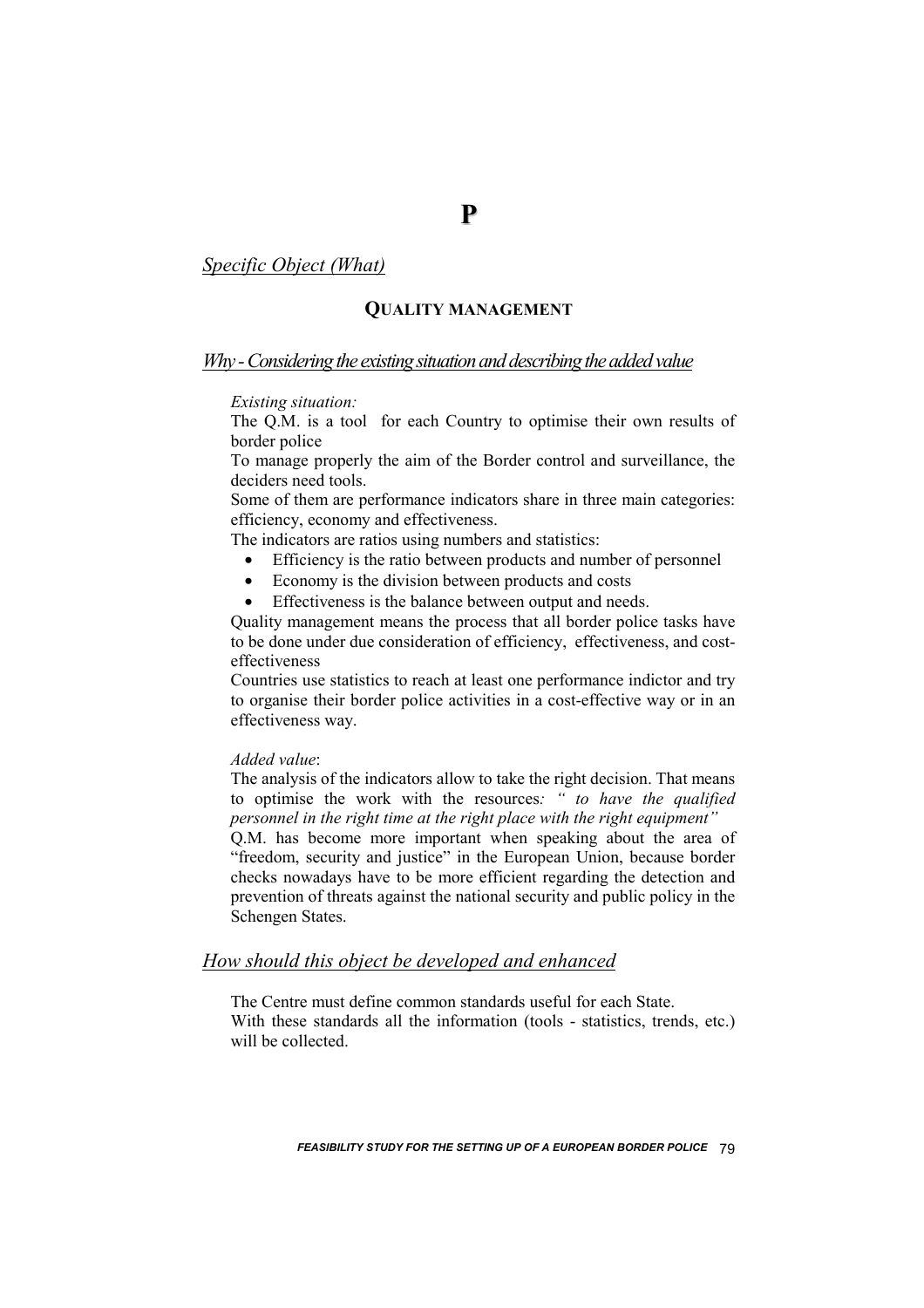# P

*Specific Object (What)*

## QUALITY MANAGEMENT

*Why - Considering the existing situation and describing the added value*

*Existing situation:*

The Q.M. is a tool for each Country to optimise their own results of border police

To manage properly the aim of the Border control and surveillance, the deciders need tools.

Some of them are performance indicators share in three main categories: efficiency, economy and effectiveness.

The indicators are ratios using numbers and statistics:

- Efficiency is the ratio between products and number of personnel
- Economy is the division between products and costs
- Effectiveness is the balance between output and needs.

Quality management means the process that all border police tasks have to be done under due consideration of efficiency, effectiveness, and cost-effectiveness

Countries use statistics to reach at least one performance indictor and try to organise their border police activities in a cost-effective way or in an effectiveness way.

*Added value*:

The analysis of the indicators allow to take the right decision. That means to optimise the work with the resources*: " to have the qualified personnel in the right time at the right place with the right equipment"*

Q.M. has become more important when speaking about the area of "freedom, security and justice" in the European Union, because border checks nowadays have to be more efficient regarding the detection and prevention of threats against the national security and public policy in the Schengen States.

*How should this object be developed and enhanced*

The Centre must define common standards useful for each State.

With these standards all the information (tools - statistics, trends, etc.) will be collected.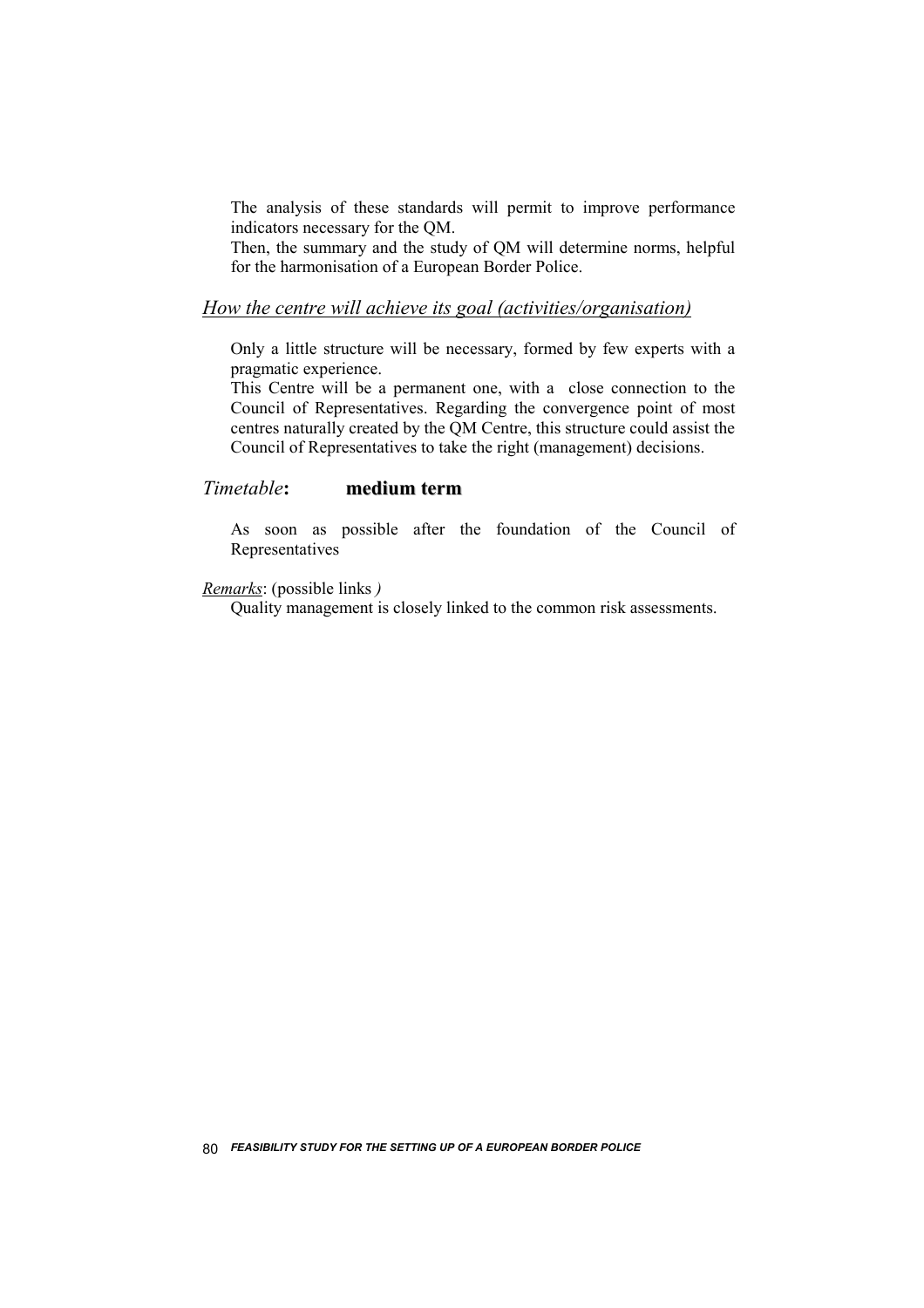The analysis of these standards will permit to improve performance indicators necessary for the QM.

Then, the summary and the study of QM will determine norms, helpful for the harmonisation of a European Border Police.

## *How the centre will achieve its goal (activities/organisation)*

Only a little structure will be necessary, formed by few experts with a pragmatic experience.

This Centre will be a permanent one, with a close connection to the Council of Representatives. Regarding the convergence point of most centres naturally created by the QM Centre, this structure could assist the Council of Representatives to take the right (management) decisions.

## *Timetable*: **medium term**

As soon as possible after the foundation of the Council of Representatives

*Remarks*: (possible links *)*

Quality management is closely linked to the common risk assessments.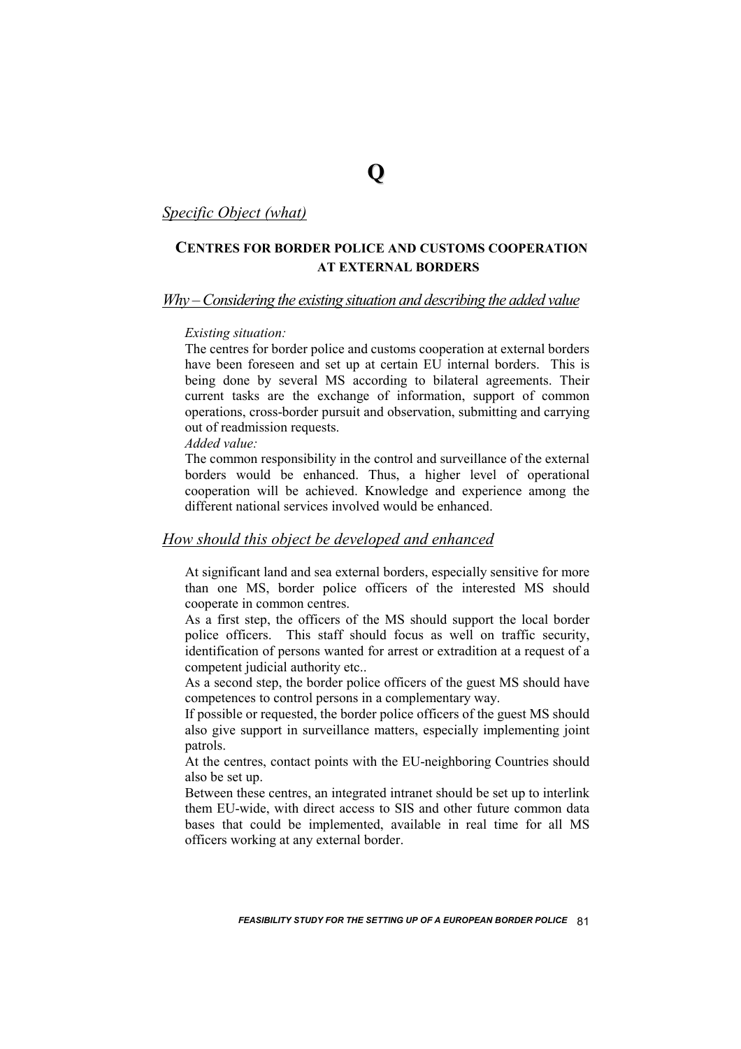# Q

*Specific Object (what)*

## CENTRES FOR BORDER POLICE AND CUSTOMS COOPERATION AT EXTERNAL BORDERS

*Why – Considering the existing situation and describing the added value*

*Existing situation:*
The centres for border police and customs cooperation at external borders have been foreseen and set up at certain EU internal borders. This is being done by several MS according to bilateral agreements. Their current tasks are the exchange of information, support of common operations, cross-border pursuit and observation, submitting and carrying out of readmission requests.

*Added value:*
The common responsibility in the control and surveillance of the external borders would be enhanced. Thus, a higher level of operational cooperation will be achieved. Knowledge and experience among the different national services involved would be enhanced.

*How should this object be developed and enhanced*

At significant land and sea external borders, especially sensitive for more than one MS, border police officers of the interested MS should cooperate in common centres.

As a first step, the officers of the MS should support the local border police officers. This staff should focus as well on traffic security, identification of persons wanted for arrest or extradition at a request of a competent judicial authority etc..

As a second step, the border police officers of the guest MS should have competences to control persons in a complementary way.

If possible or requested, the border police officers of the guest MS should also give support in surveillance matters, especially implementing joint patrols.

At the centres, contact points with the EU-neighboring Countries should also be set up.

Between these centres, an integrated intranet should be set up to interlink them EU-wide, with direct access to SIS and other future common data bases that could be implemented, available in real time for all MS officers working at any external border.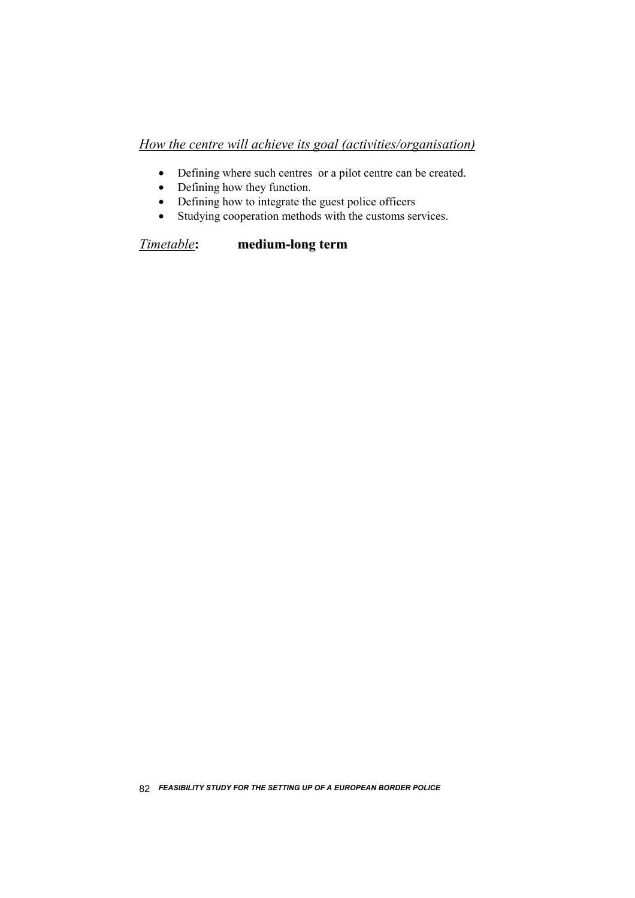*How the centre will achieve its goal (activities/organisation)*

- Defining where such centres or a pilot centre can be created.
- Defining how they function.
- Defining how to integrate the guest police officers
- Studying cooperation methods with the customs services.

*Timetable*: **medium-long term**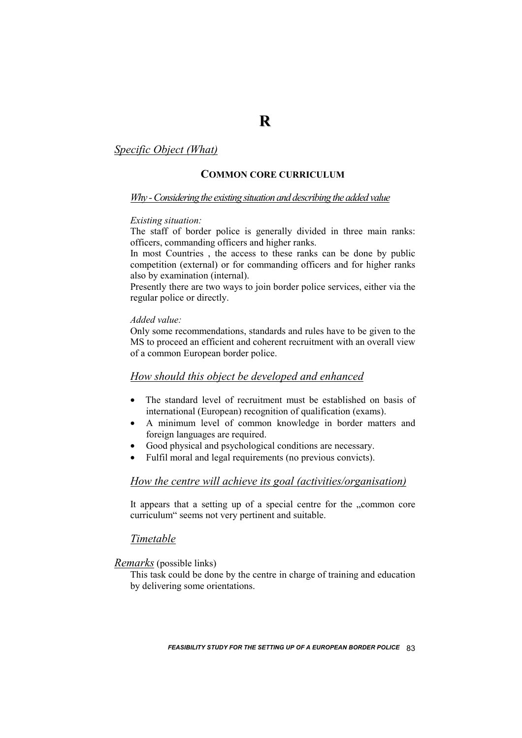# R

*Specific Object (What)*

## COMMON CORE CURRICULUM

*Why - Considering the existing situation and describing the added value*

*Existing situation:*

The staff of border police is generally divided in three main ranks: officers, commanding officers and higher ranks.

In most Countries , the access to these ranks can be done by public competition (external) or for commanding officers and for higher ranks also by examination (internal).

Presently there are two ways to join border police services, either via the regular police or directly.

*Added value:*

Only some recommendations, standards and rules have to be given to the MS to proceed an efficient and coherent recruitment with an overall view of a common European border police.

*How should this object be developed and enhanced*

- The standard level of recruitment must be established on basis of international (European) recognition of qualification (exams).
- A minimum level of common knowledge in border matters and foreign languages are required.
- Good physical and psychological conditions are necessary.
- Fulfil moral and legal requirements (no previous convicts).

*How the centre will achieve its goal (activities/organisation)*

It appears that a setting up of a special centre for the „common core curriculum" seems not very pertinent and suitable.

*Timetable*

*Remarks* (possible links)

This task could be done by the centre in charge of training and education by delivering some orientations.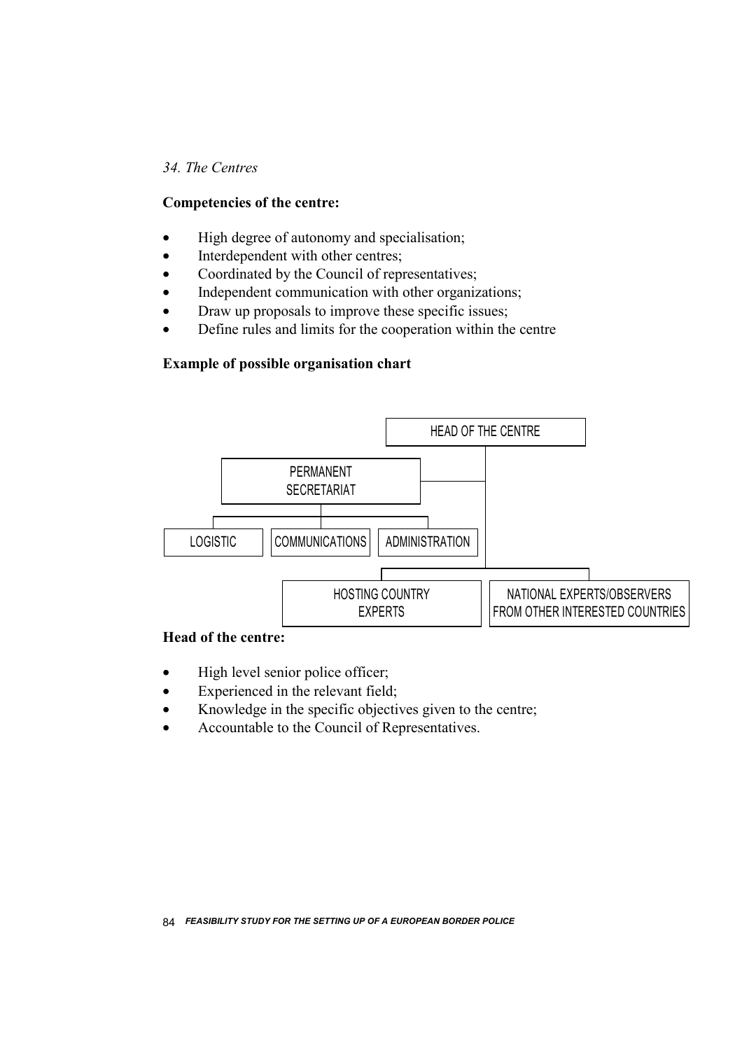*34. The Centres*

**Competencies of the centre:**

- High degree of autonomy and specialisation;
- Interdependent with other centres;
- Coordinated by the Council of representatives;
- Independent communication with other organizations;
- Draw up proposals to improve these specific issues;
- Define rules and limits for the cooperation within the centre

**Example of possible organisation chart**

HEAD OF THE CENTRE

PERMANENT SECRETARIAT

LOGISTIC

COMMUNICATIONS

ADMINISTRATION

HOSTING COUNTRY EXPERTS

NATIONAL EXPERTS/OBSERVERS FROM OTHER INTERESTED COUNTRIES

**Head of the centre:**

- High level senior police officer;
- Experienced in the relevant field;
- Knowledge in the specific objectives given to the centre;
- Accountable to the Council of Representatives.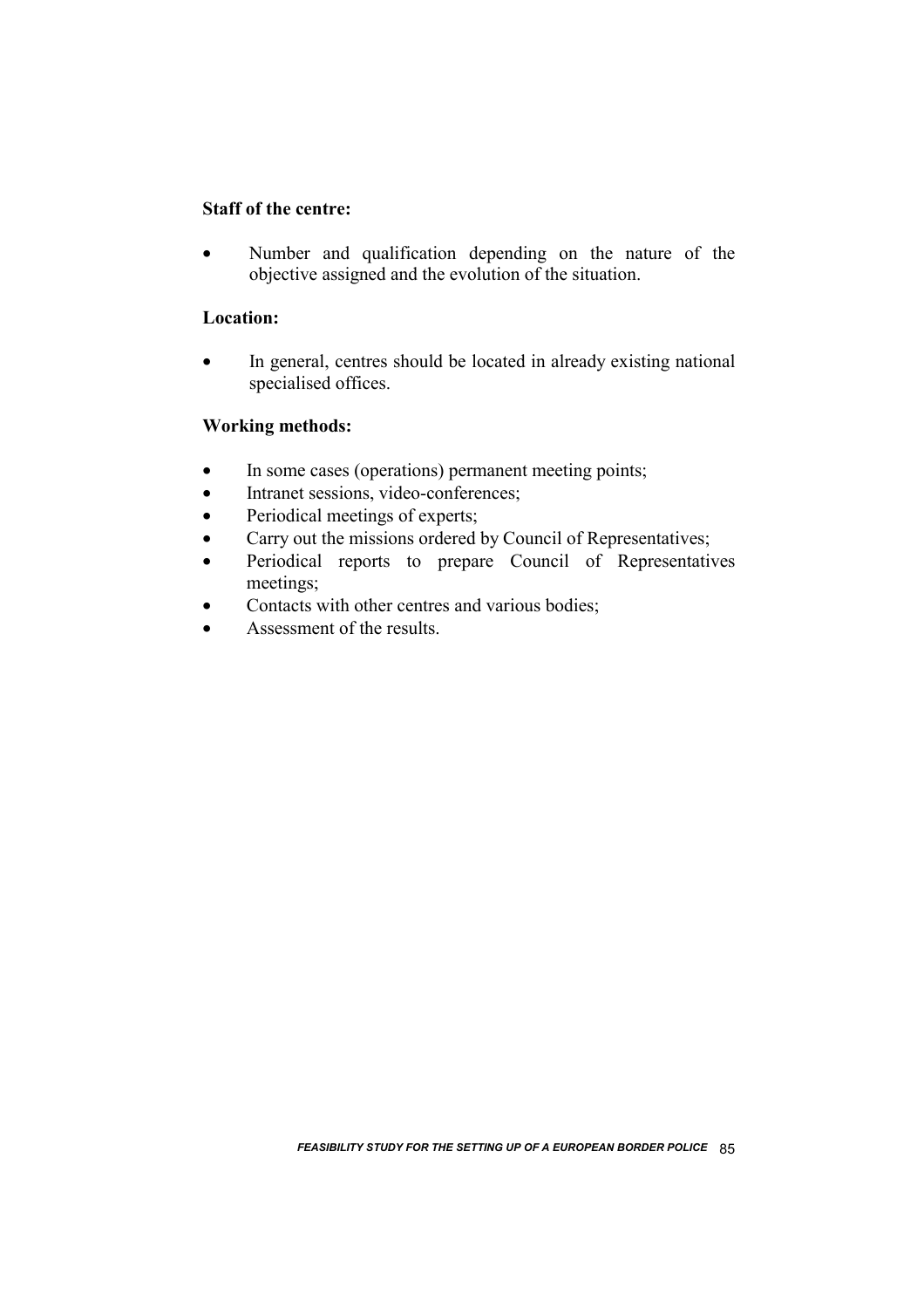**Staff of the centre:**

- Number and qualification depending on the nature of the objective assigned and the evolution of the situation.

**Location:**

- In general, centres should be located in already existing national specialised offices.

**Working methods:**

- In some cases (operations) permanent meeting points;
- Intranet sessions, video-conferences;
- Periodical meetings of experts;
- Carry out the missions ordered by Council of Representatives;
- Periodical reports to prepare Council of Representatives meetings;
- Contacts with other centres and various bodies;
- Assessment of the results.